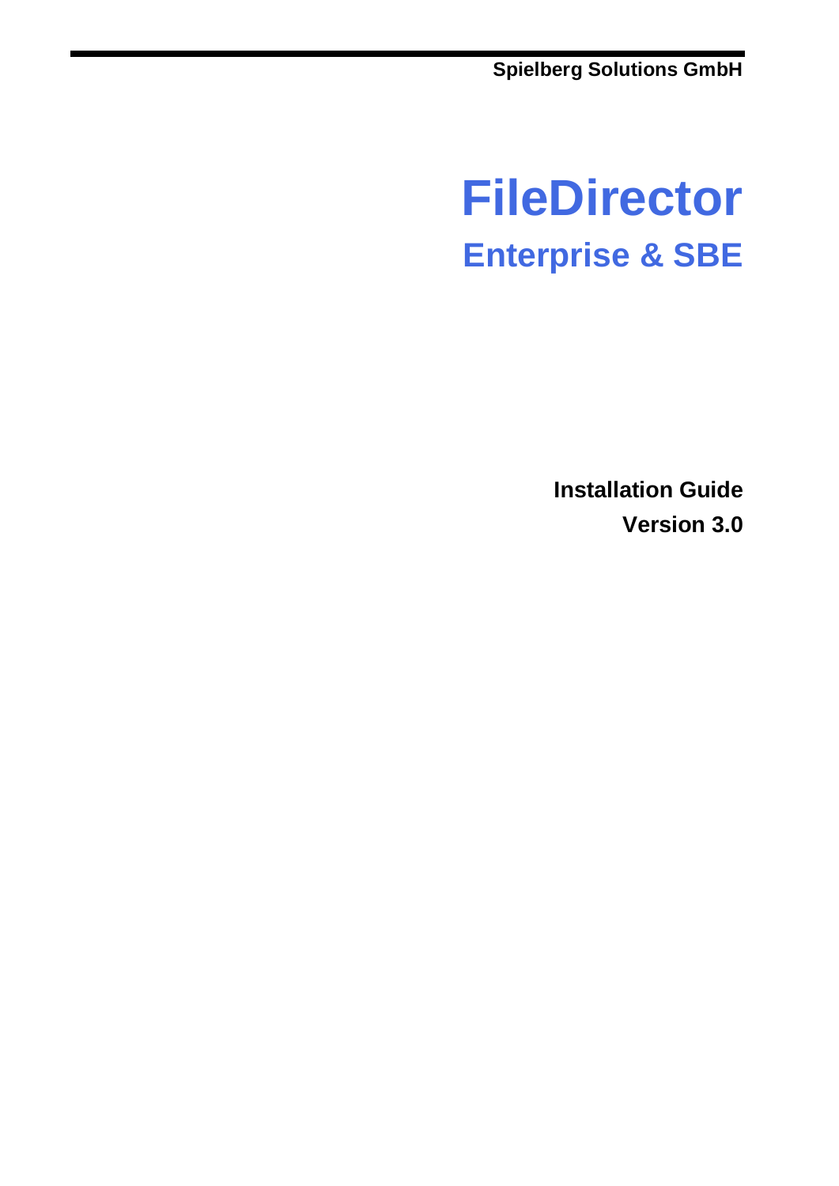**Spielberg Solutions GmbH**

# FileDirector

## Enterprise & SBE

**Installation Guide**

**Version 3.0**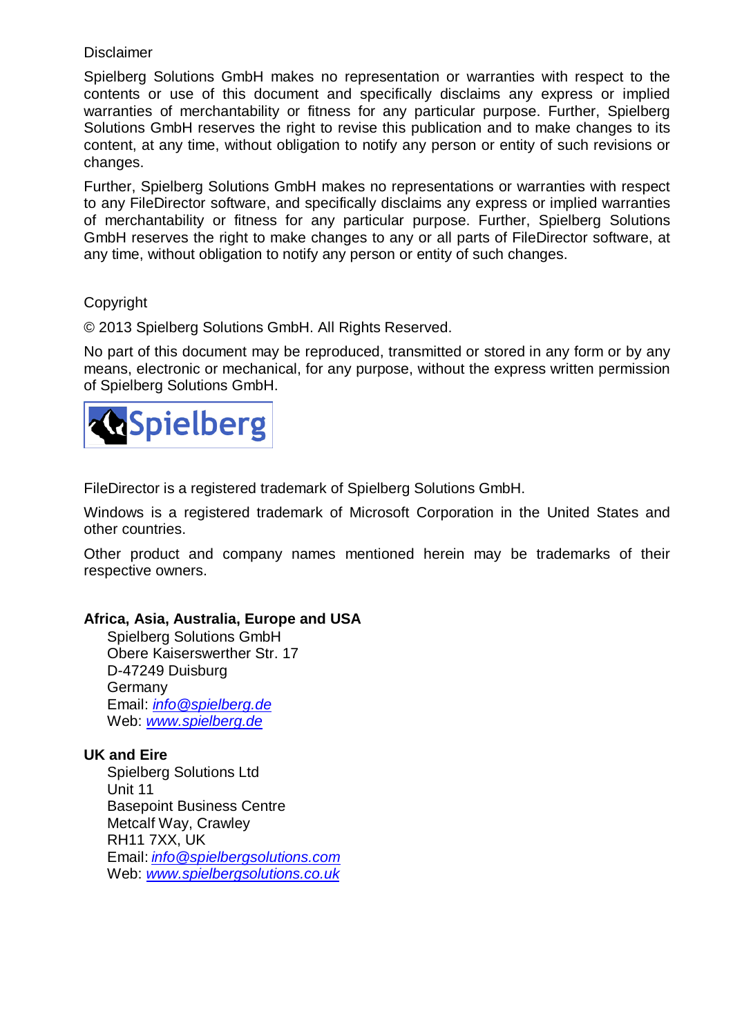Disclaimer

Spielberg Solutions GmbH makes no representation or warranties with respect to the contents or use of this document and specifically disclaims any express or implied warranties of merchantability or fitness for any particular purpose. Further, Spielberg Solutions GmbH reserves the right to revise this publication and to make changes to its content, at any time, without obligation to notify any person or entity of such revisions or changes.

Further, Spielberg Solutions GmbH makes no representations or warranties with respect to any FileDirector software, and specifically disclaims any express or implied warranties of merchantability or fitness for any particular purpose. Further, Spielberg Solutions GmbH reserves the right to make changes to any or all parts of FileDirector software, at any time, without obligation to notify any person or entity of such changes.

Copyright

© 2013 Spielberg Solutions GmbH. All Rights Reserved.

No part of this document may be reproduced, transmitted or stored in any form or by any means, electronic or mechanical, for any purpose, without the express written permission of Spielberg Solutions GmbH.

Spielberg

FileDirector is a registered trademark of Spielberg Solutions GmbH.

Windows is a registered trademark of Microsoft Corporation in the United States and other countries.

Other product and company names mentioned herein may be trademarks of their respective owners.

**Africa, Asia, Australia, Europe and USA**

Spielberg Solutions GmbH
Obere Kaiserswerther Str. 17
D-47249 Duisburg
Germany
Email: *info@spielberg.de*
Web: *www.spielberg.de*

**UK and Eire**

Spielberg Solutions Ltd
Unit 11
Basepoint Business Centre
Metcalf Way, Crawley
RH11 7XX, UK
Email: *info@spielbergsolutions.com*
Web: *www.spielbergsolutions.co.uk*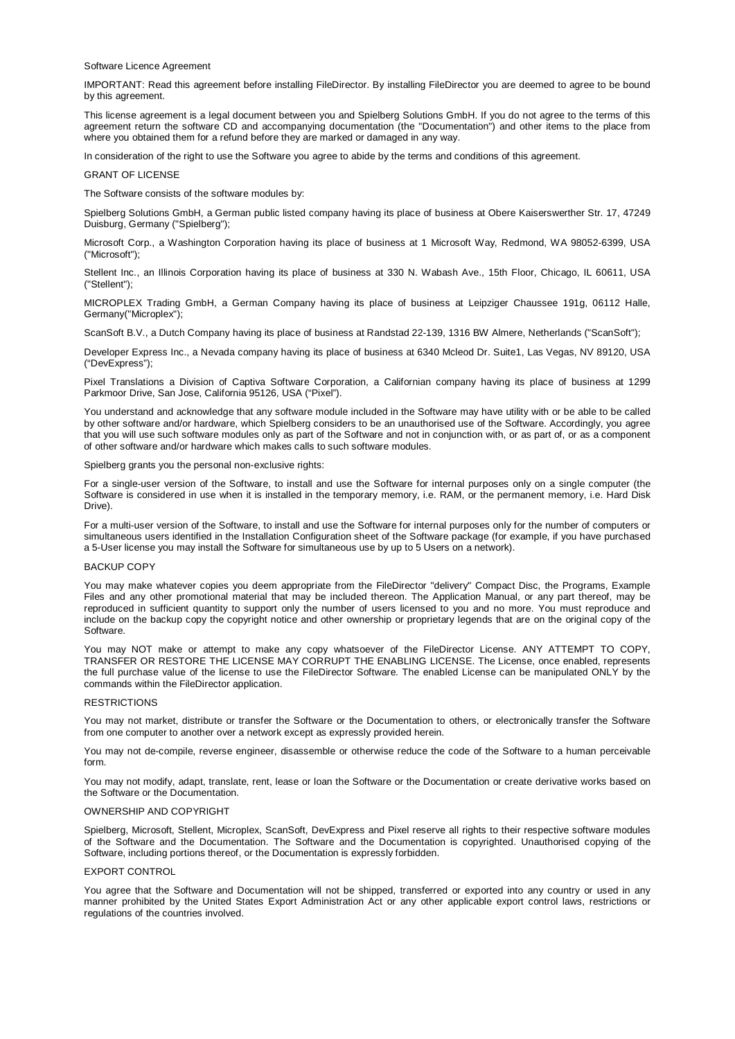Software Licence Agreement

IMPORTANT: Read this agreement before installing FileDirector. By installing FileDirector you are deemed to agree to be bound by this agreement.

This license agreement is a legal document between you and Spielberg Solutions GmbH. If you do not agree to the terms of this agreement return the software CD and accompanying documentation (the "Documentation") and other items to the place from where you obtained them for a refund before they are marked or damaged in any way.

In consideration of the right to use the Software you agree to abide by the terms and conditions of this agreement.

## GRANT OF LICENSE

The Software consists of the software modules by:

Spielberg Solutions GmbH, a German public listed company having its place of business at Obere Kaiserswerther Str. 17, 47249 Duisburg, Germany ("Spielberg");

Microsoft Corp., a Washington Corporation having its place of business at 1 Microsoft Way, Redmond, WA 98052-6399, USA ("Microsoft");

Stellent Inc., an Illinois Corporation having its place of business at 330 N. Wabash Ave., 15th Floor, Chicago, IL 60611, USA ("Stellent");

MICROPLEX Trading GmbH, a German Company having its place of business at Leipziger Chaussee 191g, 06112 Halle, Germany("Microplex");

ScanSoft B.V., a Dutch Company having its place of business at Randstad 22-139, 1316 BW Almere, Netherlands ("ScanSoft");

Developer Express Inc., a Nevada company having its place of business at 6340 Mcleod Dr. Suite1, Las Vegas, NV 89120, USA ("DevExpress");

Pixel Translations a Division of Captiva Software Corporation, a Californian company having its place of business at 1299 Parkmoor Drive, San Jose, California 95126, USA ("Pixel").

You understand and acknowledge that any software module included in the Software may have utility with or be able to be called by other software and/or hardware, which Spielberg considers to be an unauthorised use of the Software. Accordingly, you agree that you will use such software modules only as part of the Software and not in conjunction with, or as part of, or as a component of other software and/or hardware which makes calls to such software modules.

Spielberg grants you the personal non-exclusive rights:

For a single-user version of the Software, to install and use the Software for internal purposes only on a single computer (the Software is considered in use when it is installed in the temporary memory, i.e. RAM, or the permanent memory, i.e. Hard Disk Drive).

For a multi-user version of the Software, to install and use the Software for internal purposes only for the number of computers or simultaneous users identified in the Installation Configuration sheet of the Software package (for example, if you have purchased a 5-User license you may install the Software for simultaneous use by up to 5 Users on a network).

## BACKUP COPY

You may make whatever copies you deem appropriate from the FileDirector "delivery" Compact Disc, the Programs, Example Files and any other promotional material that may be included thereon. The Application Manual, or any part thereof, may be reproduced in sufficient quantity to support only the number of users licensed to you and no more. You must reproduce and include on the backup copy the copyright notice and other ownership or proprietary legends that are on the original copy of the Software.

You may NOT make or attempt to make any copy whatsoever of the FileDirector License. ANY ATTEMPT TO COPY, TRANSFER OR RESTORE THE LICENSE MAY CORRUPT THE ENABLING LICENSE. The License, once enabled, represents the full purchase value of the license to use the FileDirector Software. The enabled License can be manipulated ONLY by the commands within the FileDirector application.

## RESTRICTIONS

You may not market, distribute or transfer the Software or the Documentation to others, or electronically transfer the Software from one computer to another over a network except as expressly provided herein.

You may not de-compile, reverse engineer, disassemble or otherwise reduce the code of the Software to a human perceivable form.

You may not modify, adapt, translate, rent, lease or loan the Software or the Documentation or create derivative works based on the Software or the Documentation.

## OWNERSHIP AND COPYRIGHT

Spielberg, Microsoft, Stellent, Microplex, ScanSoft, DevExpress and Pixel reserve all rights to their respective software modules of the Software and the Documentation. The Software and the Documentation is copyrighted. Unauthorised copying of the Software, including portions thereof, or the Documentation is expressly forbidden.

## EXPORT CONTROL

You agree that the Software and Documentation will not be shipped, transferred or exported into any country or used in any manner prohibited by the United States Export Administration Act or any other applicable export control laws, restrictions or regulations of the countries involved.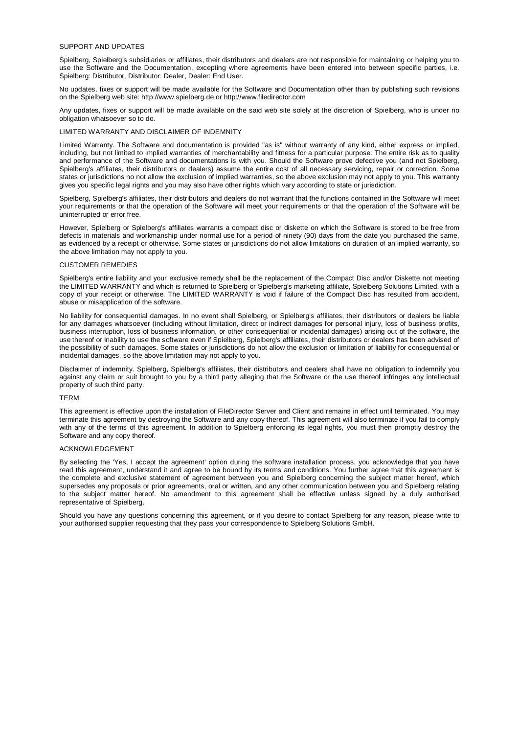## SUPPORT AND UPDATES

Spielberg, Spielberg's subsidiaries or affiliates, their distributors and dealers are not responsible for maintaining or helping you to use the Software and the Documentation, excepting where agreements have been entered into between specific parties, i.e. Spielberg: Distributor, Distributor: Dealer, Dealer: End User.

No updates, fixes or support will be made available for the Software and Documentation other than by publishing such revisions on the Spielberg web site: http://www.spielberg.de or http://www.filedirector.com

Any updates, fixes or support will be made available on the said web site solely at the discretion of Spielberg, who is under no obligation whatsoever so to do.

## LIMITED WARRANTY AND DISCLAIMER OF INDEMNITY

Limited Warranty. The Software and documentation is provided "as is" without warranty of any kind, either express or implied, including, but not limited to implied warranties of merchantability and fitness for a particular purpose. The entire risk as to quality and performance of the Software and documentations is with you. Should the Software prove defective you (and not Spielberg, Spielberg's affiliates, their distributors or dealers) assume the entire cost of all necessary servicing, repair or correction. Some states or jurisdictions no not allow the exclusion of implied warranties, so the above exclusion may not apply to you. This warranty gives you specific legal rights and you may also have other rights which vary according to state or jurisdiction.

Spielberg, Spielberg's affiliates, their distributors and dealers do not warrant that the functions contained in the Software will meet your requirements or that the operation of the Software will meet your requirements or that the operation of the Software will be uninterrupted or error free.

However, Spielberg or Spielberg's affiliates warrants a compact disc or diskette on which the Software is stored to be free from defects in materials and workmanship under normal use for a period of ninety (90) days from the date you purchased the same, as evidenced by a receipt or otherwise. Some states or jurisdictions do not allow limitations on duration of an implied warranty, so the above limitation may not apply to you.

## CUSTOMER REMEDIES

Spielberg's entire liability and your exclusive remedy shall be the replacement of the Compact Disc and/or Diskette not meeting the LIMITED WARRANTY and which is returned to Spielberg or Spielberg's marketing affiliate, Spielberg Solutions Limited, with a copy of your receipt or otherwise. The LIMITED WARRANTY is void if failure of the Compact Disc has resulted from accident, abuse or misapplication of the software.

No liability for consequential damages. In no event shall Spielberg, or Spielberg's affiliates, their distributors or dealers be liable for any damages whatsoever (including without limitation, direct or indirect damages for personal injury, loss of business profits, business interruption, loss of business information, or other consequential or incidental damages) arising out of the software, the use thereof or inability to use the software even if Spielberg, Spielberg's affiliates, their distributors or dealers has been advised of the possibility of such damages. Some states or jurisdictions do not allow the exclusion or limitation of liability for consequential or incidental damages, so the above limitation may not apply to you.

Disclaimer of indemnity. Spielberg, Spielberg's affiliates, their distributors and dealers shall have no obligation to indemnify you against any claim or suit brought to you by a third party alleging that the Software or the use thereof infringes any intellectual property of such third party.

## TERM

This agreement is effective upon the installation of FileDirector Server and Client and remains in effect until terminated. You may terminate this agreement by destroying the Software and any copy thereof. This agreement will also terminate if you fail to comply with any of the terms of this agreement. In addition to Spielberg enforcing its legal rights, you must then promptly destroy the Software and any copy thereof.

## ACKNOWLEDGEMENT

By selecting the 'Yes, I accept the agreement' option during the software installation process, you acknowledge that you have read this agreement, understand it and agree to be bound by its terms and conditions. You further agree that this agreement is the complete and exclusive statement of agreement between you and Spielberg concerning the subject matter hereof, which supersedes any proposals or prior agreements, oral or written, and any other communication between you and Spielberg relating to the subject matter hereof. No amendment to this agreement shall be effective unless signed by a duly authorised representative of Spielberg.

Should you have any questions concerning this agreement, or if you desire to contact Spielberg for any reason, please write to your authorised supplier requesting that they pass your correspondence to Spielberg Solutions GmbH.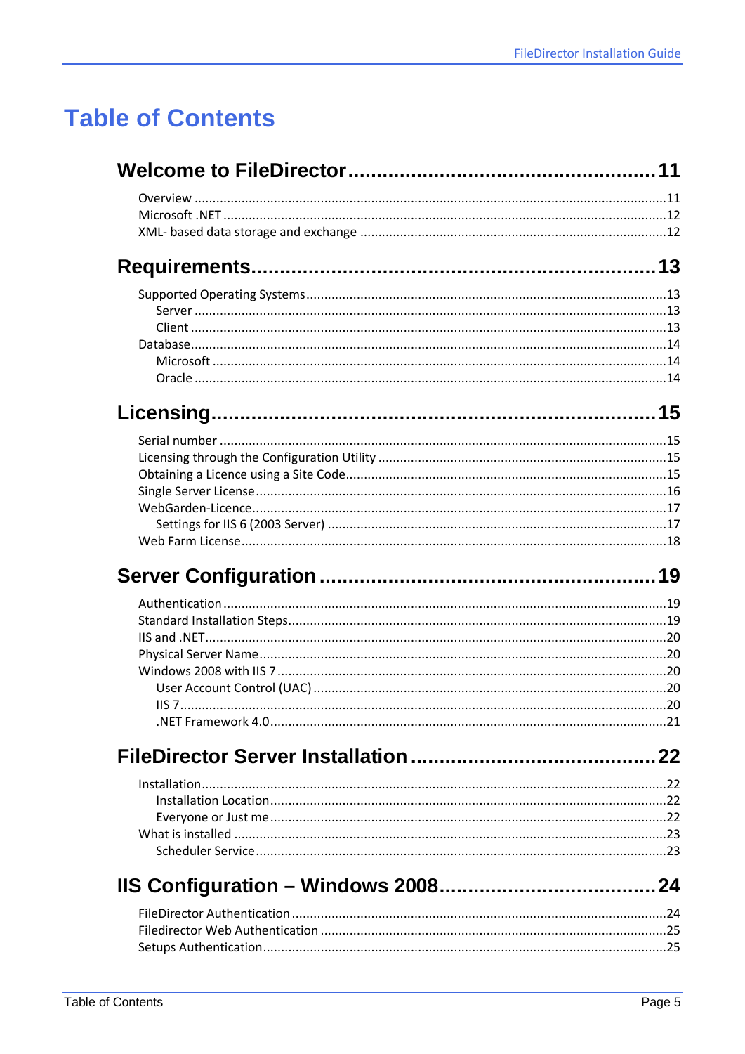# Table of Contents

**Welcome to FileDirector ..... 11**

- Overview ..... 11
- Microsoft .NET ..... 12
- XML- based data storage and exchange ..... 12

**Requirements ..... 13**

- Supported Operating Systems ..... 13
  - Server ..... 13
  - Client ..... 13
- Database ..... 14
  - Microsoft ..... 14
  - Oracle ..... 14

**Licensing ..... 15**

- Serial number ..... 15
- Licensing through the Configuration Utility ..... 15
- Obtaining a Licence using a Site Code ..... 15
- Single Server License ..... 16
- WebGarden-Licence ..... 17
  - Settings for IIS 6 (2003 Server) ..... 17
- Web Farm License ..... 18

**Server Configuration ..... 19**

- Authentication ..... 19
- Standard Installation Steps ..... 19
- IIS and .NET ..... 20
- Physical Server Name ..... 20
- Windows 2008 with IIS 7 ..... 20
  - User Account Control (UAC) ..... 20
  - IIS 7 ..... 20
  - .NET Framework 4.0 ..... 21

**FileDirector Server Installation ..... 22**

- Installation ..... 22
  - Installation Location ..... 22
  - Everyone or Just me ..... 22
- What is installed ..... 23
  - Scheduler Service ..... 23

**IIS Configuration – Windows 2008 ..... 24**

- FileDirector Authentication ..... 24
- Filedirector Web Authentication ..... 25
- Setups Authentication ..... 25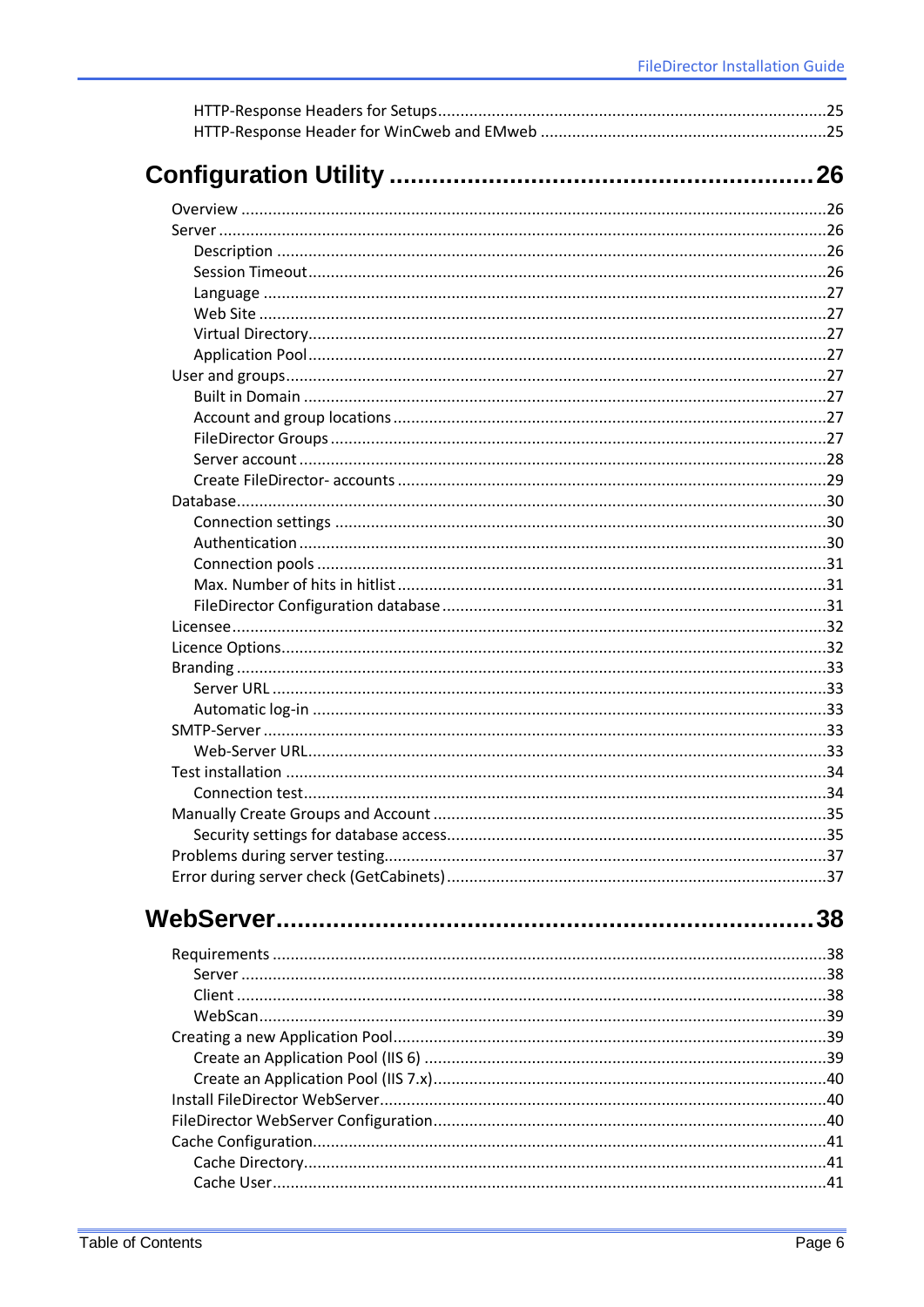HTTP-Response Headers for Setups....25
HTTP-Response Header for WinCweb and EMweb ....25

**Configuration Utility ....26**

Overview ....26
Server ....26
Description ....26
Session Timeout....26
Language ....27
Web Site ....27
Virtual Directory....27
Application Pool....27
User and groups....27
Built in Domain ....27
Account and group locations....27
FileDirector Groups....27
Server account....28
Create FileDirector- accounts ....29
Database....30
Connection settings ....30
Authentication....30
Connection pools ....31
Max. Number of hits in hitlist....31
FileDirector Configuration database....31
Licensee....32
Licence Options....32
Branding....33
Server URL....33
Automatic log-in ....33
SMTP-Server....33
Web-Server URL....33
Test installation ....34
Connection test....34
Manually Create Groups and Account ....35
Security settings for database access....35
Problems during server testing....37
Error during server check (GetCabinets)....37

**WebServer....38**

Requirements ....38
Server ....38
Client ....38
WebScan....39
Creating a new Application Pool....39
Create an Application Pool (IIS 6) ....39
Create an Application Pool (IIS 7.x)....40
Install FileDirector WebServer....40
FileDirector WebServer Configuration....40
Cache Configuration....41
Cache Directory....41
Cache User....41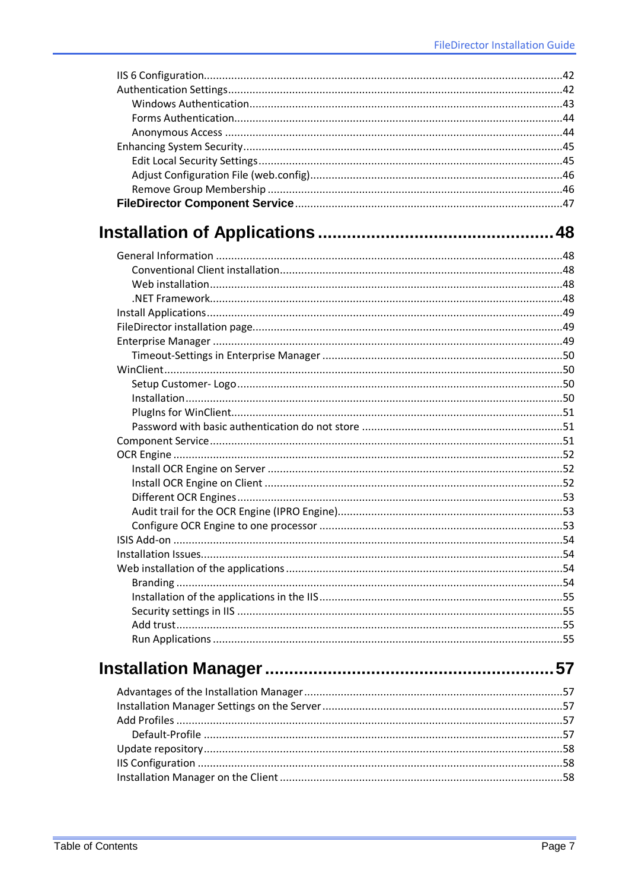IIS 6 Configuration....................................................................................................42
Authentication Settings............................................................................................42
  Windows Authentication......................................................................................43
  Forms Authentication...........................................................................................44
  Anonymous Access ..............................................................................................44
Enhancing System Security.......................................................................................45
  Edit Local Security Settings...................................................................................45
  Adjust Configuration File (web.config)..................................................................46
  Remove Group Membership ................................................................................46
**FileDirector Component Service**.......................................................................47

**Installation of Applications ..............................................48**

General Information .................................................................................................48
  Conventional Client installation............................................................................48
  Web installation...................................................................................................48
  .NET Framework..................................................................................................48
Install Applications....................................................................................................49
FileDirector installation page.....................................................................................49
Enterprise Manager ..................................................................................................49
  Timeout-Settings in Enterprise Manager ..............................................................50
WinClient..................................................................................................................50
  Setup Customer- Logo..........................................................................................50
  Installation...........................................................................................................50
  PlugIns for WinClient............................................................................................51
  Password with basic authentication do not store ..................................................51
Component Service...................................................................................................51
OCR Engine ..............................................................................................................52
  Install OCR Engine on Server ................................................................................52
  Install OCR Engine on Client .................................................................................52
  Different OCR Engines..........................................................................................53
  Audit trail for the OCR Engine (IPRO Engine)..........................................................53
  Configure OCR Engine to one processor ...............................................................53
ISIS Add-on ..............................................................................................................54
Installation Issues......................................................................................................54
Web installation of the applications...........................................................................54
  Branding .............................................................................................................54
  Installation of the applications in the IIS...............................................................55
  Security settings in IIS ..........................................................................................55
  Add trust.............................................................................................................55
  Run Applications .................................................................................................55

**Installation Manager .........................................................57**

Advantages of the Installation Manager....................................................................57
Installation Manager Settings on the Server..............................................................57
Add Profiles .............................................................................................................57
  Default-Profile .....................................................................................................57
Update repository.....................................................................................................58
IIS Configuration ......................................................................................................58
Installation Manager on the Client ............................................................................58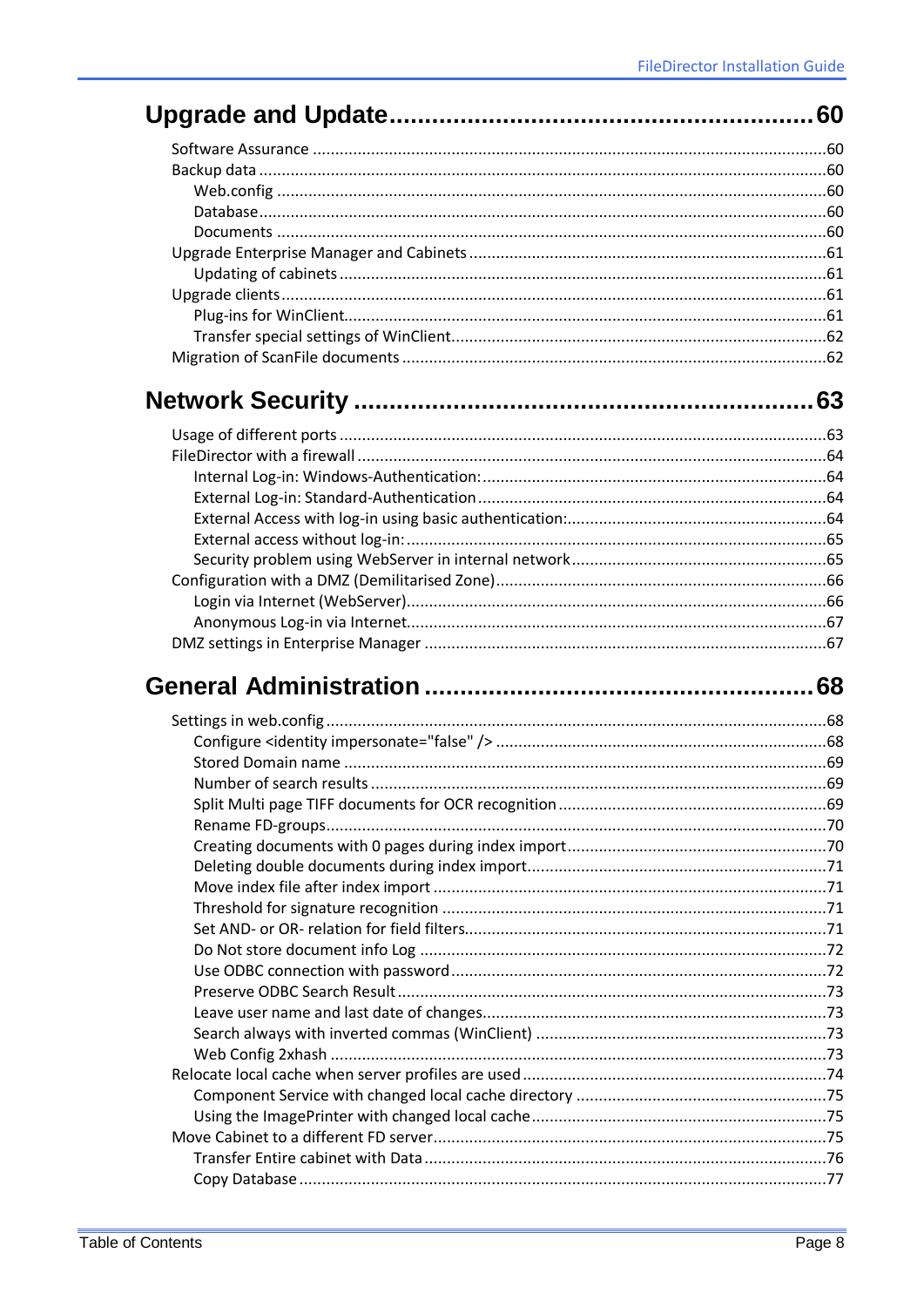# Upgrade and Update ........................................................ 60

- Software Assurance ........................................................ 60
- Backup data ........................................................ 60
  - Web.config ........................................................ 60
  - Database ........................................................ 60
  - Documents ........................................................ 60
- Upgrade Enterprise Manager and Cabinets ........................................................ 61
  - Updating of cabinets ........................................................ 61
- Upgrade clients ........................................................ 61
  - Plug-ins for WinClient ........................................................ 61
  - Transfer special settings of WinClient ........................................................ 62
- Migration of ScanFile documents ........................................................ 62

# Network Security ........................................................ 63

- Usage of different ports ........................................................ 63
- FileDirector with a firewall ........................................................ 64
  - Internal Log-in: Windows-Authentication: ........................................................ 64
  - External Log-in: Standard-Authentication ........................................................ 64
  - External Access with log-in using basic authentication: ........................................................ 64
  - External access without log-in: ........................................................ 65
  - Security problem using WebServer in internal network ........................................................ 65
- Configuration with a DMZ (Demilitarised Zone) ........................................................ 66
  - Login via Internet (WebServer) ........................................................ 66
  - Anonymous Log-in via Internet ........................................................ 67
- DMZ settings in Enterprise Manager ........................................................ 67

# General Administration ........................................................ 68

- Settings in web.config ........................................................ 68
  - Configure <identity impersonate="false" /> ........................................................ 68
  - Stored Domain name ........................................................ 69
  - Number of search results ........................................................ 69
  - Split Multi page TIFF documents for OCR recognition ........................................................ 69
  - Rename FD-groups ........................................................ 70
  - Creating documents with 0 pages during index import ........................................................ 70
  - Deleting double documents during index import ........................................................ 71
  - Move index file after index import ........................................................ 71
  - Threshold for signature recognition ........................................................ 71
  - Set AND- or OR- relation for field filters ........................................................ 71
  - Do Not store document info Log ........................................................ 72
  - Use ODBC connection with password ........................................................ 72
  - Preserve ODBC Search Result ........................................................ 73
  - Leave user name and last date of changes ........................................................ 73
  - Search always with inverted commas (WinClient) ........................................................ 73
  - Web Config 2xhash ........................................................ 73
- Relocate local cache when server profiles are used ........................................................ 74
  - Component Service with changed local cache directory ........................................................ 75
  - Using the ImagePrinter with changed local cache ........................................................ 75
- Move Cabinet to a different FD server ........................................................ 75
  - Transfer Entire cabinet with Data ........................................................ 76
  - Copy Database ........................................................ 77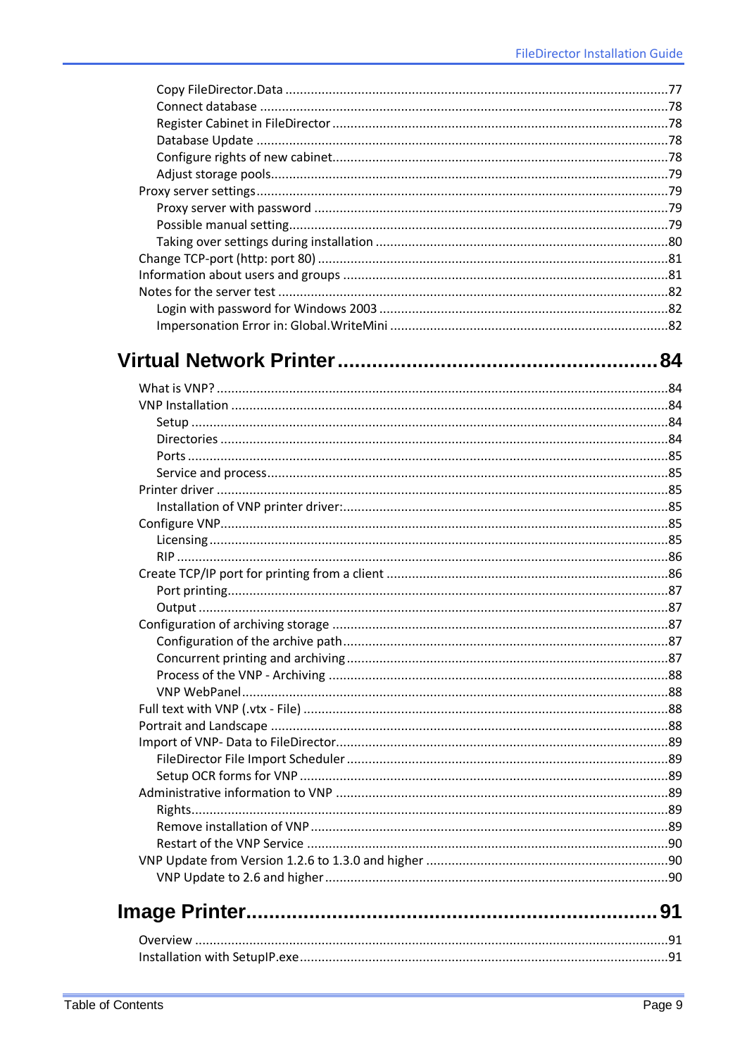Copy FileDirector.Data ....77
Connect database ....78
Register Cabinet in FileDirector ....78
Database Update ....78
Configure rights of new cabinet....78
Adjust storage pools....79
Proxy server settings....79
Proxy server with password ....79
Possible manual setting....79
Taking over settings during installation ....80
Change TCP-port (http: port 80) ....81
Information about users and groups ....81
Notes for the server test ....82
Login with password for Windows 2003 ....82
Impersonation Error in: Global.WriteMini ....82

# Virtual Network Printer....84

What is VNP? ....84
VNP Installation ....84
Setup ....84
Directories ....84
Ports ....85
Service and process....85
Printer driver ....85
Installation of VNP printer driver:....85
Configure VNP....85
Licensing....85
RIP ....86
Create TCP/IP port for printing from a client ....86
Port printing....87
Output ....87
Configuration of archiving storage ....87
Configuration of the archive path....87
Concurrent printing and archiving....87
Process of the VNP - Archiving ....88
VNP WebPanel....88
Full text with VNP (.vtx - File) ....88
Portrait and Landscape ....88
Import of VNP- Data to FileDirector....89
FileDirector File Import Scheduler ....89
Setup OCR forms for VNP ....89
Administrative information to VNP ....89
Rights....89
Remove installation of VNP ....89
Restart of the VNP Service ....90
VNP Update from Version 1.2.6 to 1.3.0 and higher ....90
VNP Update to 2.6 and higher....90

# Image Printer....91

Overview ....91
Installation with SetupIP.exe....91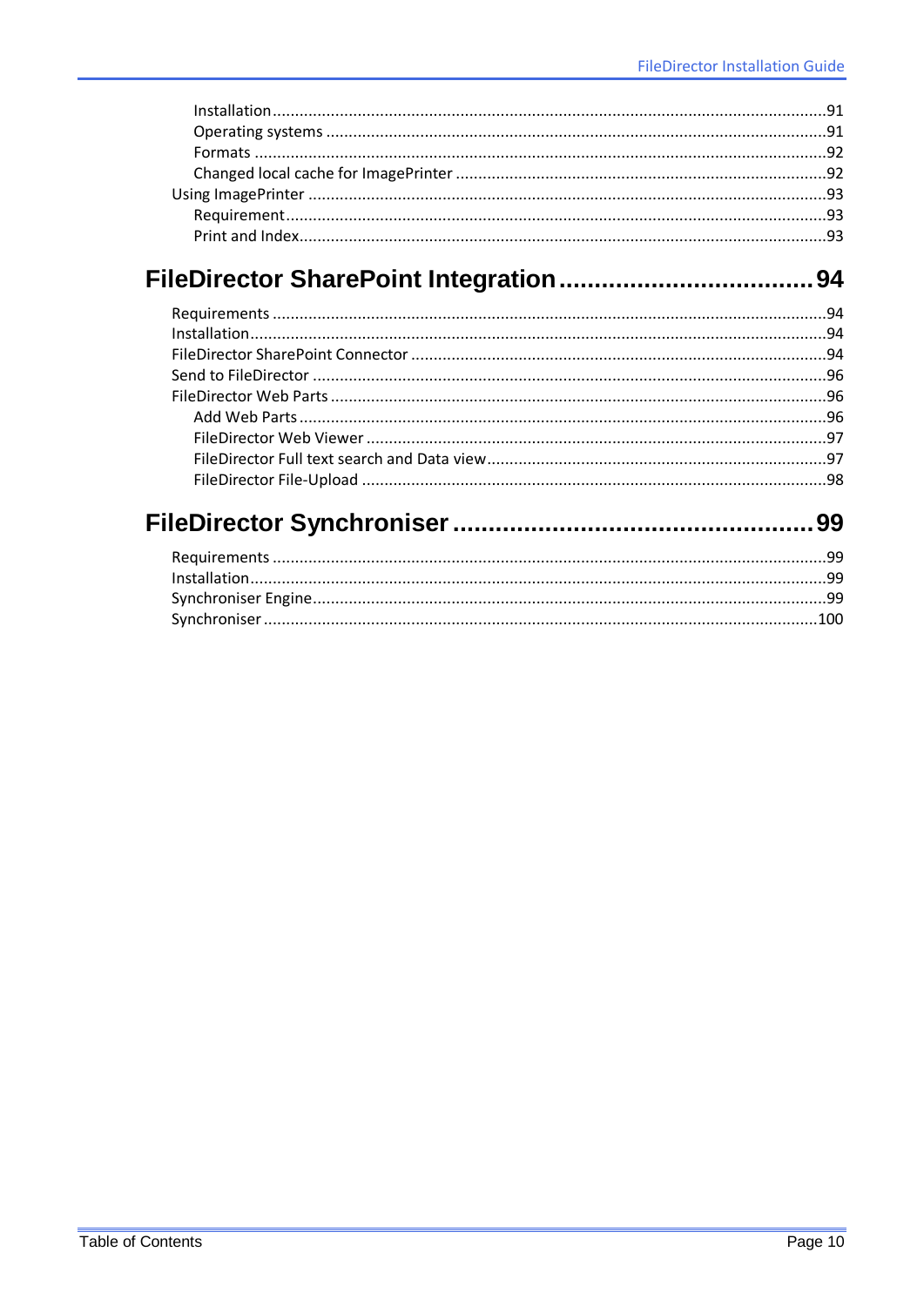Installation ..........91
Operating systems ..........91
Formats ..........92
Changed local cache for ImagePrinter ..........92

Using ImagePrinter ..........93

Requirement ..........93
Print and Index ..........93

# FileDirector SharePoint Integration ..........94

Requirements ..........94
Installation ..........94
FileDirector SharePoint Connector ..........94
Send to FileDirector ..........96
FileDirector Web Parts ..........96

Add Web Parts ..........96
FileDirector Web Viewer ..........97
FileDirector Full text search and Data view ..........97
FileDirector File-Upload ..........98

# FileDirector Synchroniser ..........99

Requirements ..........99
Installation ..........99
Synchroniser Engine ..........99
Synchroniser ..........100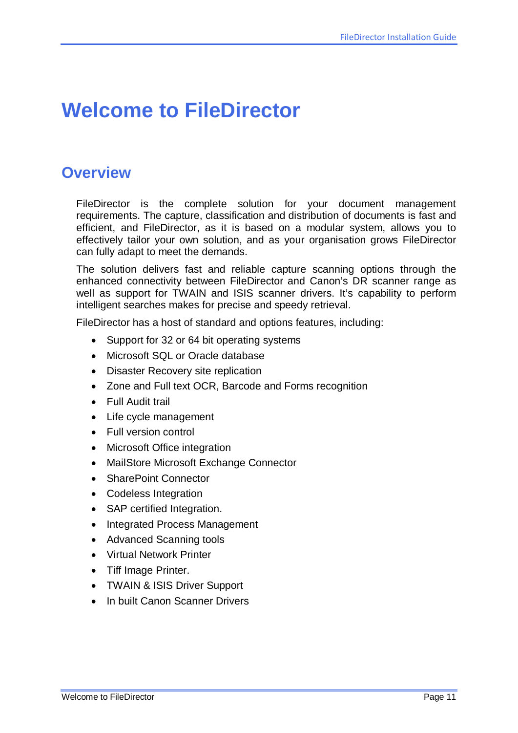# Welcome to FileDirector

## Overview

FileDirector is the complete solution for your document management requirements. The capture, classification and distribution of documents is fast and efficient, and FileDirector, as it is based on a modular system, allows you to effectively tailor your own solution, and as your organisation grows FileDirector can fully adapt to meet the demands.

The solution delivers fast and reliable capture scanning options through the enhanced connectivity between FileDirector and Canon's DR scanner range as well as support for TWAIN and ISIS scanner drivers. It's capability to perform intelligent searches makes for precise and speedy retrieval.

FileDirector has a host of standard and options features, including:

- Support for 32 or 64 bit operating systems
- Microsoft SQL or Oracle database
- Disaster Recovery site replication
- Zone and Full text OCR, Barcode and Forms recognition
- Full Audit trail
- Life cycle management
- Full version control
- Microsoft Office integration
- MailStore Microsoft Exchange Connector
- SharePoint Connector
- Codeless Integration
- SAP certified Integration.
- Integrated Process Management
- Advanced Scanning tools
- Virtual Network Printer
- Tiff Image Printer.
- TWAIN & ISIS Driver Support
- In built Canon Scanner Drivers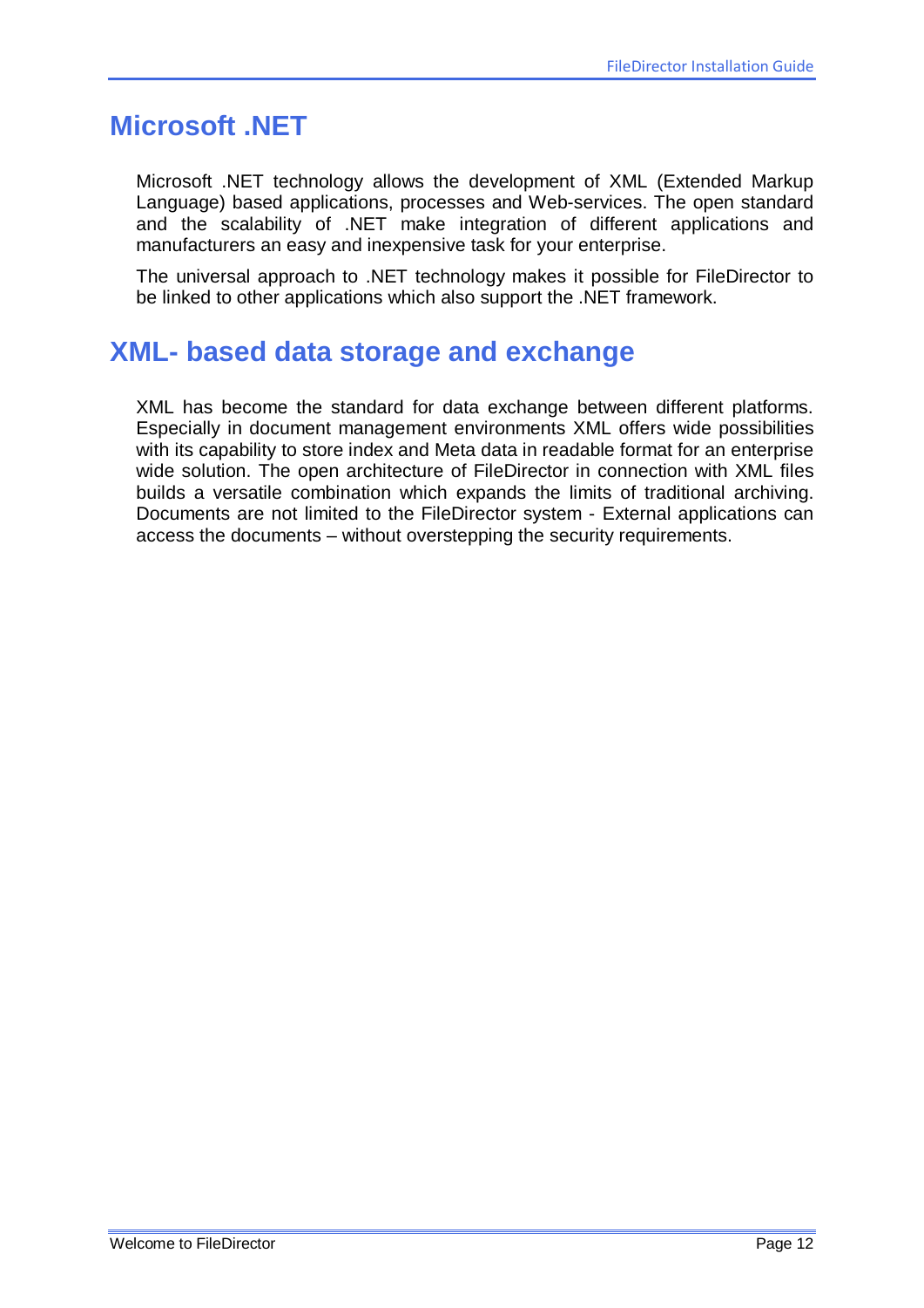# Microsoft .NET

Microsoft .NET technology allows the development of XML (Extended Markup Language) based applications, processes and Web-services. The open standard and the scalability of .NET make integration of different applications and manufacturers an easy and inexpensive task for your enterprise.

The universal approach to .NET technology makes it possible for FileDirector to be linked to other applications which also support the .NET framework.

# XML- based data storage and exchange

XML has become the standard for data exchange between different platforms. Especially in document management environments XML offers wide possibilities with its capability to store index and Meta data in readable format for an enterprise wide solution. The open architecture of FileDirector in connection with XML files builds a versatile combination which expands the limits of traditional archiving. Documents are not limited to the FileDirector system - External applications can access the documents – without overstepping the security requirements.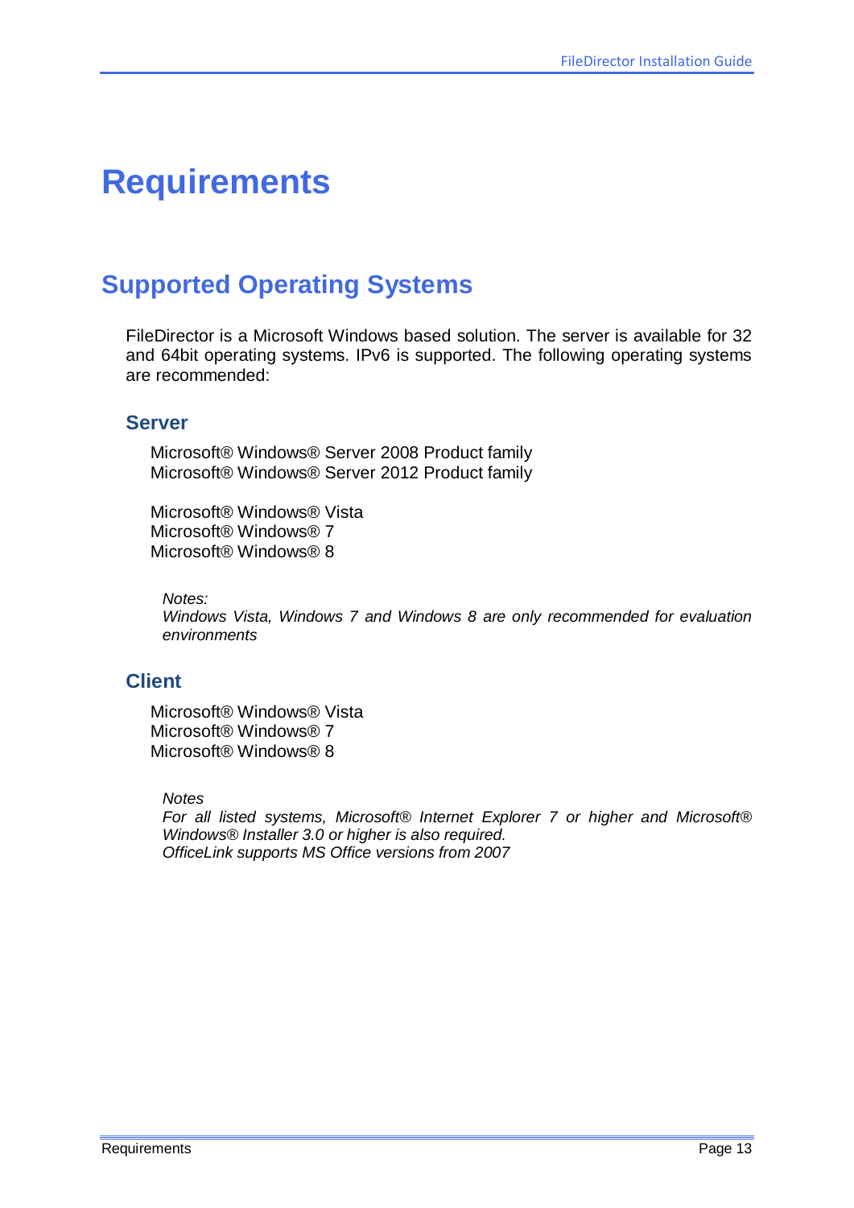# Requirements

## Supported Operating Systems

FileDirector is a Microsoft Windows based solution. The server is available for 32 and 64bit operating systems. IPv6 is supported. The following operating systems are recommended:

### Server

Microsoft® Windows® Server 2008 Product family
Microsoft® Windows® Server 2012 Product family

Microsoft® Windows® Vista
Microsoft® Windows® 7
Microsoft® Windows® 8

*Notes:*
*Windows Vista, Windows 7 and Windows 8 are only recommended for evaluation environments*

### Client

Microsoft® Windows® Vista
Microsoft® Windows® 7
Microsoft® Windows® 8

*Notes*
*For all listed systems, Microsoft® Internet Explorer 7 or higher and Microsoft® Windows® Installer 3.0 or higher is also required.*
*OfficeLink supports MS Office versions from 2007*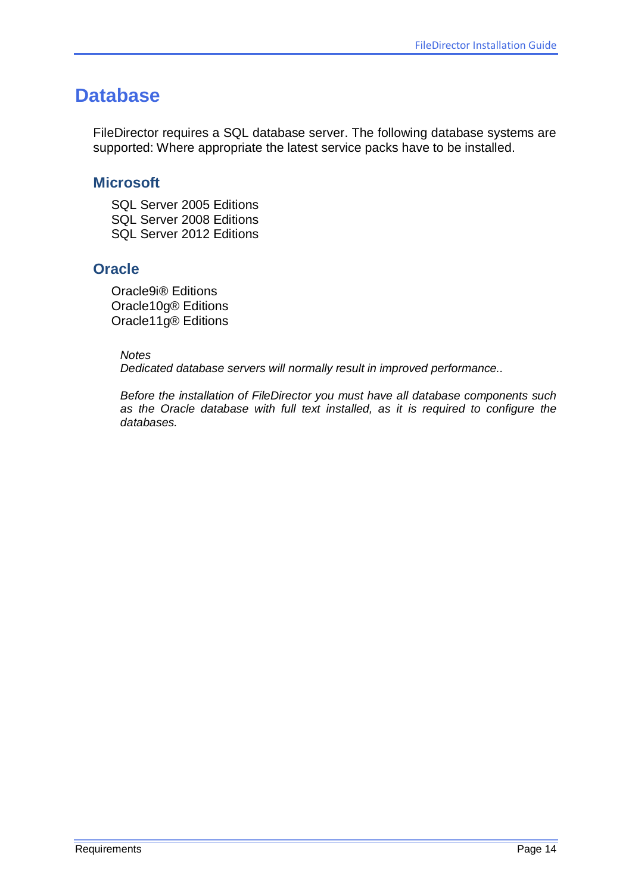# Database

FileDirector requires a SQL database server. The following database systems are supported: Where appropriate the latest service packs have to be installed.

## Microsoft

SQL Server 2005 Editions
SQL Server 2008 Editions
SQL Server 2012 Editions

## Oracle

Oracle9i® Editions
Oracle10g® Editions
Oracle11g® Editions

*Notes*
*Dedicated database servers will normally result in improved performance..*

*Before the installation of FileDirector you must have all database components such as the Oracle database with full text installed, as it is required to configure the databases.*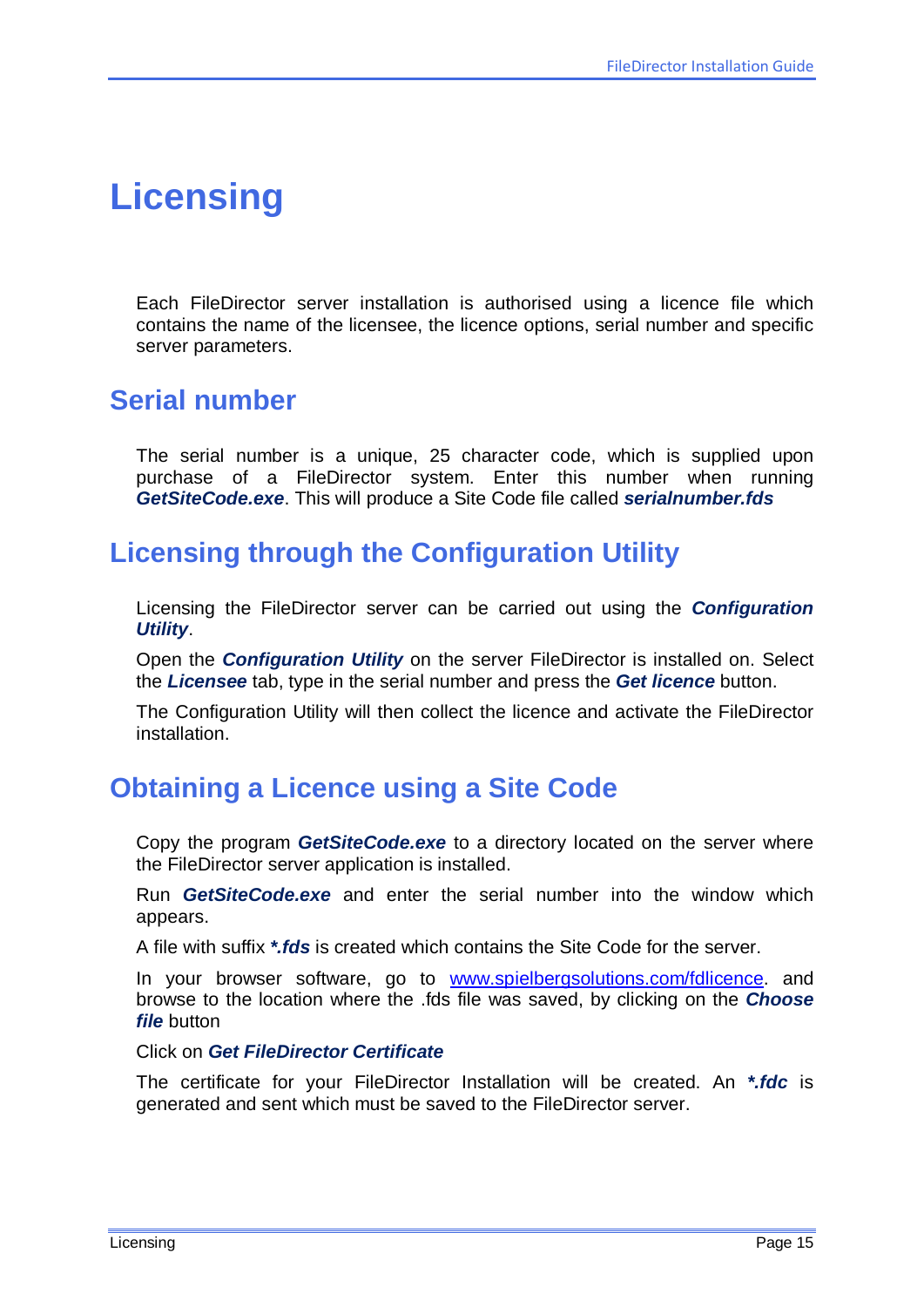# Licensing

Each FileDirector server installation is authorised using a licence file which contains the name of the licensee, the licence options, serial number and specific server parameters.

## Serial number

The serial number is a unique, 25 character code, which is supplied upon purchase of a FileDirector system. Enter this number when running ***GetSiteCode.exe***. This will produce a Site Code file called ***serialnumber.fds***

## Licensing through the Configuration Utility

Licensing the FileDirector server can be carried out using the ***Configuration Utility***.

Open the ***Configuration Utility*** on the server FileDirector is installed on. Select the ***Licensee*** tab, type in the serial number and press the ***Get licence*** button.

The Configuration Utility will then collect the licence and activate the FileDirector installation.

## Obtaining a Licence using a Site Code

Copy the program ***GetSiteCode.exe*** to a directory located on the server where the FileDirector server application is installed.

Run ***GetSiteCode.exe*** and enter the serial number into the window which appears.

A file with suffix ***\*.fds*** is created which contains the Site Code for the server.

In your browser software, go to [www.spielbergsolutions.com/fdlicence](http://www.spielbergsolutions.com/fdlicence). and browse to the location where the .fds file was saved, by clicking on the ***Choose file*** button

Click on ***Get FileDirector Certificate***

The certificate for your FileDirector Installation will be created. An ***\*.fdc*** is generated and sent which must be saved to the FileDirector server.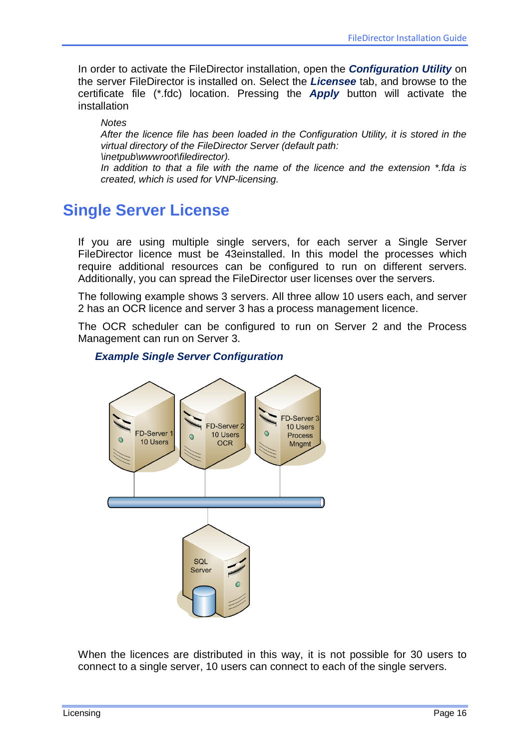In order to activate the FileDirector installation, open the ***Configuration Utility*** on the server FileDirector is installed on. Select the ***Licensee*** tab, and browse to the certificate file (*.fdc) location. Pressing the ***Apply*** button will activate the installation

> *Notes*
> *After the licence file has been loaded in the Configuration Utility, it is stored in the virtual directory of the FileDirector Server (default path: \inetpub\wwwroot\filedirector).*
> *In addition to that a file with the name of the licence and the extension *.fda is created, which is used for VNP-licensing.*

## Single Server License

If you are using multiple single servers, for each server a Single Server FileDirector licence must be 43einstalled. In this model the processes which require additional resources can be configured to run on different servers. Additionally, you can spread the FileDirector user licenses over the servers.

The following example shows 3 servers. All three allow 10 users each, and server 2 has an OCR licence and server 3 has a process management licence.

The OCR scheduler can be configured to run on Server 2 and the Process Management can run on Server 3.

***Example Single Server Configuration***

FD-Server 1
10 Users

FD-Server 2
10 Users
OCR

FD-Server 3
10 Users
Process
Mngmt

SQL
Server

When the licences are distributed in this way, it is not possible for 30 users to connect to a single server, 10 users can connect to each of the single servers.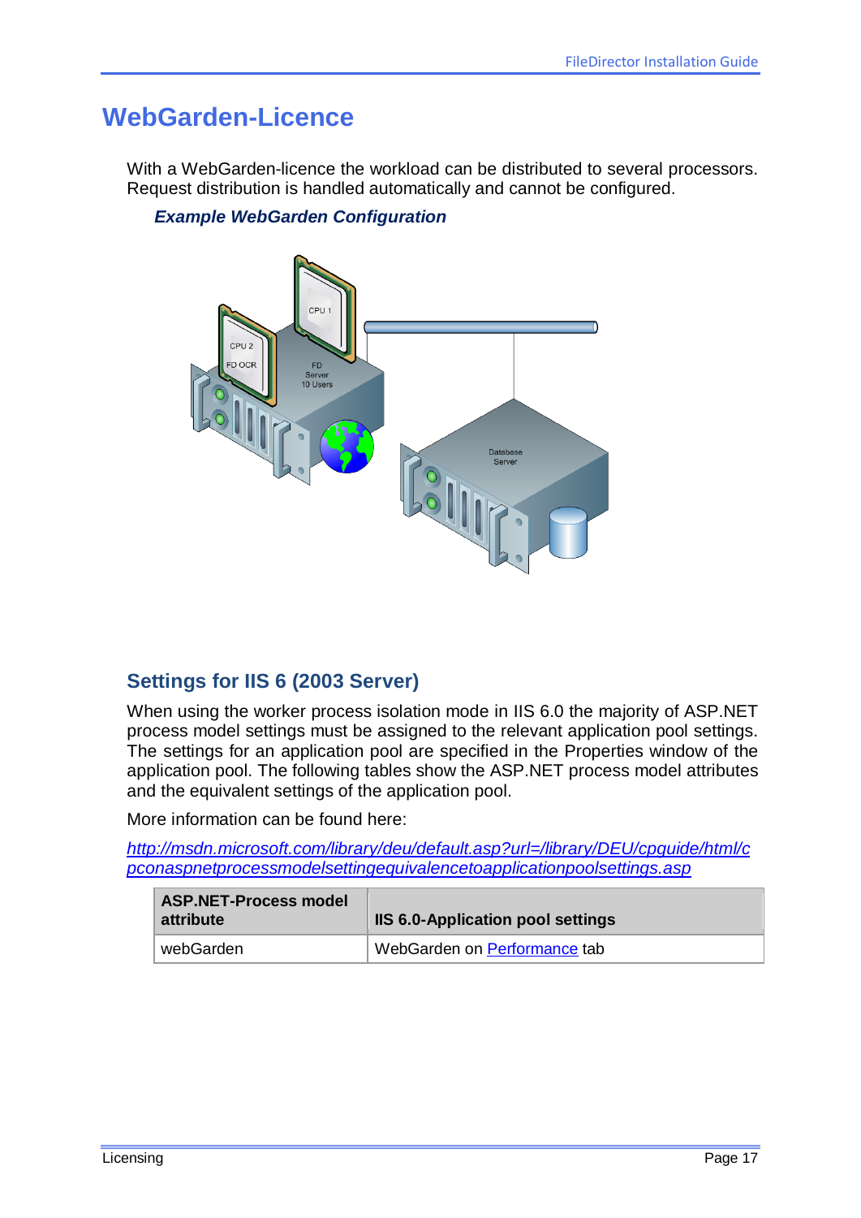# WebGarden-Licence

With a WebGarden-licence the workload can be distributed to several processors. Request distribution is handled automatically and cannot be configured.

***Example WebGarden Configuration***

## Settings for IIS 6 (2003 Server)

When using the worker process isolation mode in IIS 6.0 the majority of ASP.NET process model settings must be assigned to the relevant application pool settings. The settings for an application pool are specified in the Properties window of the application pool. The following tables show the ASP.NET process model attributes and the equivalent settings of the application pool.

More information can be found here:

*http://msdn.microsoft.com/library/deu/default.asp?url=/library/DEU/cpguide/html/cpconaspnetprocessmodelsettingequivalencetoapplicationpoolsettings.asp*

| ASP.NET-Process model attribute | IIS 6.0-Application pool settings |
|---|---|
| webGarden | WebGarden on Performance tab |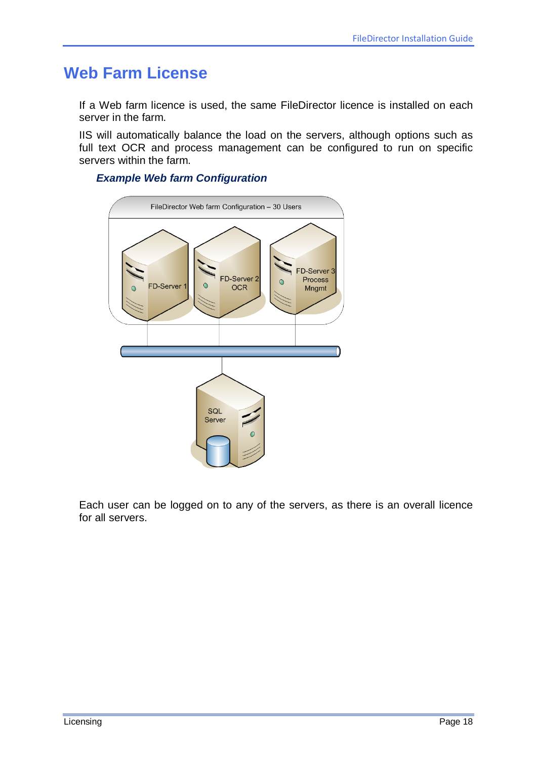# Web Farm License

If a Web farm licence is used, the same FileDirector licence is installed on each server in the farm.

IIS will automatically balance the load on the servers, although options such as full text OCR and process management can be configured to run on specific servers within the farm.

***Example Web farm Configuration***

Each user can be logged on to any of the servers, as there is an overall licence for all servers.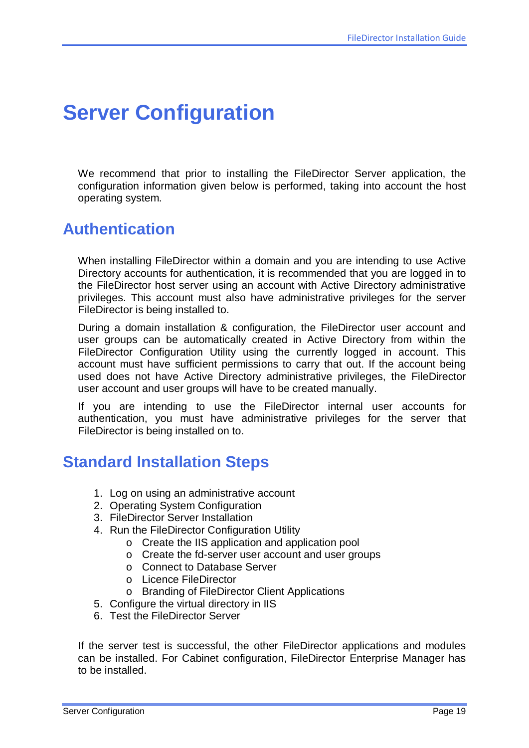# Server Configuration

We recommend that prior to installing the FileDirector Server application, the configuration information given below is performed, taking into account the host operating system.

## Authentication

When installing FileDirector within a domain and you are intending to use Active Directory accounts for authentication, it is recommended that you are logged in to the FileDirector host server using an account with Active Directory administrative privileges. This account must also have administrative privileges for the server FileDirector is being installed to.

During a domain installation & configuration, the FileDirector user account and user groups can be automatically created in Active Directory from within the FileDirector Configuration Utility using the currently logged in account. This account must have sufficient permissions to carry that out. If the account being used does not have Active Directory administrative privileges, the FileDirector user account and user groups will have to be created manually.

If you are intending to use the FileDirector internal user accounts for authentication, you must have administrative privileges for the server that FileDirector is being installed on to.

## Standard Installation Steps

1. Log on using an administrative account
2. Operating System Configuration
3. FileDirector Server Installation
4. Run the FileDirector Configuration Utility
   - Create the IIS application and application pool
   - Create the fd-server user account and user groups
   - Connect to Database Server
   - Licence FileDirector
   - Branding of FileDirector Client Applications
5. Configure the virtual directory in IIS
6. Test the FileDirector Server

If the server test is successful, the other FileDirector applications and modules can be installed. For Cabinet configuration, FileDirector Enterprise Manager has to be installed.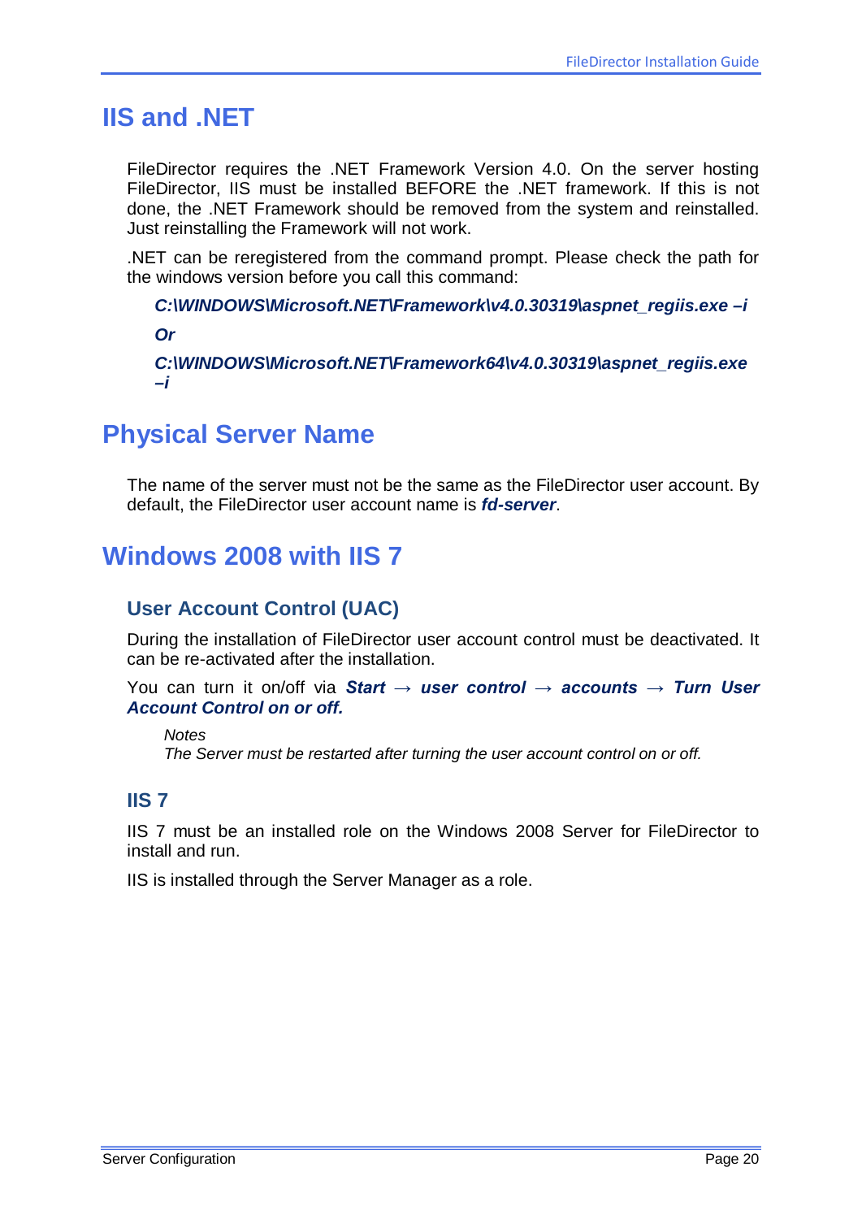# IIS and .NET

FileDirector requires the .NET Framework Version 4.0. On the server hosting FileDirector, IIS must be installed BEFORE the .NET framework. If this is not done, the .NET Framework should be removed from the system and reinstalled. Just reinstalling the Framework will not work.

.NET can be reregistered from the command prompt. Please check the path for the windows version before you call this command:

***C:\WINDOWS\Microsoft.NET\Framework\v4.0.30319\aspnet_regiis.exe –i***

***Or***

***C:\WINDOWS\Microsoft.NET\Framework64\v4.0.30319\aspnet_regiis.exe –i***

# Physical Server Name

The name of the server must not be the same as the FileDirector user account. By default, the FileDirector user account name is ***fd-server***.

# Windows 2008 with IIS 7

## User Account Control (UAC)

During the installation of FileDirector user account control must be deactivated. It can be re-activated after the installation.

You can turn it on/off via ***Start → user control → accounts → Turn User Account Control on or off.***

> *Notes*
> *The Server must be restarted after turning the user account control on or off.*

## IIS 7

IIS 7 must be an installed role on the Windows 2008 Server for FileDirector to install and run.

IIS is installed through the Server Manager as a role.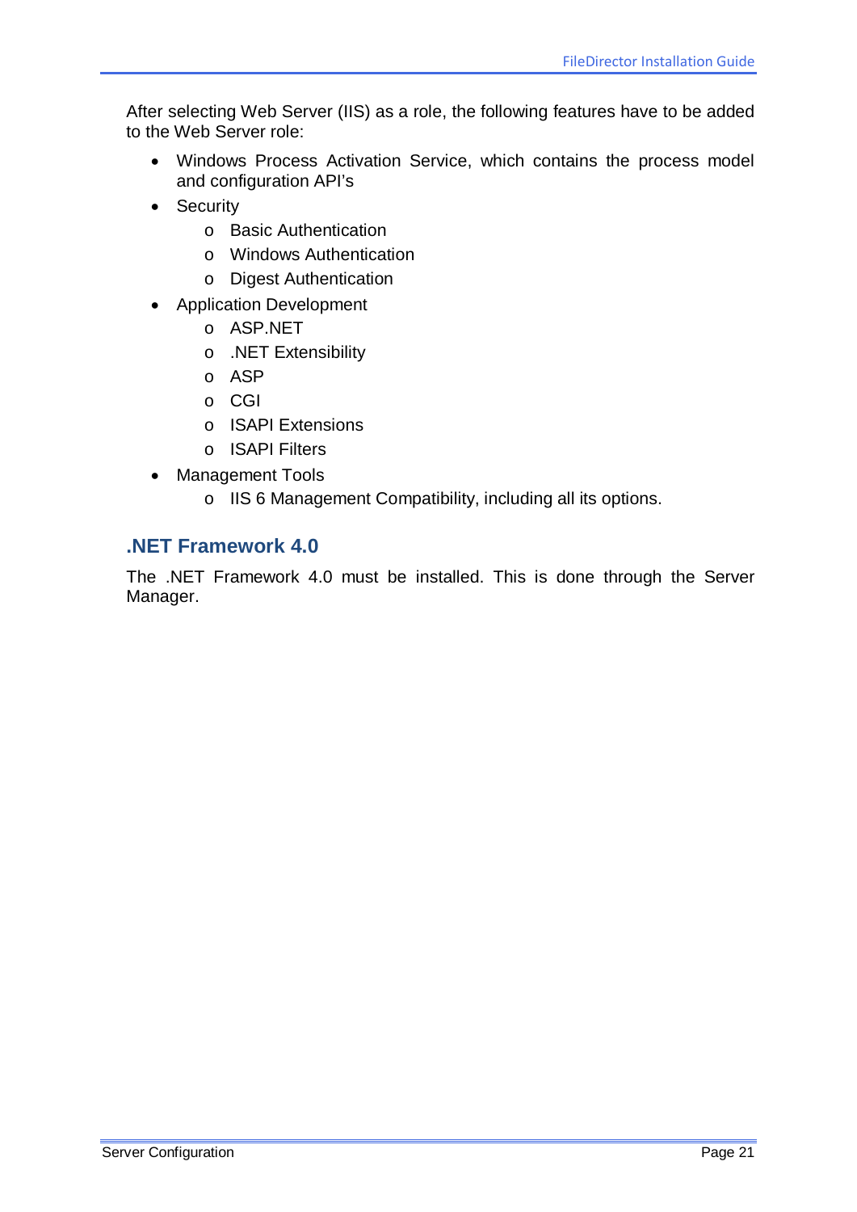After selecting Web Server (IIS) as a role, the following features have to be added to the Web Server role:

- Windows Process Activation Service, which contains the process model and configuration API's
- Security
  - Basic Authentication
  - Windows Authentication
  - Digest Authentication
- Application Development
  - ASP.NET
  - .NET Extensibility
  - ASP
  - CGI
  - ISAPI Extensions
  - ISAPI Filters
- Management Tools
  - IIS 6 Management Compatibility, including all its options.

## .NET Framework 4.0

The .NET Framework 4.0 must be installed. This is done through the Server Manager.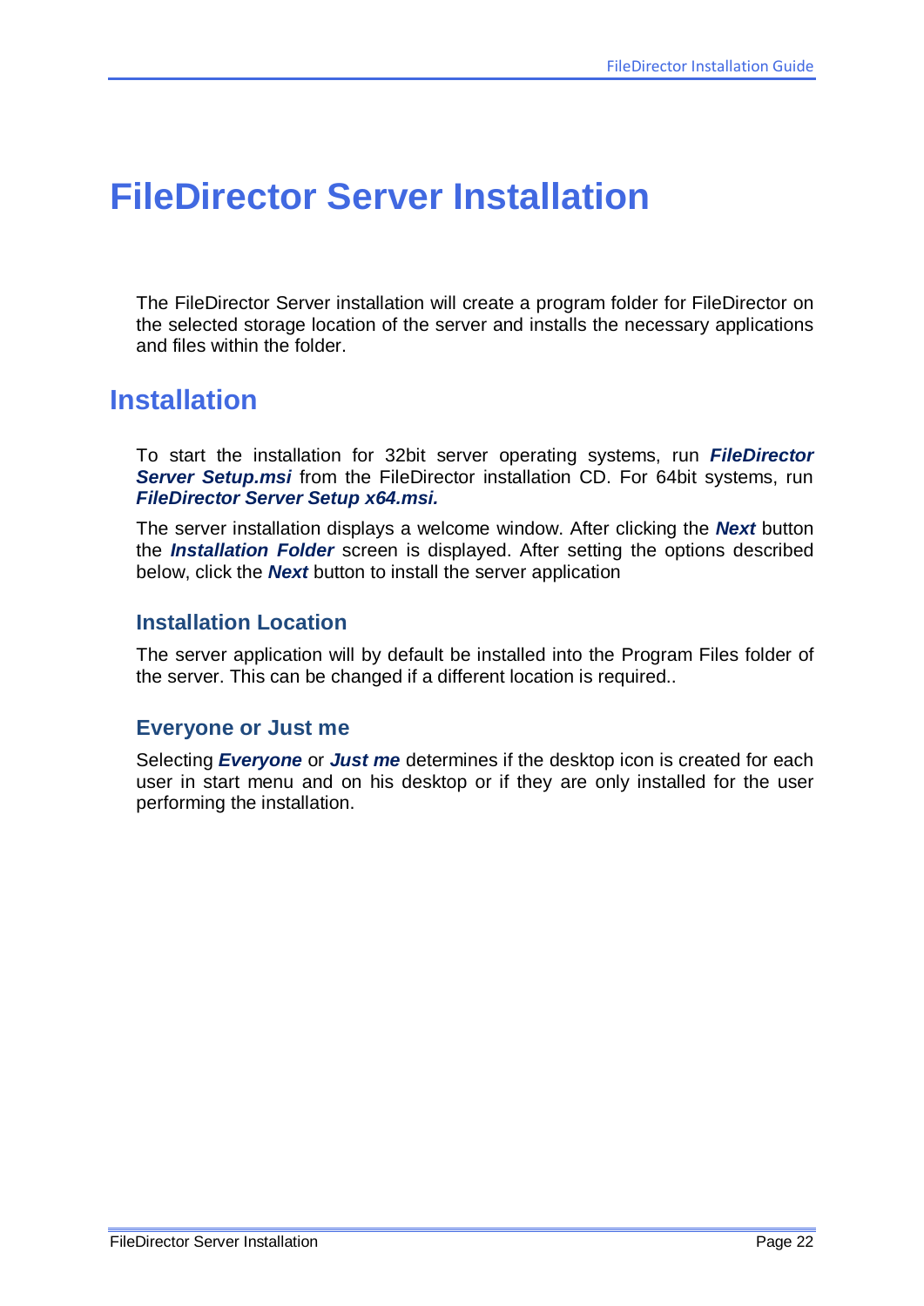# FileDirector Server Installation

The FileDirector Server installation will create a program folder for FileDirector on the selected storage location of the server and installs the necessary applications and files within the folder.

## Installation

To start the installation for 32bit server operating systems, run ***FileDirector Server Setup.msi*** from the FileDirector installation CD. For 64bit systems, run ***FileDirector Server Setup x64.msi.***

The server installation displays a welcome window. After clicking the ***Next*** button the ***Installation Folder*** screen is displayed. After setting the options described below, click the ***Next*** button to install the server application

### Installation Location

The server application will by default be installed into the Program Files folder of the server. This can be changed if a different location is required..

### Everyone or Just me

Selecting ***Everyone*** or ***Just me*** determines if the desktop icon is created for each user in start menu and on his desktop or if they are only installed for the user performing the installation.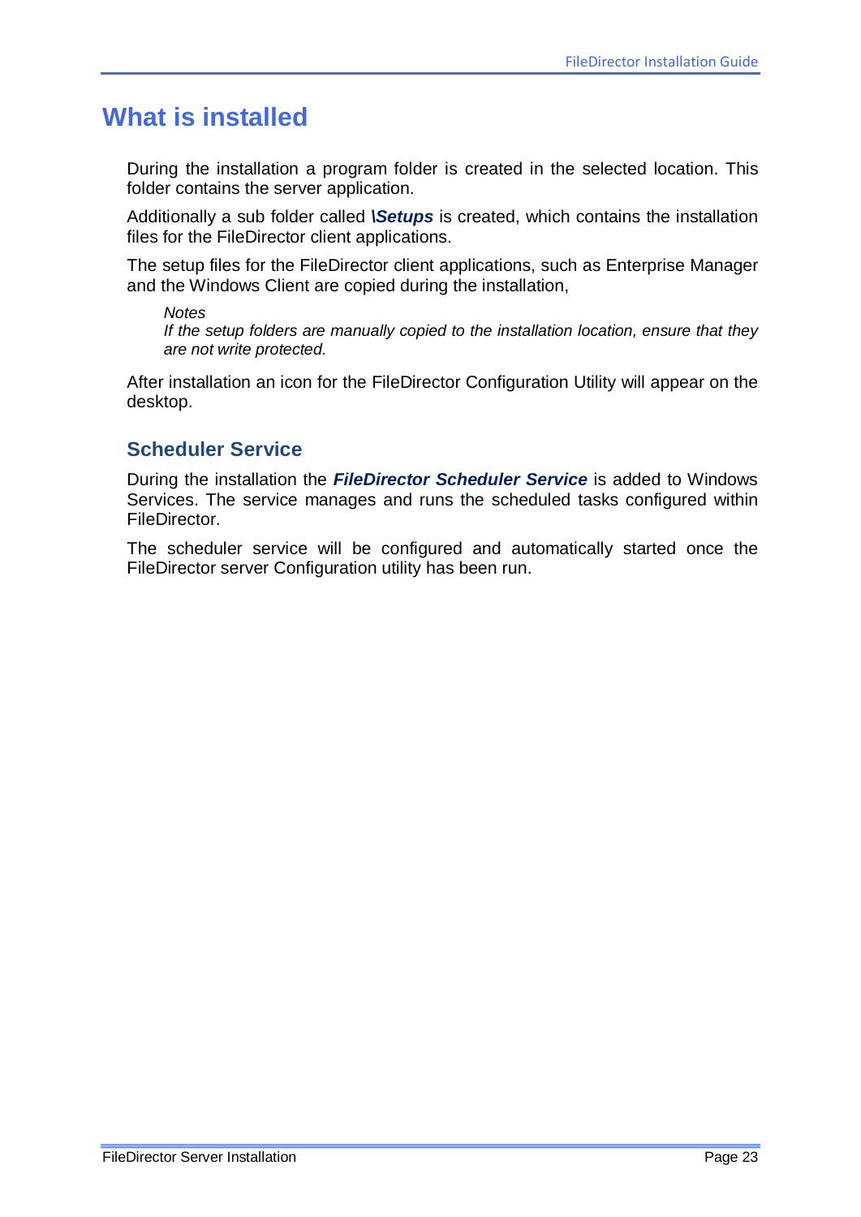# What is installed

During the installation a program folder is created in the selected location. This folder contains the server application.

Additionally a sub folder called ***\Setups*** is created, which contains the installation files for the FileDirector client applications.

The setup files for the FileDirector client applications, such as Enterprise Manager and the Windows Client are copied during the installation,

> *Notes*
> *If the setup folders are manually copied to the installation location, ensure that they are not write protected.*

After installation an icon for the FileDirector Configuration Utility will appear on the desktop.

## Scheduler Service

During the installation the ***FileDirector Scheduler Service*** is added to Windows Services. The service manages and runs the scheduled tasks configured within FileDirector.

The scheduler service will be configured and automatically started once the FileDirector server Configuration utility has been run.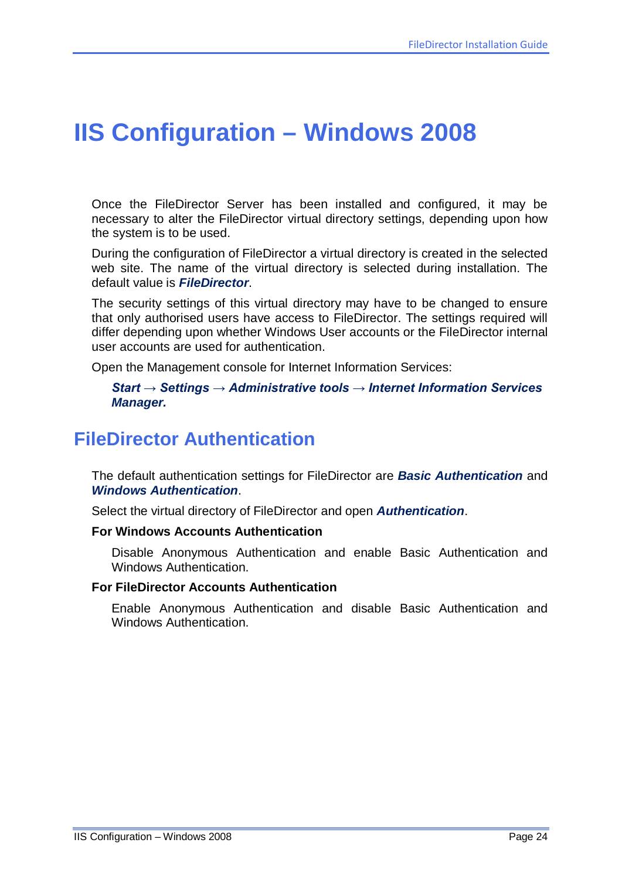# IIS Configuration – Windows 2008

Once the FileDirector Server has been installed and configured, it may be necessary to alter the FileDirector virtual directory settings, depending upon how the system is to be used.

During the configuration of FileDirector a virtual directory is created in the selected web site. The name of the virtual directory is selected during installation. The default value is ***FileDirector***.

The security settings of this virtual directory may have to be changed to ensure that only authorised users have access to FileDirector. The settings required will differ depending upon whether Windows User accounts or the FileDirector internal user accounts are used for authentication.

Open the Management console for Internet Information Services:

> ***Start → Settings → Administrative tools → Internet Information Services Manager.***

## FileDirector Authentication

The default authentication settings for FileDirector are ***Basic Authentication*** and ***Windows Authentication***.

Select the virtual directory of FileDirector and open ***Authentication***.

**For Windows Accounts Authentication**

> Disable Anonymous Authentication and enable Basic Authentication and Windows Authentication.

**For FileDirector Accounts Authentication**

> Enable Anonymous Authentication and disable Basic Authentication and Windows Authentication.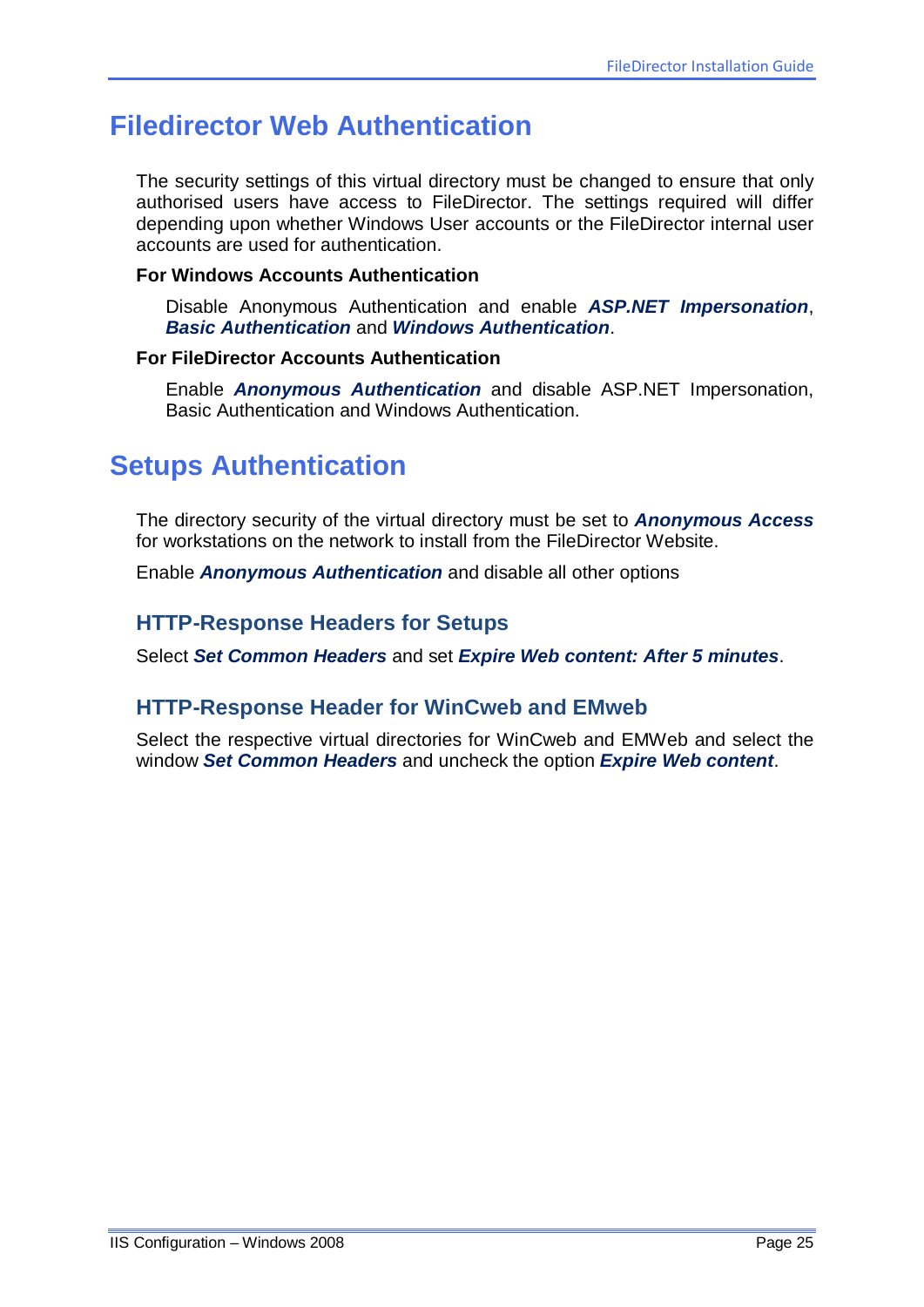# Filedirector Web Authentication

The security settings of this virtual directory must be changed to ensure that only authorised users have access to FileDirector. The settings required will differ depending upon whether Windows User accounts or the FileDirector internal user accounts are used for authentication.

**For Windows Accounts Authentication**

Disable Anonymous Authentication and enable ***ASP.NET Impersonation***, ***Basic Authentication*** and ***Windows Authentication***.

**For FileDirector Accounts Authentication**

Enable ***Anonymous Authentication*** and disable ASP.NET Impersonation, Basic Authentication and Windows Authentication.

# Setups Authentication

The directory security of the virtual directory must be set to ***Anonymous Access*** for workstations on the network to install from the FileDirector Website.

Enable ***Anonymous Authentication*** and disable all other options

## HTTP-Response Headers for Setups

Select ***Set Common Headers*** and set ***Expire Web content: After 5 minutes***.

## HTTP-Response Header for WinCweb and EMweb

Select the respective virtual directories for WinCweb and EMWeb and select the window ***Set Common Headers*** and uncheck the option ***Expire Web content***.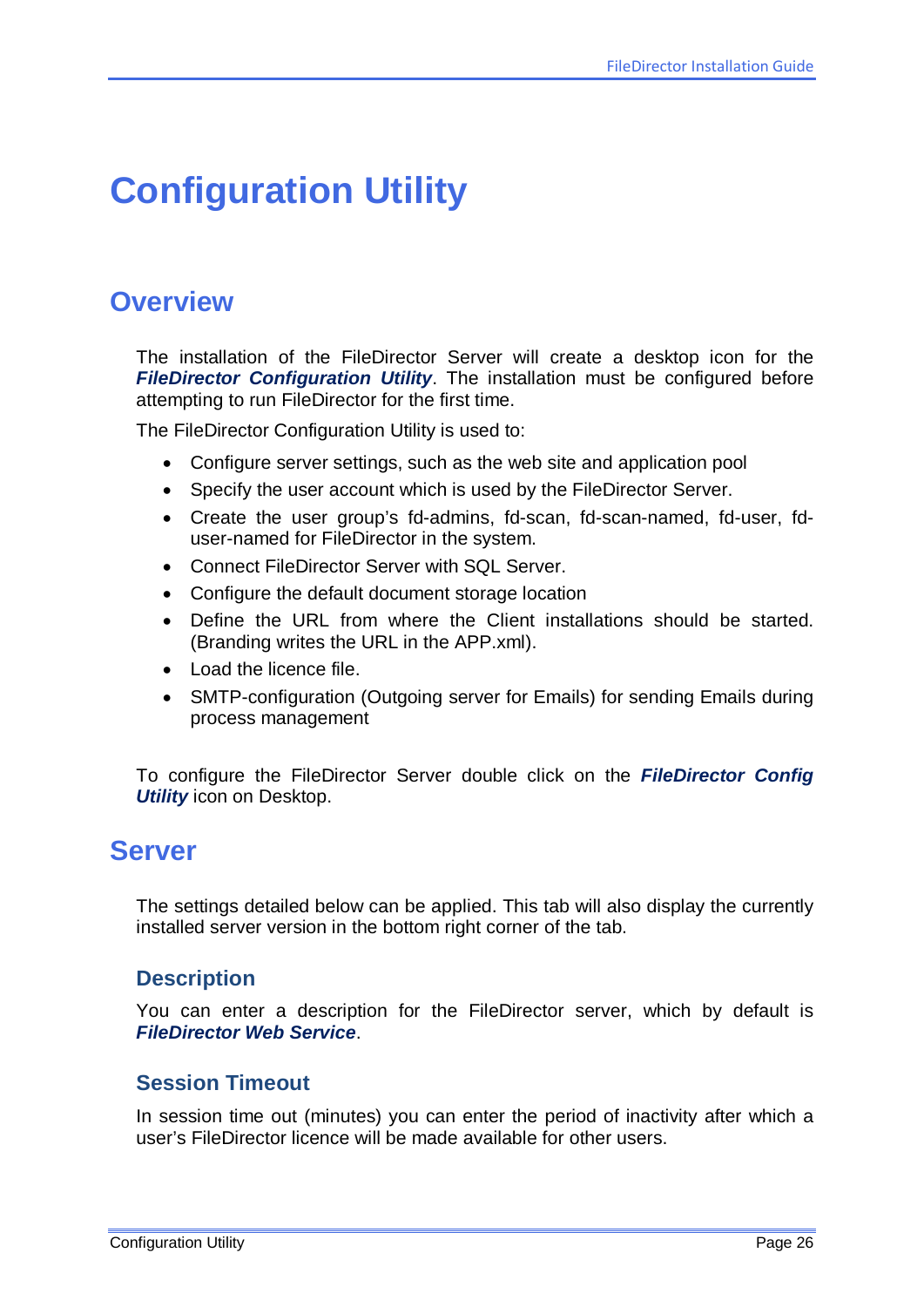# Configuration Utility

## Overview

The installation of the FileDirector Server will create a desktop icon for the ***FileDirector Configuration Utility***. The installation must be configured before attempting to run FileDirector for the first time.

The FileDirector Configuration Utility is used to:

- Configure server settings, such as the web site and application pool
- Specify the user account which is used by the FileDirector Server.
- Create the user group's fd-admins, fd-scan, fd-scan-named, fd-user, fd-user-named for FileDirector in the system.
- Connect FileDirector Server with SQL Server.
- Configure the default document storage location
- Define the URL from where the Client installations should be started. (Branding writes the URL in the APP.xml).
- Load the licence file.
- SMTP-configuration (Outgoing server for Emails) for sending Emails during process management

To configure the FileDirector Server double click on the ***FileDirector Config Utility*** icon on Desktop.

## Server

The settings detailed below can be applied. This tab will also display the currently installed server version in the bottom right corner of the tab.

### Description

You can enter a description for the FileDirector server, which by default is ***FileDirector Web Service***.

### Session Timeout

In session time out (minutes) you can enter the period of inactivity after which a user's FileDirector licence will be made available for other users.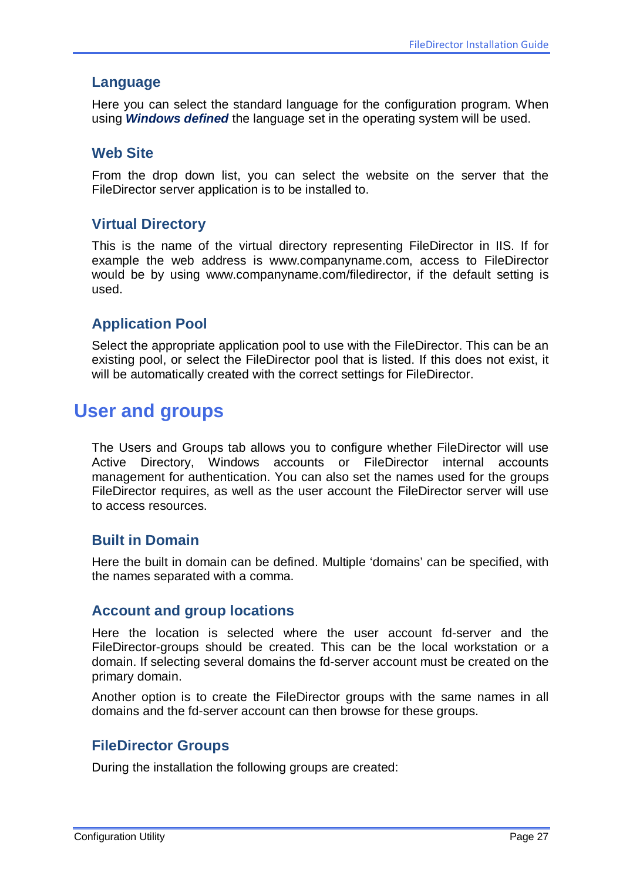### Language

Here you can select the standard language for the configuration program. When using ***Windows defined*** the language set in the operating system will be used.

### Web Site

From the drop down list, you can select the website on the server that the FileDirector server application is to be installed to.

### Virtual Directory

This is the name of the virtual directory representing FileDirector in IIS. If for example the web address is www.companyname.com, access to FileDirector would be by using www.companyname.com/filedirector, if the default setting is used.

### Application Pool

Select the appropriate application pool to use with the FileDirector. This can be an existing pool, or select the FileDirector pool that is listed. If this does not exist, it will be automatically created with the correct settings for FileDirector.

## User and groups

The Users and Groups tab allows you to configure whether FileDirector will use Active Directory, Windows accounts or FileDirector internal accounts management for authentication. You can also set the names used for the groups FileDirector requires, as well as the user account the FileDirector server will use to access resources.

### Built in Domain

Here the built in domain can be defined. Multiple 'domains' can be specified, with the names separated with a comma.

### Account and group locations

Here the location is selected where the user account fd-server and the FileDirector-groups should be created. This can be the local workstation or a domain. If selecting several domains the fd-server account must be created on the primary domain.

Another option is to create the FileDirector groups with the same names in all domains and the fd-server account can then browse for these groups.

### FileDirector Groups

During the installation the following groups are created: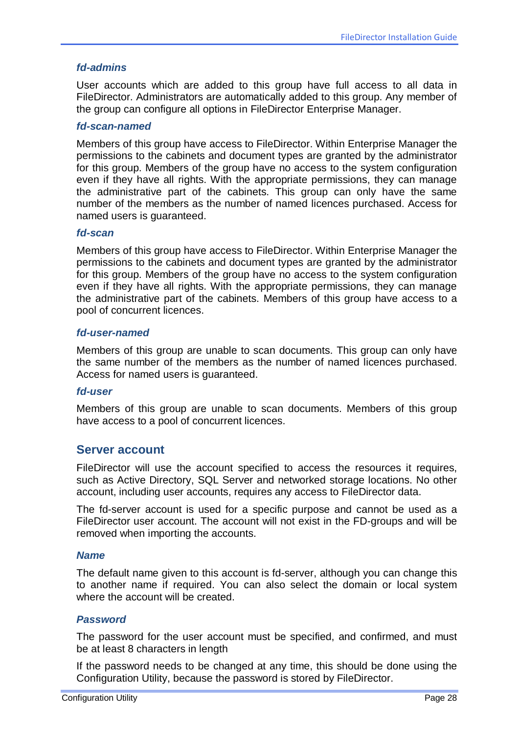### *fd-admins*

User accounts which are added to this group have full access to all data in FileDirector. Administrators are automatically added to this group. Any member of the group can configure all options in FileDirector Enterprise Manager.

### *fd-scan-named*

Members of this group have access to FileDirector. Within Enterprise Manager the permissions to the cabinets and document types are granted by the administrator for this group. Members of the group have no access to the system configuration even if they have all rights. With the appropriate permissions, they can manage the administrative part of the cabinets. This group can only have the same number of the members as the number of named licences purchased. Access for named users is guaranteed.

### *fd-scan*

Members of this group have access to FileDirector. Within Enterprise Manager the permissions to the cabinets and document types are granted by the administrator for this group. Members of the group have no access to the system configuration even if they have all rights. With the appropriate permissions, they can manage the administrative part of the cabinets. Members of this group have access to a pool of concurrent licences.

### *fd-user-named*

Members of this group are unable to scan documents. This group can only have the same number of the members as the number of named licences purchased. Access for named users is guaranteed.

### *fd-user*

Members of this group are unable to scan documents. Members of this group have access to a pool of concurrent licences.

## Server account

FileDirector will use the account specified to access the resources it requires, such as Active Directory, SQL Server and networked storage locations. No other account, including user accounts, requires any access to FileDirector data.

The fd-server account is used for a specific purpose and cannot be used as a FileDirector user account. The account will not exist in the FD-groups and will be removed when importing the accounts.

### *Name*

The default name given to this account is fd-server, although you can change this to another name if required. You can also select the domain or local system where the account will be created.

### *Password*

The password for the user account must be specified, and confirmed, and must be at least 8 characters in length

If the password needs to be changed at any time, this should be done using the Configuration Utility, because the password is stored by FileDirector.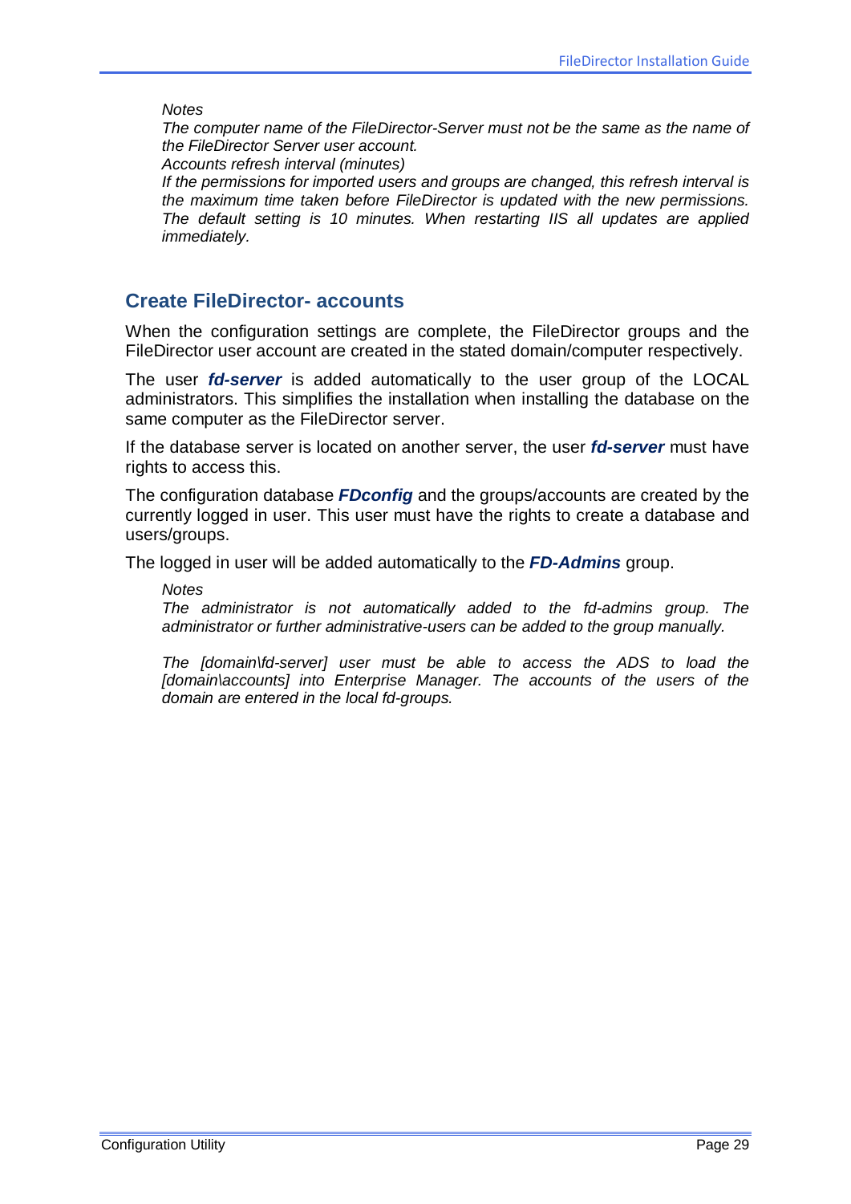*Notes*

*The computer name of the FileDirector-Server must not be the same as the name of the FileDirector Server user account.*

*Accounts refresh interval (minutes)*

*If the permissions for imported users and groups are changed, this refresh interval is the maximum time taken before FileDirector is updated with the new permissions. The default setting is 10 minutes. When restarting IIS all updates are applied immediately.*

## Create FileDirector- accounts

When the configuration settings are complete, the FileDirector groups and the FileDirector user account are created in the stated domain/computer respectively.

The user ***fd-server*** is added automatically to the user group of the LOCAL administrators. This simplifies the installation when installing the database on the same computer as the FileDirector server.

If the database server is located on another server, the user ***fd-server*** must have rights to access this.

The configuration database ***FDconfig*** and the groups/accounts are created by the currently logged in user. This user must have the rights to create a database and users/groups.

The logged in user will be added automatically to the ***FD-Admins*** group.

*Notes*

*The administrator is not automatically added to the fd-admins group. The administrator or further administrative-users can be added to the group manually.*

*The [domain\fd-server] user must be able to access the ADS to load the [domain\accounts] into Enterprise Manager. The accounts of the users of the domain are entered in the local fd-groups.*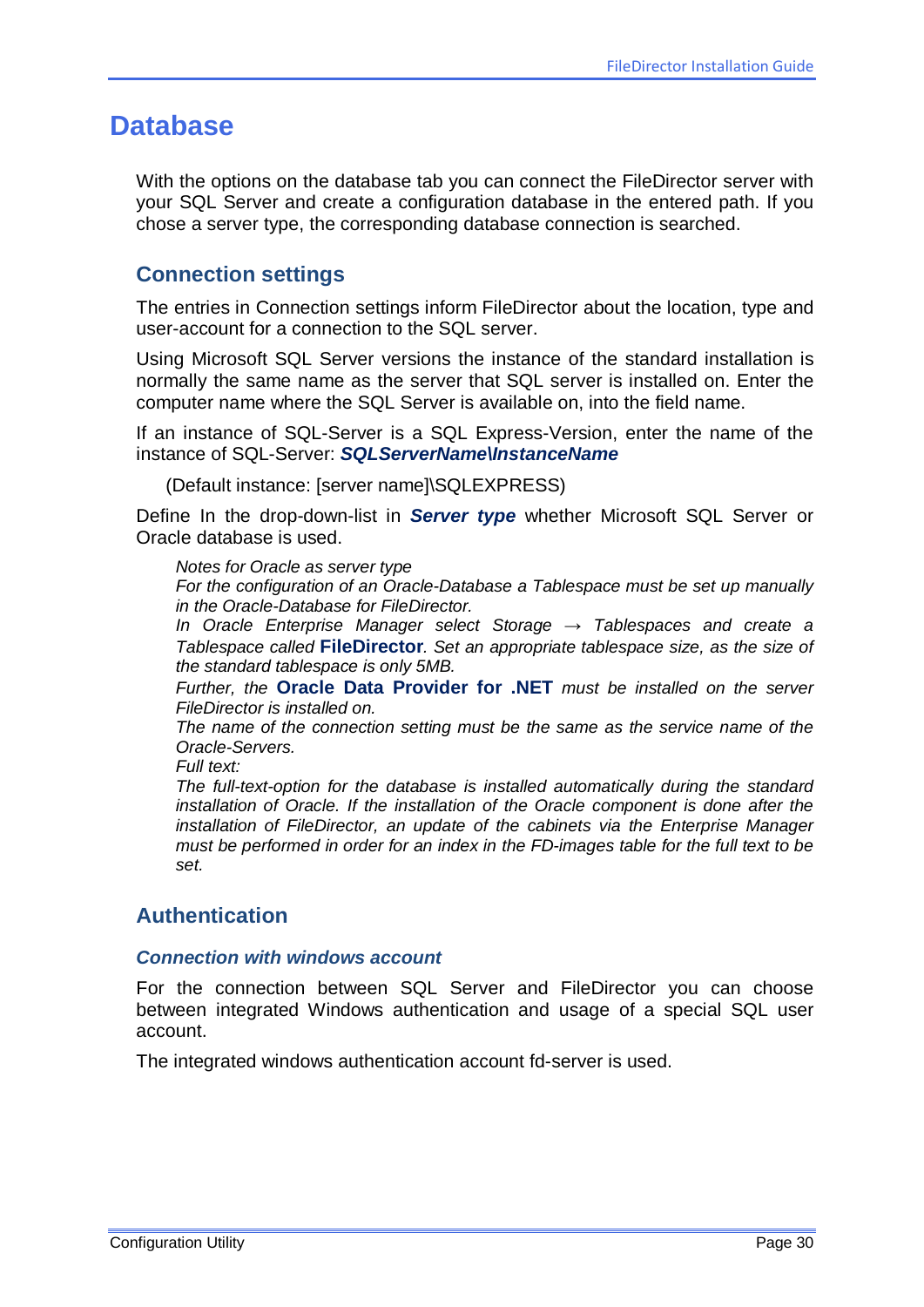# Database

With the options on the database tab you can connect the FileDirector server with your SQL Server and create a configuration database in the entered path. If you chose a server type, the corresponding database connection is searched.

## Connection settings

The entries in Connection settings inform FileDirector about the location, type and user-account for a connection to the SQL server.

Using Microsoft SQL Server versions the instance of the standard installation is normally the same name as the server that SQL server is installed on. Enter the computer name where the SQL Server is available on, into the field name.

If an instance of SQL-Server is a SQL Express-Version, enter the name of the instance of SQL-Server: ***SQLServerName\InstanceName***

(Default instance: [server name]\SQLEXPRESS)

Define In the drop-down-list in ***Server type*** whether Microsoft SQL Server or Oracle database is used.

*Notes for Oracle as server type*
*For the configuration of an Oracle-Database a Tablespace must be set up manually in the Oracle-Database for FileDirector.*
*In Oracle Enterprise Manager select Storage → Tablespaces and create a Tablespace called* **FileDirector**. *Set an appropriate tablespace size, as the size of the standard tablespace is only 5MB.*
*Further, the* **Oracle Data Provider for .NET** *must be installed on the server FileDirector is installed on.*
*The name of the connection setting must be the same as the service name of the Oracle-Servers.*
*Full text:*
*The full-text-option for the database is installed automatically during the standard installation of Oracle. If the installation of the Oracle component is done after the installation of FileDirector, an update of the cabinets via the Enterprise Manager must be performed in order for an index in the FD-images table for the full text to be set.*

## Authentication

### *Connection with windows account*

For the connection between SQL Server and FileDirector you can choose between integrated Windows authentication and usage of a special SQL user account.

The integrated windows authentication account fd-server is used.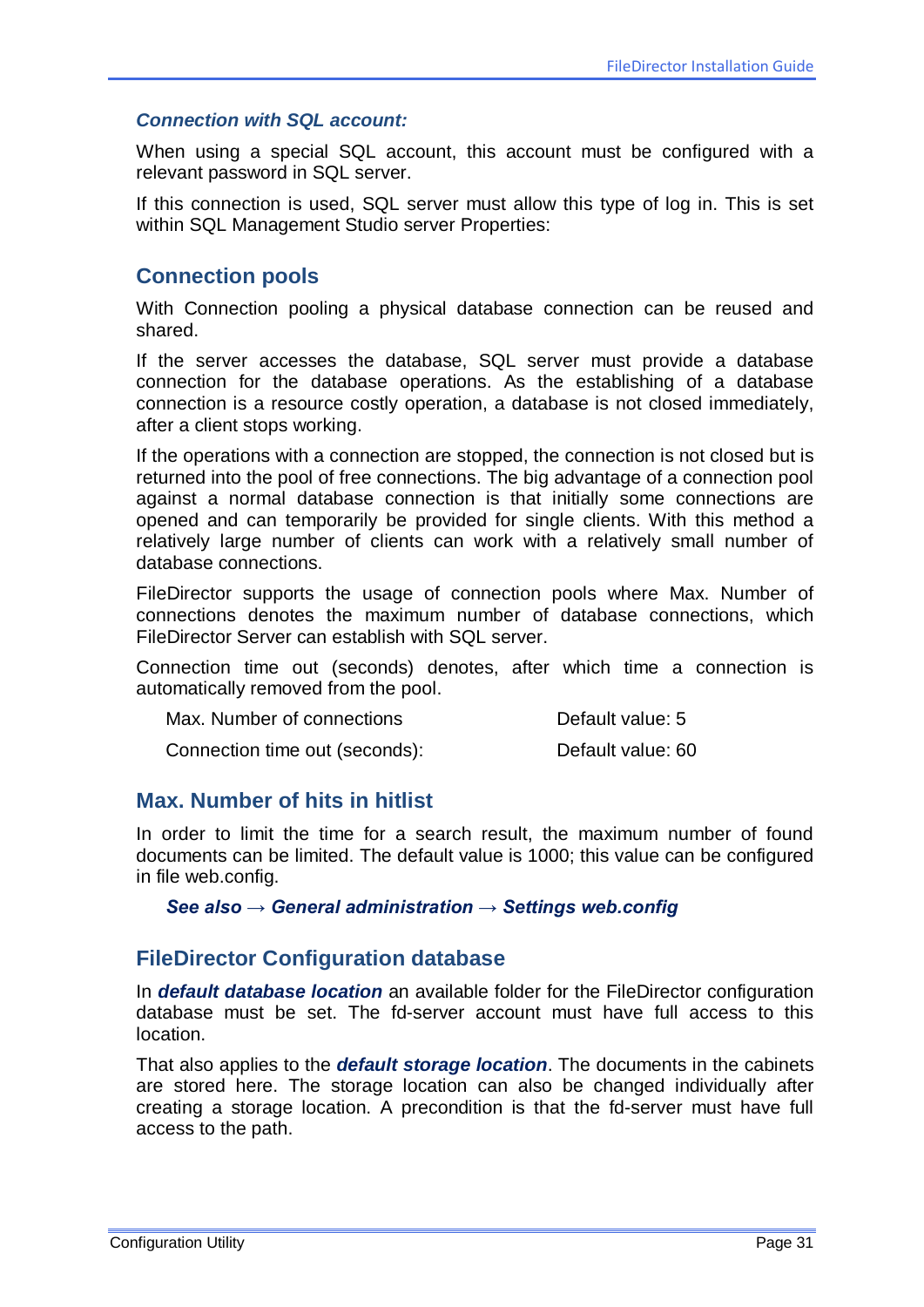#### *Connection with SQL account:*

When using a special SQL account, this account must be configured with a relevant password in SQL server.

If this connection is used, SQL server must allow this type of log in. This is set within SQL Management Studio server Properties:

### Connection pools

With Connection pooling a physical database connection can be reused and shared.

If the server accesses the database, SQL server must provide a database connection for the database operations. As the establishing of a database connection is a resource costly operation, a database is not closed immediately, after a client stops working.

If the operations with a connection are stopped, the connection is not closed but is returned into the pool of free connections. The big advantage of a connection pool against a normal database connection is that initially some connections are opened and can temporarily be provided for single clients. With this method a relatively large number of clients can work with a relatively small number of database connections.

FileDirector supports the usage of connection pools where Max. Number of connections denotes the maximum number of database connections, which FileDirector Server can establish with SQL server.

Connection time out (seconds) denotes, after which time a connection is automatically removed from the pool.

| | |
|---|---|
| Max. Number of connections | Default value: 5 |
| Connection time out (seconds): | Default value: 60 |

### Max. Number of hits in hitlist

In order to limit the time for a search result, the maximum number of found documents can be limited. The default value is 1000; this value can be configured in file web.config.

***See also → General administration → Settings web.config***

### FileDirector Configuration database

In ***default database location*** an available folder for the FileDirector configuration database must be set. The fd-server account must have full access to this location.

That also applies to the ***default storage location***. The documents in the cabinets are stored here. The storage location can also be changed individually after creating a storage location. A precondition is that the fd-server must have full access to the path.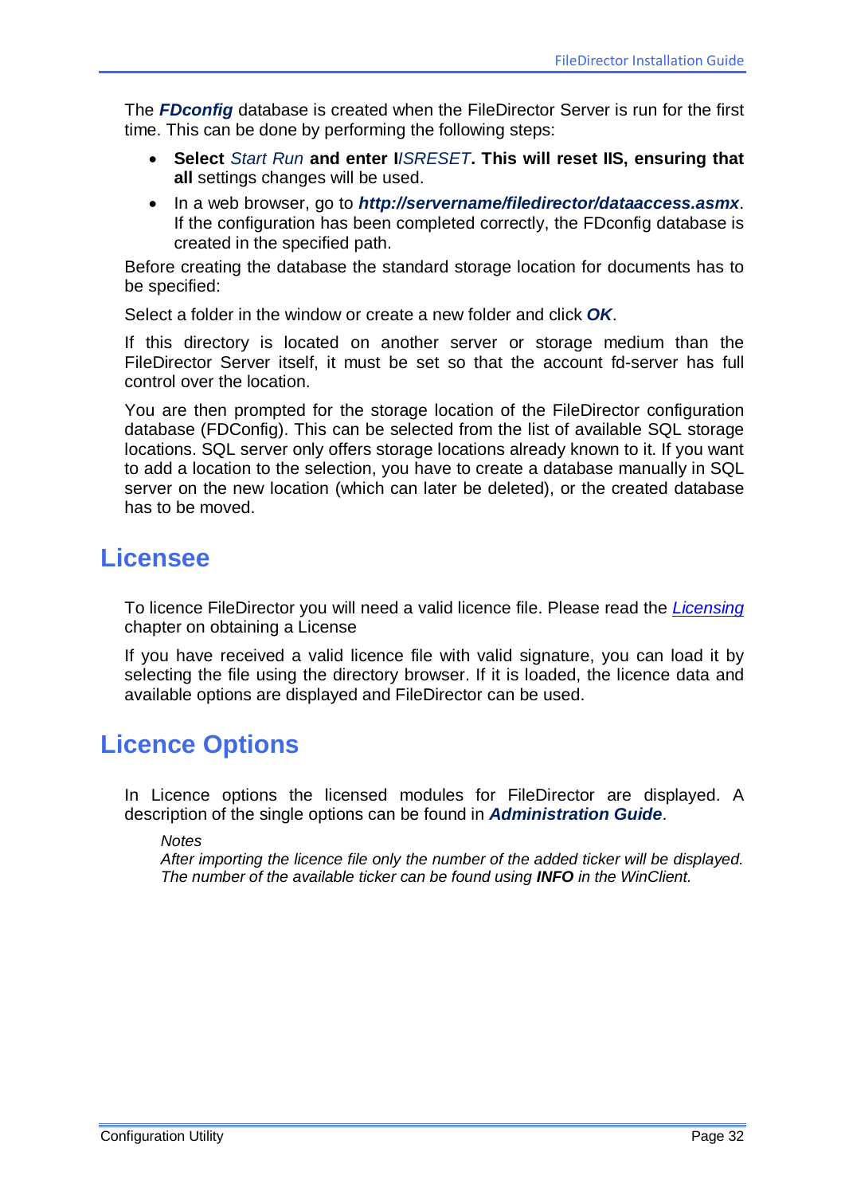The ***FDconfig*** database is created when the FileDirector Server is run for the first time. This can be done by performing the following steps:

- **Select** *Start Run* **and enter I***ISRESET***. This will reset IIS, ensuring that all** settings changes will be used.
- In a web browser, go to ***http://servername/filedirector/dataaccess.asmx***. If the configuration has been completed correctly, the FDconfig database is created in the specified path.

Before creating the database the standard storage location for documents has to be specified:

Select a folder in the window or create a new folder and click ***OK***.

If this directory is located on another server or storage medium than the FileDirector Server itself, it must be set so that the account fd-server has full control over the location.

You are then prompted for the storage location of the FileDirector configuration database (FDConfig). This can be selected from the list of available SQL storage locations. SQL server only offers storage locations already known to it. If you want to add a location to the selection, you have to create a database manually in SQL server on the new location (which can later be deleted), or the created database has to be moved.

# Licensee

To licence FileDirector you will need a valid licence file. Please read the *Licensing* chapter on obtaining a License

If you have received a valid licence file with valid signature, you can load it by selecting the file using the directory browser. If it is loaded, the licence data and available options are displayed and FileDirector can be used.

# Licence Options

In Licence options the licensed modules for FileDirector are displayed. A description of the single options can be found in ***Administration Guide***.

*Notes*
*After importing the licence file only the number of the added ticker will be displayed. The number of the available ticker can be found using **INFO** in the WinClient.*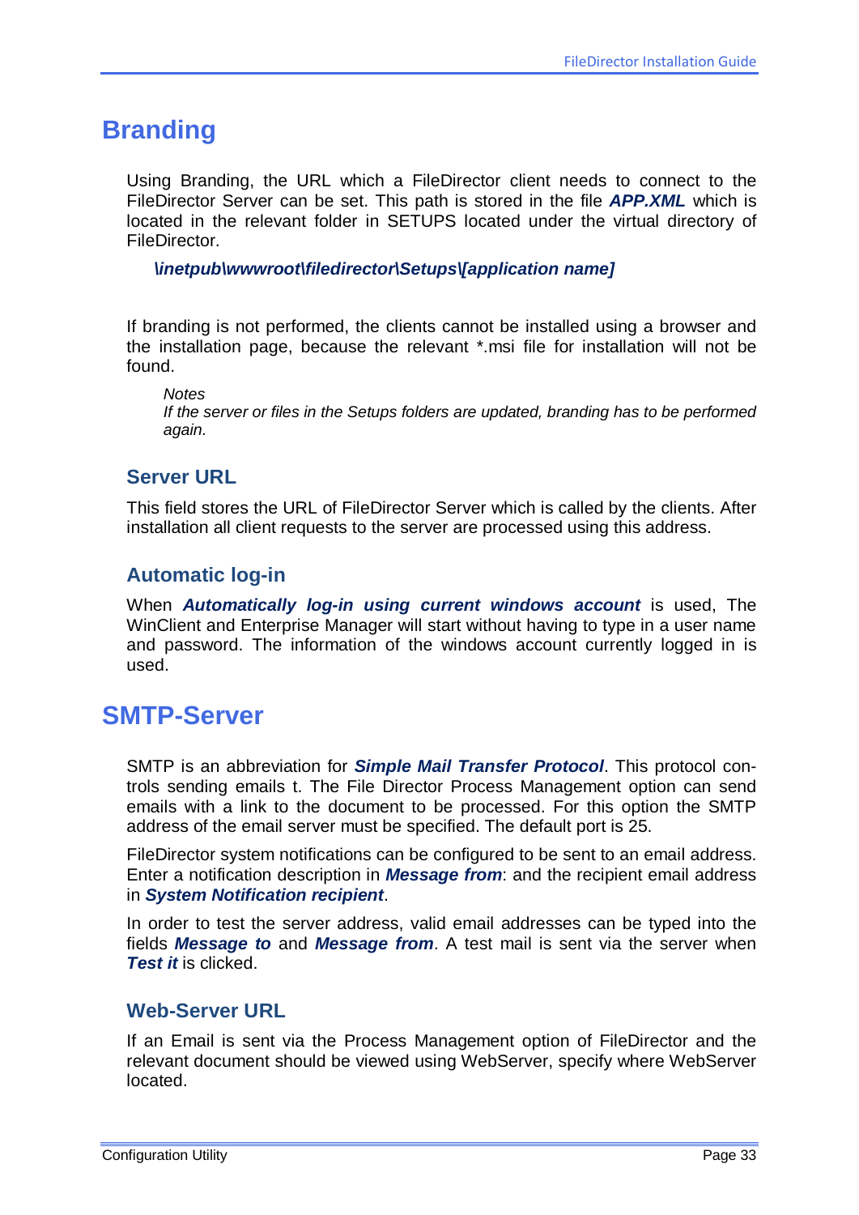# Branding

Using Branding, the URL which a FileDirector client needs to connect to the FileDirector Server can be set. This path is stored in the file ***APP.XML*** which is located in the relevant folder in SETUPS located under the virtual directory of FileDirector.

***\inetpub\wwwroot\filedirector\Setups\[application name]***

If branding is not performed, the clients cannot be installed using a browser and the installation page, because the relevant *.msi file for installation will not be found.

*Notes*
*If the server or files in the Setups folders are updated, branding has to be performed again.*

## Server URL

This field stores the URL of FileDirector Server which is called by the clients. After installation all client requests to the server are processed using this address.

## Automatic log-in

When ***Automatically log-in using current windows account*** is used, The WinClient and Enterprise Manager will start without having to type in a user name and password. The information of the windows account currently logged in is used.

# SMTP-Server

SMTP is an abbreviation for ***Simple Mail Transfer Protocol***. This protocol controls sending emails t. The File Director Process Management option can send emails with a link to the document to be processed. For this option the SMTP address of the email server must be specified. The default port is 25.

FileDirector system notifications can be configured to be sent to an email address. Enter a notification description in ***Message from***: and the recipient email address in ***System Notification recipient***.

In order to test the server address, valid email addresses can be typed into the fields ***Message to*** and ***Message from***. A test mail is sent via the server when ***Test it*** is clicked.

## Web-Server URL

If an Email is sent via the Process Management option of FileDirector and the relevant document should be viewed using WebServer, specify where WebServer located.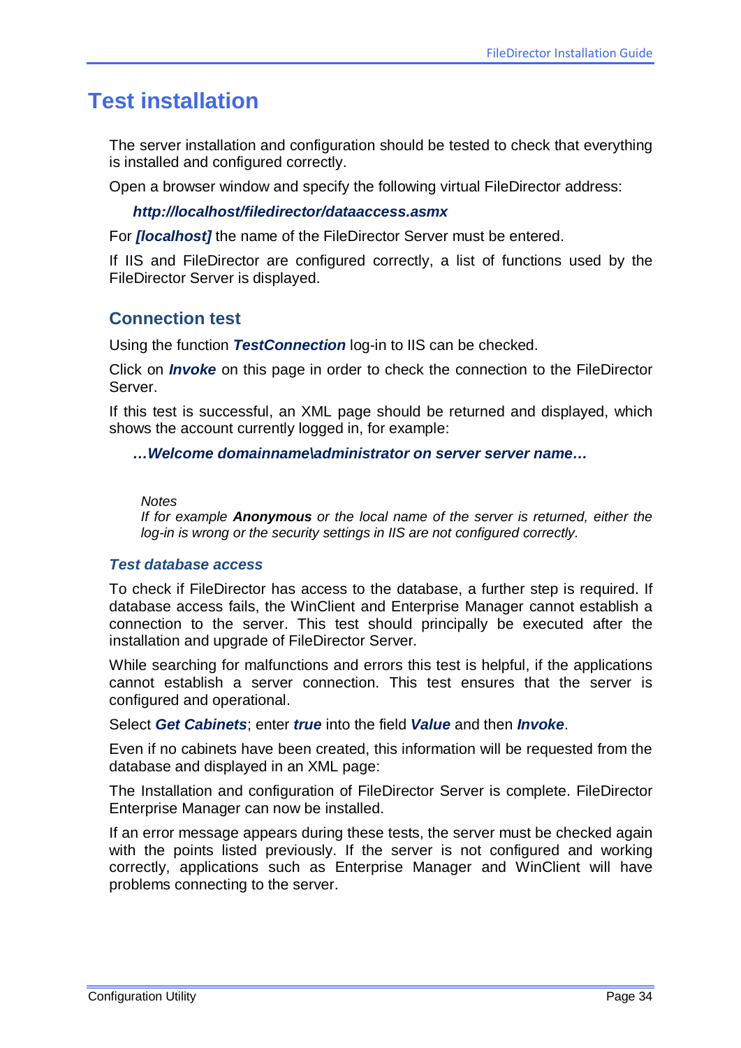# Test installation

The server installation and configuration should be tested to check that everything is installed and configured correctly.

Open a browser window and specify the following virtual FileDirector address:

***http://localhost/filedirector/dataaccess.asmx***

For ***[localhost]*** the name of the FileDirector Server must be entered.

If IIS and FileDirector are configured correctly, a list of functions used by the FileDirector Server is displayed.

## Connection test

Using the function ***TestConnection*** log-in to IIS can be checked.

Click on ***Invoke*** on this page in order to check the connection to the FileDirector Server.

If this test is successful, an XML page should be returned and displayed, which shows the account currently logged in, for example:

***…Welcome domainname\administrator on server server name…***

*Notes*
*If for example **Anonymous** or the local name of the server is returned, either the log-in is wrong or the security settings in IIS are not configured correctly.*

### *Test database access*

To check if FileDirector has access to the database, a further step is required. If database access fails, the WinClient and Enterprise Manager cannot establish a connection to the server. This test should principally be executed after the installation and upgrade of FileDirector Server.

While searching for malfunctions and errors this test is helpful, if the applications cannot establish a server connection. This test ensures that the server is configured and operational.

Select ***Get Cabinets***; enter ***true*** into the field ***Value*** and then ***Invoke***.

Even if no cabinets have been created, this information will be requested from the database and displayed in an XML page:

The Installation and configuration of FileDirector Server is complete. FileDirector Enterprise Manager can now be installed.

If an error message appears during these tests, the server must be checked again with the points listed previously. If the server is not configured and working correctly, applications such as Enterprise Manager and WinClient will have problems connecting to the server.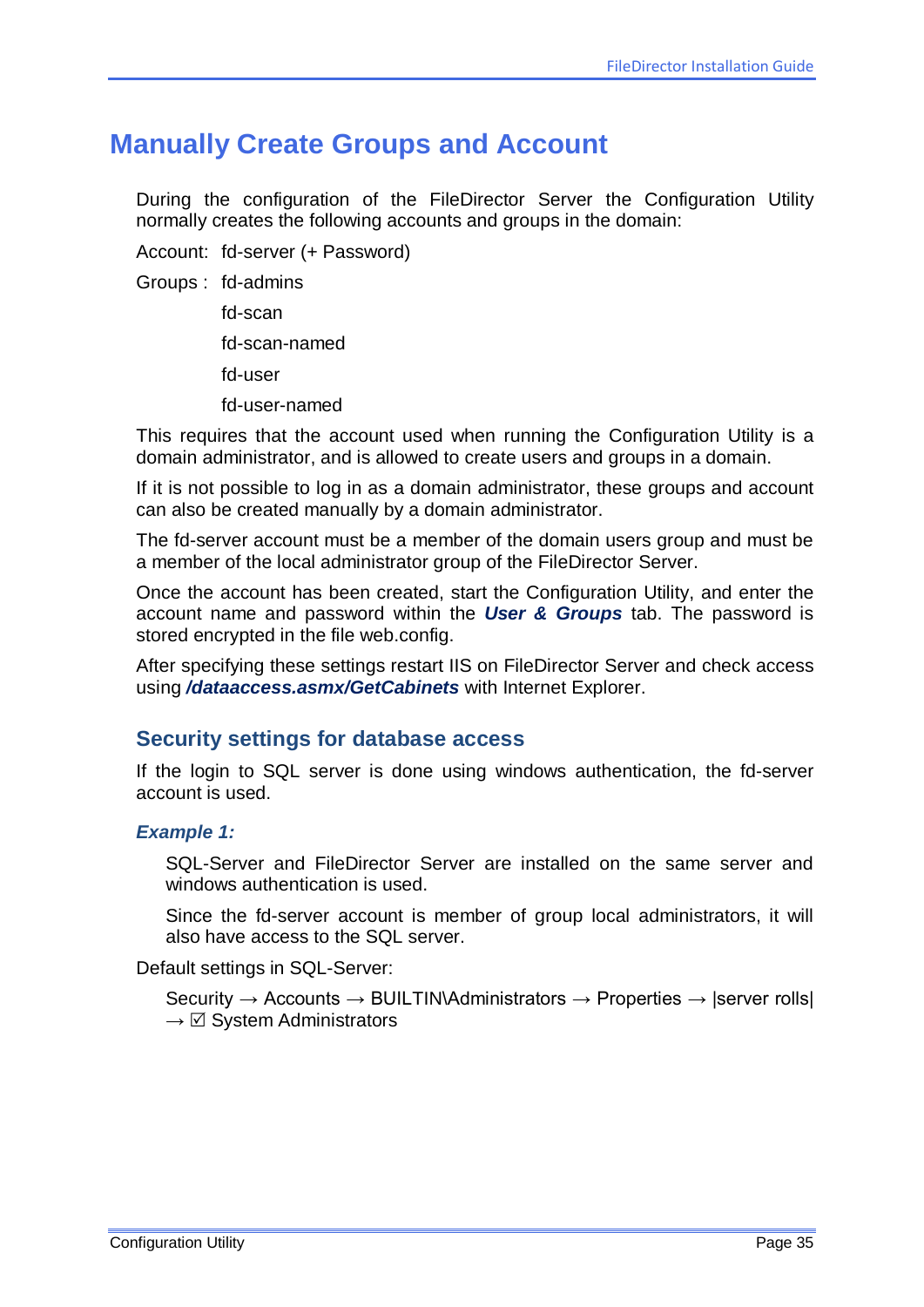# Manually Create Groups and Account

During the configuration of the FileDirector Server the Configuration Utility normally creates the following accounts and groups in the domain:

Account: fd-server (+ Password)

Groups : fd-admins

fd-scan

fd-scan-named

fd-user

fd-user-named

This requires that the account used when running the Configuration Utility is a domain administrator, and is allowed to create users and groups in a domain.

If it is not possible to log in as a domain administrator, these groups and account can also be created manually by a domain administrator.

The fd-server account must be a member of the domain users group and must be a member of the local administrator group of the FileDirector Server.

Once the account has been created, start the Configuration Utility, and enter the account name and password within the ***User & Groups*** tab. The password is stored encrypted in the file web.config.

After specifying these settings restart IIS on FileDirector Server and check access using ***/dataaccess.asmx/GetCabinets*** with Internet Explorer.

## Security settings for database access

If the login to SQL server is done using windows authentication, the fd-server account is used.

### *Example 1:*

SQL-Server and FileDirector Server are installed on the same server and windows authentication is used.

Since the fd-server account is member of group local administrators, it will also have access to the SQL server.

Default settings in SQL-Server:

Security → Accounts → BUILTIN\Administrators → Properties → |server rolls| → ☑ System Administrators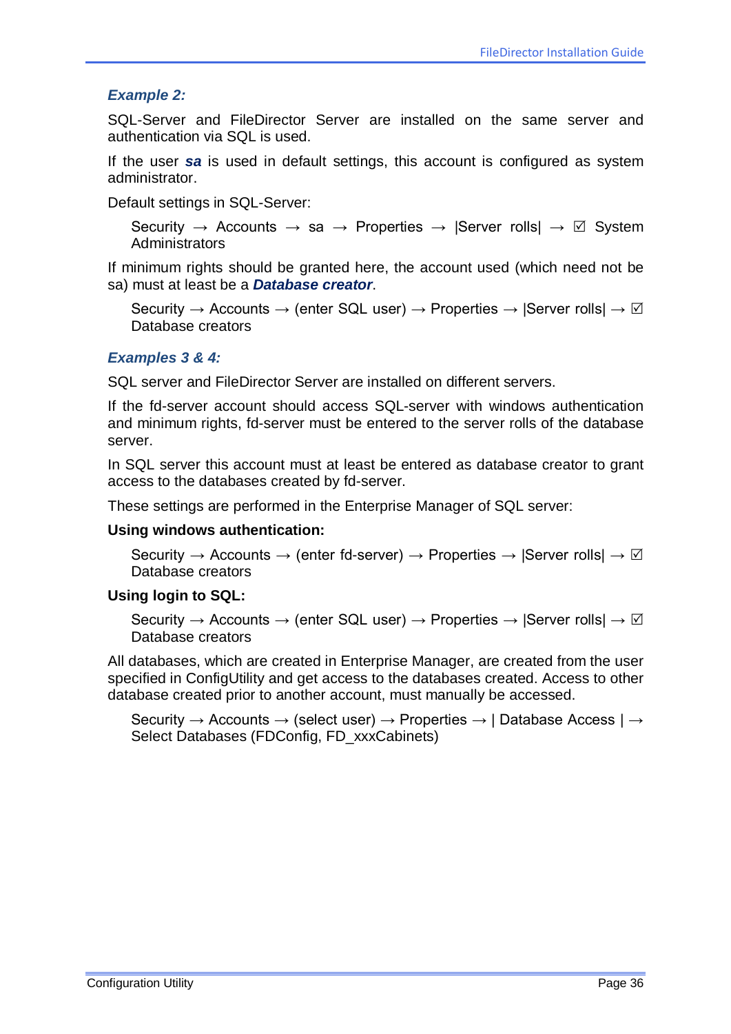### *Example 2:*

SQL-Server and FileDirector Server are installed on the same server and authentication via SQL is used.

If the user ***sa*** is used in default settings, this account is configured as system administrator.

Default settings in SQL-Server:

> Security → Accounts → sa → Properties → |Server rolls| → ☑ System Administrators

If minimum rights should be granted here, the account used (which need not be sa) must at least be a ***Database creator***.

> Security → Accounts → (enter SQL user) → Properties → |Server rolls| → ☑ Database creators

### *Examples 3 & 4:*

SQL server and FileDirector Server are installed on different servers.

If the fd-server account should access SQL-server with windows authentication and minimum rights, fd-server must be entered to the server rolls of the database server.

In SQL server this account must at least be entered as database creator to grant access to the databases created by fd-server.

These settings are performed in the Enterprise Manager of SQL server:

**Using windows authentication:**

> Security → Accounts → (enter fd-server) → Properties → |Server rolls| → ☑ Database creators

**Using login to SQL:**

> Security → Accounts → (enter SQL user) → Properties → |Server rolls| → ☑ Database creators

All databases, which are created in Enterprise Manager, are created from the user specified in ConfigUtility and get access to the databases created. Access to other database created prior to another account, must manually be accessed.

> Security → Accounts → (select user) → Properties → | Database Access | → Select Databases (FDConfig, FD_xxxCabinets)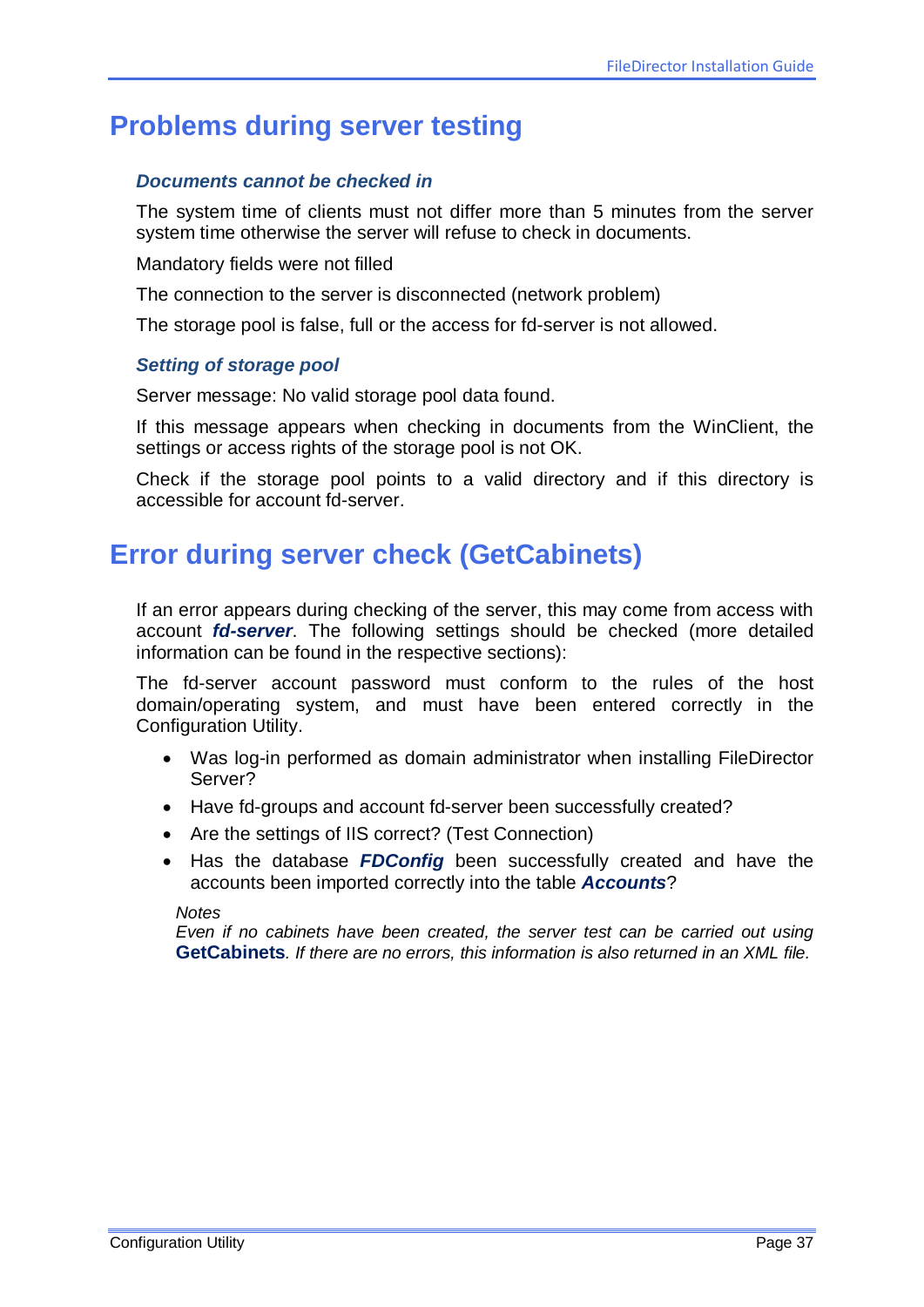# Problems during server testing

### *Documents cannot be checked in*

The system time of clients must not differ more than 5 minutes from the server system time otherwise the server will refuse to check in documents.

Mandatory fields were not filled

The connection to the server is disconnected (network problem)

The storage pool is false, full or the access for fd-server is not allowed.

### *Setting of storage pool*

Server message: No valid storage pool data found.

If this message appears when checking in documents from the WinClient, the settings or access rights of the storage pool is not OK.

Check if the storage pool points to a valid directory and if this directory is accessible for account fd-server.

# Error during server check (GetCabinets)

If an error appears during checking of the server, this may come from access with account ***fd-server***. The following settings should be checked (more detailed information can be found in the respective sections):

The fd-server account password must conform to the rules of the host domain/operating system, and must have been entered correctly in the Configuration Utility.

- Was log-in performed as domain administrator when installing FileDirector Server?
- Have fd-groups and account fd-server been successfully created?
- Are the settings of IIS correct? (Test Connection)
- Has the database ***FDConfig*** been successfully created and have the accounts been imported correctly into the table ***Accounts***?

*Notes*
*Even if no cabinets have been created, the server test can be carried out using* **GetCabinets***. If there are no errors, this information is also returned in an XML file.*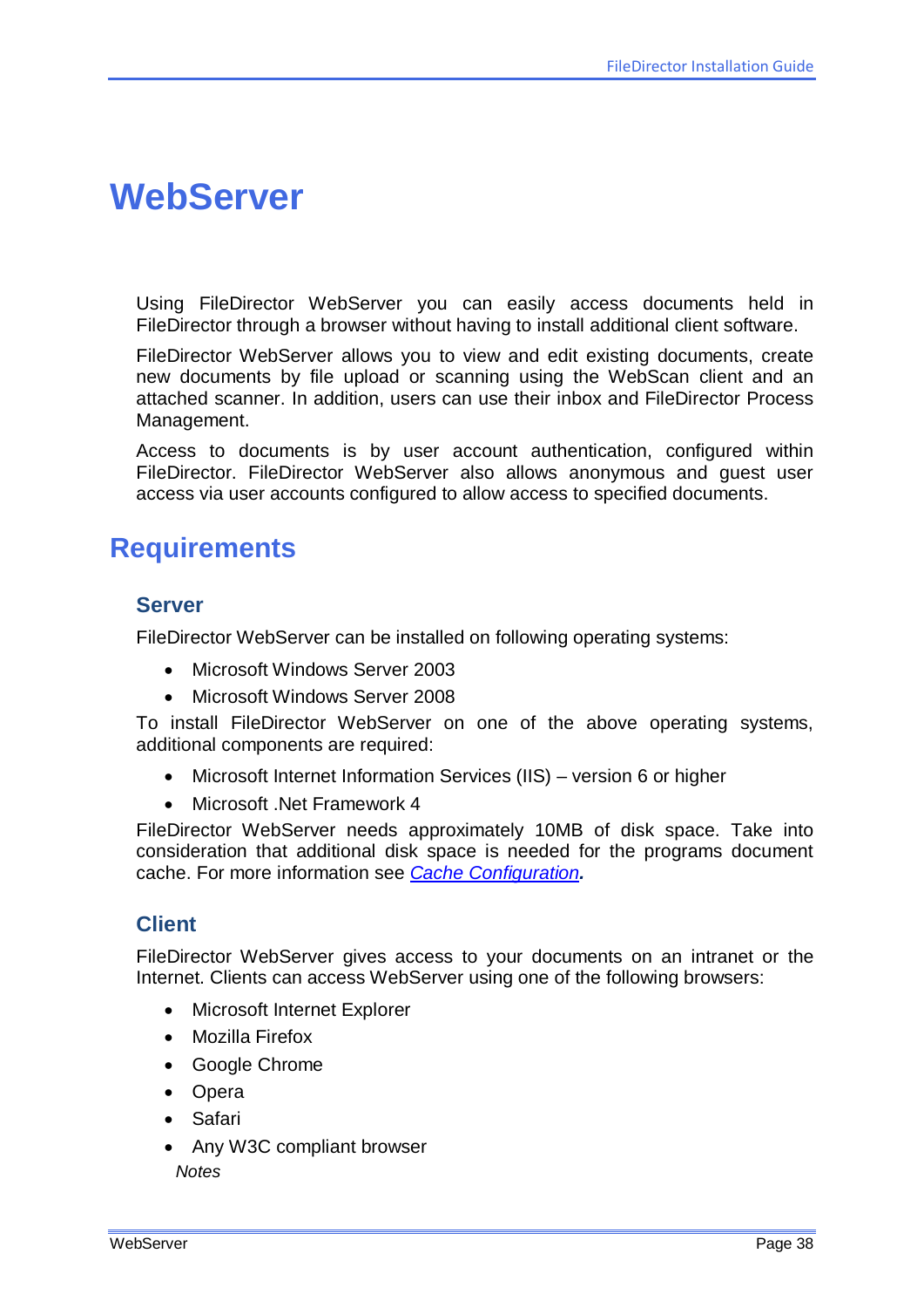# WebServer

Using FileDirector WebServer you can easily access documents held in FileDirector through a browser without having to install additional client software.

FileDirector WebServer allows you to view and edit existing documents, create new documents by file upload or scanning using the WebScan client and an attached scanner. In addition, users can use their inbox and FileDirector Process Management.

Access to documents is by user account authentication, configured within FileDirector. FileDirector WebServer also allows anonymous and guest user access via user accounts configured to allow access to specified documents.

## Requirements

### Server

FileDirector WebServer can be installed on following operating systems:

- Microsoft Windows Server 2003
- Microsoft Windows Server 2008

To install FileDirector WebServer on one of the above operating systems, additional components are required:

- Microsoft Internet Information Services (IIS) – version 6 or higher
- Microsoft .Net Framework 4

FileDirector WebServer needs approximately 10MB of disk space. Take into consideration that additional disk space is needed for the programs document cache. For more information see *Cache Configuration*.

### Client

FileDirector WebServer gives access to your documents on an intranet or the Internet. Clients can access WebServer using one of the following browsers:

- Microsoft Internet Explorer
- Mozilla Firefox
- Google Chrome
- Opera
- Safari
- Any W3C compliant browser

*Notes*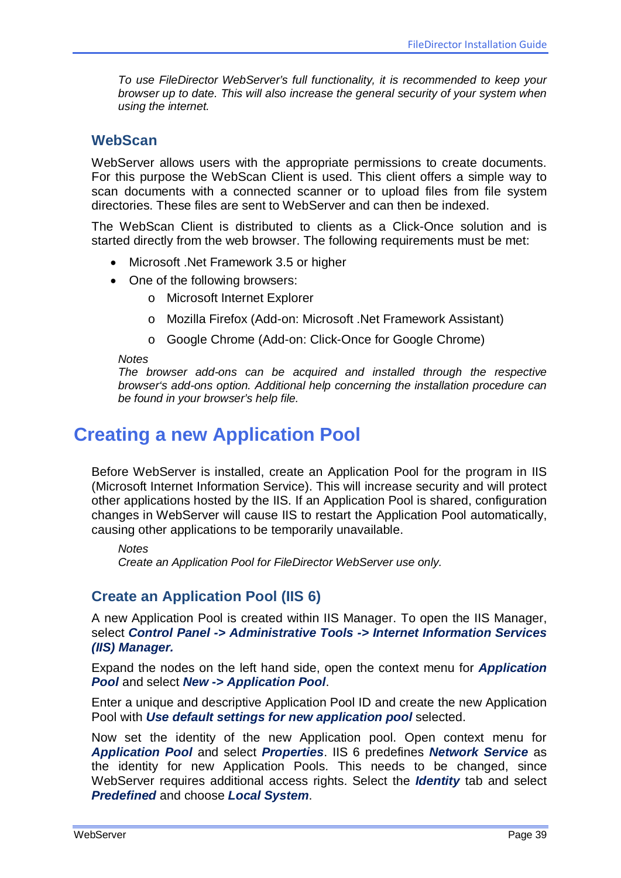*To use FileDirector WebServer's full functionality, it is recommended to keep your browser up to date. This will also increase the general security of your system when using the internet.*

## WebScan

WebServer allows users with the appropriate permissions to create documents. For this purpose the WebScan Client is used. This client offers a simple way to scan documents with a connected scanner or to upload files from file system directories. These files are sent to WebServer and can then be indexed.

The WebScan Client is distributed to clients as a Click-Once solution and is started directly from the web browser. The following requirements must be met:

- Microsoft .Net Framework 3.5 or higher
- One of the following browsers:
  - Microsoft Internet Explorer
  - Mozilla Firefox (Add-on: Microsoft .Net Framework Assistant)
  - Google Chrome (Add-on: Click-Once for Google Chrome)

*Notes*
*The browser add-ons can be acquired and installed through the respective browser's add-ons option. Additional help concerning the installation procedure can be found in your browser's help file.*

# Creating a new Application Pool

Before WebServer is installed, create an Application Pool for the program in IIS (Microsoft Internet Information Service). This will increase security and will protect other applications hosted by the IIS. If an Application Pool is shared, configuration changes in WebServer will cause IIS to restart the Application Pool automatically, causing other applications to be temporarily unavailable.

*Notes*
*Create an Application Pool for FileDirector WebServer use only.*

## Create an Application Pool (IIS 6)

A new Application Pool is created within IIS Manager. To open the IIS Manager, select ***Control Panel -> Administrative Tools -> Internet Information Services (IIS) Manager.***

Expand the nodes on the left hand side, open the context menu for ***Application Pool*** and select ***New -> Application Pool***.

Enter a unique and descriptive Application Pool ID and create the new Application Pool with ***Use default settings for new application pool*** selected.

Now set the identity of the new Application pool. Open context menu for ***Application Pool*** and select ***Properties***. IIS 6 predefines ***Network Service*** as the identity for new Application Pools. This needs to be changed, since WebServer requires additional access rights. Select the ***Identity*** tab and select ***Predefined*** and choose ***Local System***.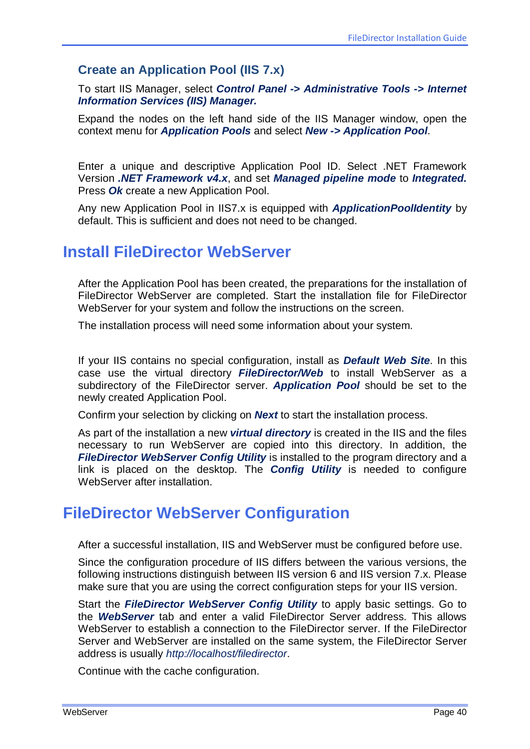### Create an Application Pool (IIS 7.x)

To start IIS Manager, select ***Control Panel -> Administrative Tools -> Internet Information Services (IIS) Manager.***

Expand the nodes on the left hand side of the IIS Manager window, open the context menu for ***Application Pools*** and select ***New -> Application Pool***.

Enter a unique and descriptive Application Pool ID. Select .NET Framework Version ***.NET Framework v4.x***, and set ***Managed pipeline mode*** to ***Integrated.*** Press ***Ok*** create a new Application Pool.

Any new Application Pool in IIS7.x is equipped with ***ApplicationPoolIdentity*** by default. This is sufficient and does not need to be changed.

## Install FileDirector WebServer

After the Application Pool has been created, the preparations for the installation of FileDirector WebServer are completed. Start the installation file for FileDirector WebServer for your system and follow the instructions on the screen.

The installation process will need some information about your system.

If your IIS contains no special configuration, install as ***Default Web Site***. In this case use the virtual directory ***FileDirector/Web*** to install WebServer as a subdirectory of the FileDirector server. ***Application Pool*** should be set to the newly created Application Pool.

Confirm your selection by clicking on ***Next*** to start the installation process.

As part of the installation a new ***virtual directory*** is created in the IIS and the files necessary to run WebServer are copied into this directory. In addition, the ***FileDirector WebServer Config Utility*** is installed to the program directory and a link is placed on the desktop. The ***Config Utility*** is needed to configure WebServer after installation.

## FileDirector WebServer Configuration

After a successful installation, IIS and WebServer must be configured before use.

Since the configuration procedure of IIS differs between the various versions, the following instructions distinguish between IIS version 6 and IIS version 7.x. Please make sure that you are using the correct configuration steps for your IIS version.

Start the ***FileDirector WebServer Config Utility*** to apply basic settings. Go to the ***WebServer*** tab and enter a valid FileDirector Server address. This allows WebServer to establish a connection to the FileDirector server. If the FileDirector Server and WebServer are installed on the same system, the FileDirector Server address is usually *http://localhost/filedirector*.

Continue with the cache configuration.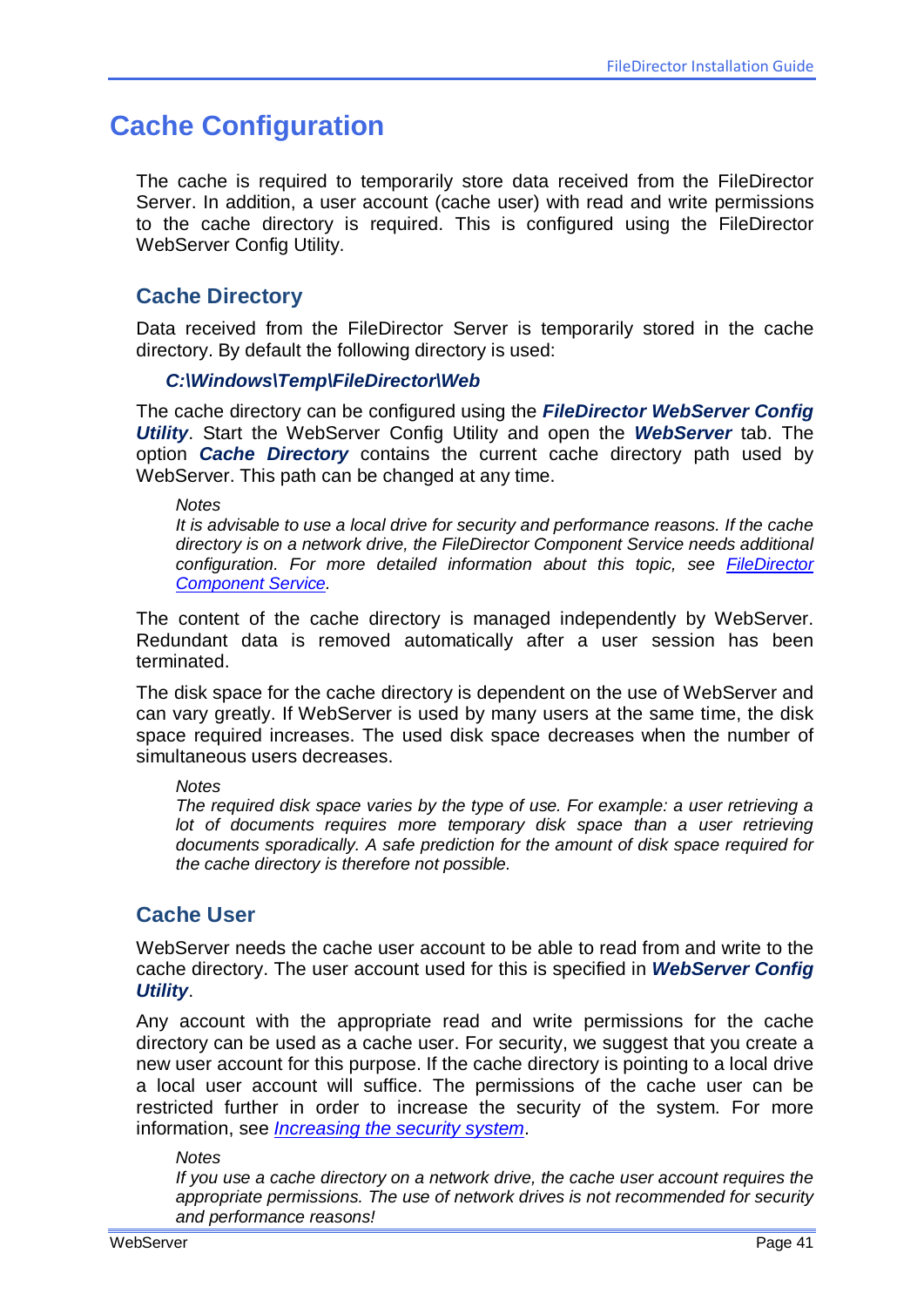# Cache Configuration

The cache is required to temporarily store data received from the FileDirector Server. In addition, a user account (cache user) with read and write permissions to the cache directory is required. This is configured using the FileDirector WebServer Config Utility.

## Cache Directory

Data received from the FileDirector Server is temporarily stored in the cache directory. By default the following directory is used:

***C:\Windows\Temp\FileDirector\Web***

The cache directory can be configured using the ***FileDirector WebServer Config Utility***. Start the WebServer Config Utility and open the ***WebServer*** tab. The option ***Cache Directory*** contains the current cache directory path used by WebServer. This path can be changed at any time.

> *Notes*
> *It is advisable to use a local drive for security and performance reasons. If the cache directory is on a network drive, the FileDirector Component Service needs additional configuration. For more detailed information about this topic, see [FileDirector Component Service](#).*

The content of the cache directory is managed independently by WebServer. Redundant data is removed automatically after a user session has been terminated.

The disk space for the cache directory is dependent on the use of WebServer and can vary greatly. If WebServer is used by many users at the same time, the disk space required increases. The used disk space decreases when the number of simultaneous users decreases.

> *Notes*
> *The required disk space varies by the type of use. For example: a user retrieving a lot of documents requires more temporary disk space than a user retrieving documents sporadically. A safe prediction for the amount of disk space required for the cache directory is therefore not possible.*

## Cache User

WebServer needs the cache user account to be able to read from and write to the cache directory. The user account used for this is specified in ***WebServer Config Utility***.

Any account with the appropriate read and write permissions for the cache directory can be used as a cache user. For security, we suggest that you create a new user account for this purpose. If the cache directory is pointing to a local drive a local user account will suffice. The permissions of the cache user can be restricted further in order to increase the security of the system. For more information, see *[Increasing the security system](#)*.

> *Notes*
> *If you use a cache directory on a network drive, the cache user account requires the appropriate permissions. The use of network drives is not recommended for security and performance reasons!*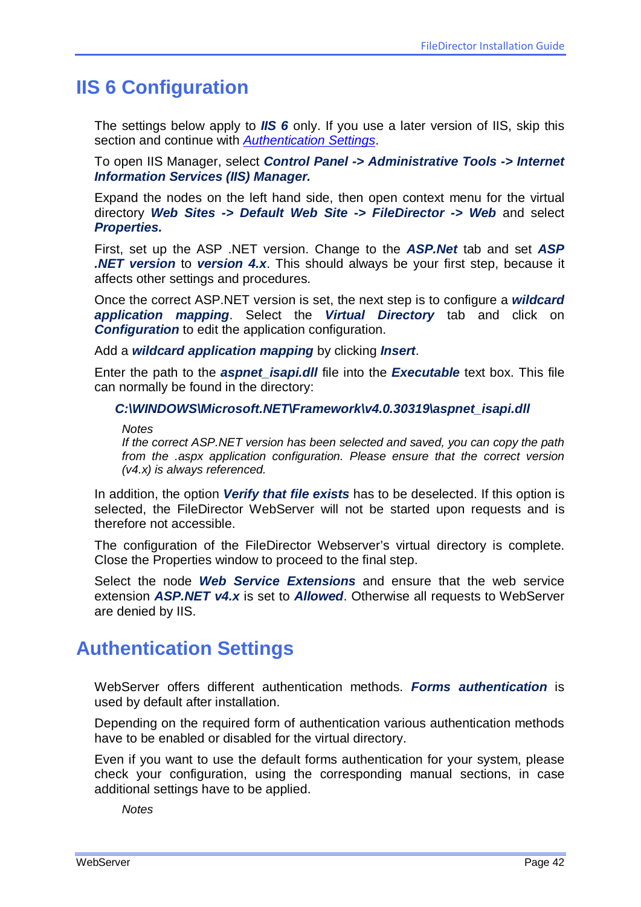# IIS 6 Configuration

The settings below apply to ***IIS 6*** only. If you use a later version of IIS, skip this section and continue with *Authentication Settings*.

To open IIS Manager, select ***Control Panel -> Administrative Tools -> Internet Information Services (IIS) Manager.***

Expand the nodes on the left hand side, then open context menu for the virtual directory ***Web Sites -> Default Web Site -> FileDirector -> Web*** and select ***Properties.***

First, set up the ASP .NET version. Change to the ***ASP.Net*** tab and set ***ASP .NET version*** to ***version 4.x***. This should always be your first step, because it affects other settings and procedures.

Once the correct ASP.NET version is set, the next step is to configure a ***wildcard application mapping***. Select the ***Virtual Directory*** tab and click on ***Configuration*** to edit the application configuration.

Add a ***wildcard application mapping*** by clicking ***Insert***.

Enter the path to the ***aspnet_isapi.dll*** file into the ***Executable*** text box. This file can normally be found in the directory:

***C:\WINDOWS\Microsoft.NET\Framework\v4.0.30319\aspnet_isapi.dll***

*Notes*
*If the correct ASP.NET version has been selected and saved, you can copy the path from the .aspx application configuration. Please ensure that the correct version (v4.x) is always referenced.*

In addition, the option ***Verify that file exists*** has to be deselected. If this option is selected, the FileDirector WebServer will not be started upon requests and is therefore not accessible.

The configuration of the FileDirector Webserver's virtual directory is complete. Close the Properties window to proceed to the final step.

Select the node ***Web Service Extensions*** and ensure that the web service extension ***ASP.NET v4.x*** is set to ***Allowed***. Otherwise all requests to WebServer are denied by IIS.

# Authentication Settings

WebServer offers different authentication methods. ***Forms authentication*** is used by default after installation.

Depending on the required form of authentication various authentication methods have to be enabled or disabled for the virtual directory.

Even if you want to use the default forms authentication for your system, please check your configuration, using the corresponding manual sections, in case additional settings have to be applied.

*Notes*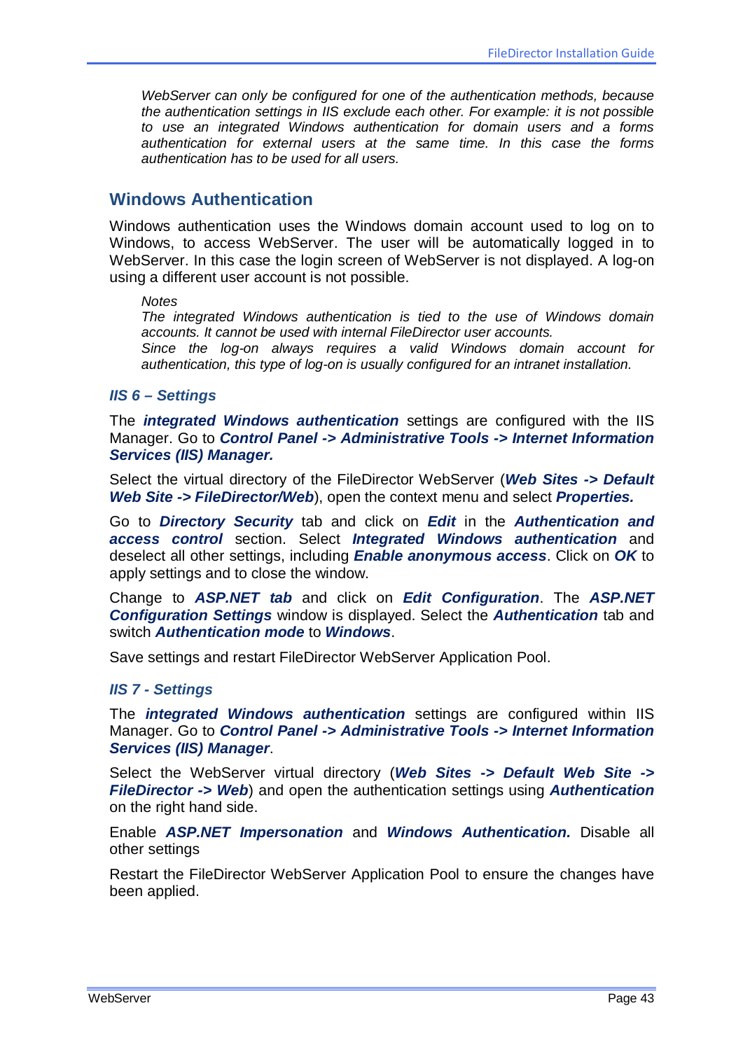*WebServer can only be configured for one of the authentication methods, because the authentication settings in IIS exclude each other. For example: it is not possible to use an integrated Windows authentication for domain users and a forms authentication for external users at the same time. In this case the forms authentication has to be used for all users.*

## Windows Authentication

Windows authentication uses the Windows domain account used to log on to Windows, to access WebServer. The user will be automatically logged in to WebServer. In this case the login screen of WebServer is not displayed. A log-on using a different user account is not possible.

*Notes*
*The integrated Windows authentication is tied to the use of Windows domain accounts. It cannot be used with internal FileDirector user accounts.*
*Since the log-on always requires a valid Windows domain account for authentication, this type of log-on is usually configured for an intranet installation.*

### *IIS 6 – Settings*

The ***integrated Windows authentication*** settings are configured with the IIS Manager. Go to ***Control Panel -> Administrative Tools -> Internet Information Services (IIS) Manager.***

Select the virtual directory of the FileDirector WebServer (***Web Sites -> Default Web Site -> FileDirector/Web***), open the context menu and select ***Properties.***

Go to ***Directory Security*** tab and click on ***Edit*** in the ***Authentication and access control*** section. Select ***Integrated Windows authentication*** and deselect all other settings, including ***Enable anonymous access***. Click on ***OK*** to apply settings and to close the window.

Change to ***ASP.NET tab*** and click on ***Edit Configuration***. The ***ASP.NET Configuration Settings*** window is displayed. Select the ***Authentication*** tab and switch ***Authentication mode*** to ***Windows***.

Save settings and restart FileDirector WebServer Application Pool.

### *IIS 7 - Settings*

The ***integrated Windows authentication*** settings are configured within IIS Manager. Go to ***Control Panel -> Administrative Tools -> Internet Information Services (IIS) Manager***.

Select the WebServer virtual directory (***Web Sites -> Default Web Site -> FileDirector -> Web***) and open the authentication settings using ***Authentication*** on the right hand side.

Enable ***ASP.NET Impersonation*** and ***Windows Authentication.*** Disable all other settings

Restart the FileDirector WebServer Application Pool to ensure the changes have been applied.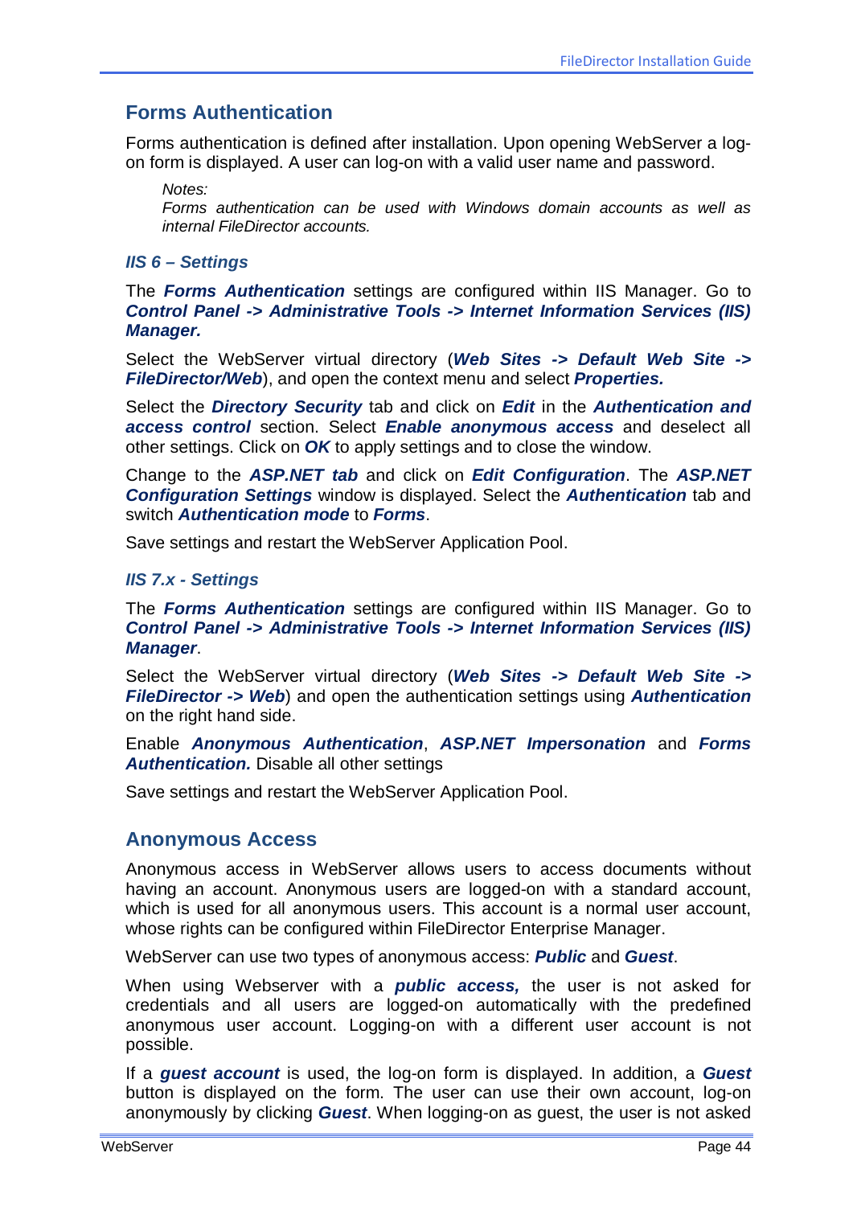## Forms Authentication

Forms authentication is defined after installation. Upon opening WebServer a log-on form is displayed. A user can log-on with a valid user name and password.

*Notes:*
*Forms authentication can be used with Windows domain accounts as well as internal FileDirector accounts.*

### *IIS 6 – Settings*

The ***Forms Authentication*** settings are configured within IIS Manager. Go to ***Control Panel -> Administrative Tools -> Internet Information Services (IIS) Manager.***

Select the WebServer virtual directory (***Web Sites -> Default Web Site -> FileDirector/Web***), and open the context menu and select ***Properties.***

Select the ***Directory Security*** tab and click on ***Edit*** in the ***Authentication and access control*** section. Select ***Enable anonymous access*** and deselect all other settings. Click on ***OK*** to apply settings and to close the window.

Change to the ***ASP.NET tab*** and click on ***Edit Configuration***. The ***ASP.NET Configuration Settings*** window is displayed. Select the ***Authentication*** tab and switch ***Authentication mode*** to ***Forms***.

Save settings and restart the WebServer Application Pool.

### *IIS 7.x - Settings*

The ***Forms Authentication*** settings are configured within IIS Manager. Go to ***Control Panel -> Administrative Tools -> Internet Information Services (IIS) Manager***.

Select the WebServer virtual directory (***Web Sites -> Default Web Site -> FileDirector -> Web***) and open the authentication settings using ***Authentication*** on the right hand side.

Enable ***Anonymous Authentication***, ***ASP.NET Impersonation*** and ***Forms Authentication.*** Disable all other settings

Save settings and restart the WebServer Application Pool.

## Anonymous Access

Anonymous access in WebServer allows users to access documents without having an account. Anonymous users are logged-on with a standard account, which is used for all anonymous users. This account is a normal user account, whose rights can be configured within FileDirector Enterprise Manager.

WebServer can use two types of anonymous access: ***Public*** and ***Guest***.

When using Webserver with a ***public access,*** the user is not asked for credentials and all users are logged-on automatically with the predefined anonymous user account. Logging-on with a different user account is not possible.

If a ***guest account*** is used, the log-on form is displayed. In addition, a ***Guest*** button is displayed on the form. The user can use their own account, log-on anonymously by clicking ***Guest***. When logging-on as guest, the user is not asked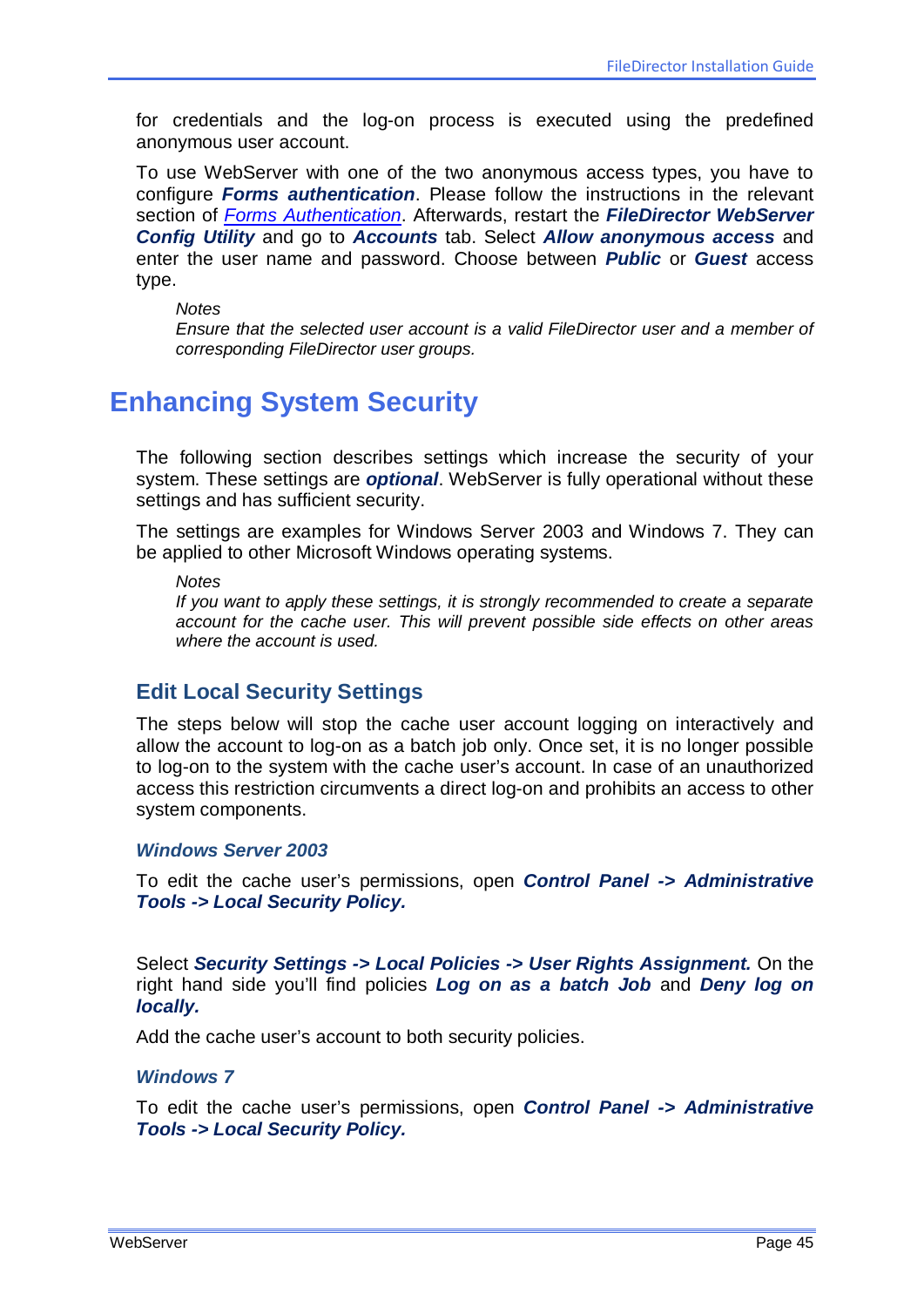for credentials and the log-on process is executed using the predefined anonymous user account.

To use WebServer with one of the two anonymous access types, you have to configure ***Forms authentication***. Please follow the instructions in the relevant section of *Forms Authentication*. Afterwards, restart the ***FileDirector WebServer Config Utility*** and go to ***Accounts*** tab. Select ***Allow anonymous access*** and enter the user name and password. Choose between ***Public*** or ***Guest*** access type.

> *Notes*
> *Ensure that the selected user account is a valid FileDirector user and a member of corresponding FileDirector user groups.*

# Enhancing System Security

The following section describes settings which increase the security of your system. These settings are ***optional***. WebServer is fully operational without these settings and has sufficient security.

The settings are examples for Windows Server 2003 and Windows 7. They can be applied to other Microsoft Windows operating systems.

> *Notes*
> *If you want to apply these settings, it is strongly recommended to create a separate account for the cache user. This will prevent possible side effects on other areas where the account is used.*

## Edit Local Security Settings

The steps below will stop the cache user account logging on interactively and allow the account to log-on as a batch job only. Once set, it is no longer possible to log-on to the system with the cache user's account. In case of an unauthorized access this restriction circumvents a direct log-on and prohibits an access to other system components.

### *Windows Server 2003*

To edit the cache user's permissions, open ***Control Panel -> Administrative Tools -> Local Security Policy.***

Select ***Security Settings -> Local Policies -> User Rights Assignment.*** On the right hand side you'll find policies ***Log on as a batch Job*** and ***Deny log on locally.***

Add the cache user's account to both security policies.

### *Windows 7*

To edit the cache user's permissions, open ***Control Panel -> Administrative Tools -> Local Security Policy.***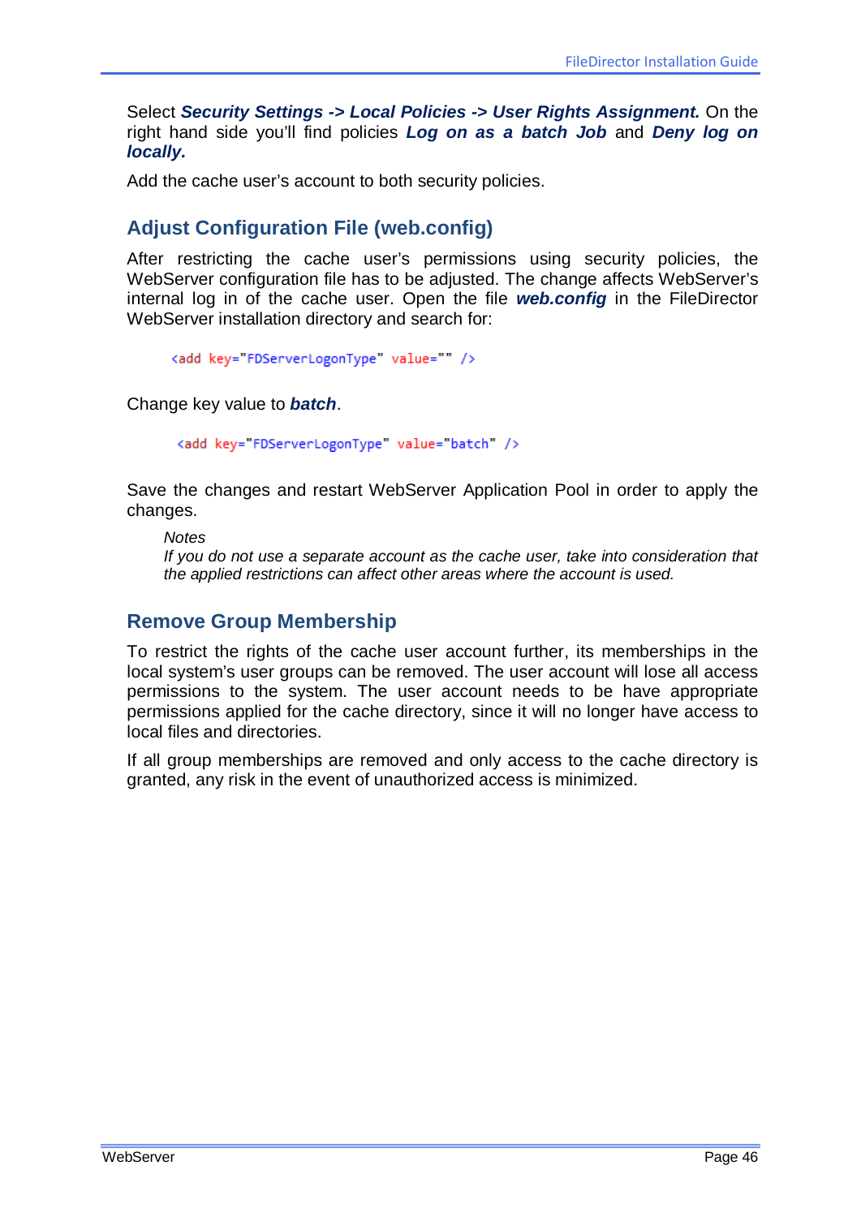Select ***Security Settings -> Local Policies -> User Rights Assignment.*** On the right hand side you'll find policies ***Log on as a batch Job*** and ***Deny log on locally.***

Add the cache user's account to both security policies.

## Adjust Configuration File (web.config)

After restricting the cache user's permissions using security policies, the WebServer configuration file has to be adjusted. The change affects WebServer's internal log in of the cache user. Open the file ***web.config*** in the FileDirector WebServer installation directory and search for:

```
<add key="FDServerLogonType" value="" />
```

Change key value to ***batch***.

```
<add key="FDServerLogonType" value="batch" />
```

Save the changes and restart WebServer Application Pool in order to apply the changes.

> *Notes*
> *If you do not use a separate account as the cache user, take into consideration that the applied restrictions can affect other areas where the account is used.*

## Remove Group Membership

To restrict the rights of the cache user account further, its memberships in the local system's user groups can be removed. The user account will lose all access permissions to the system. The user account needs to be have appropriate permissions applied for the cache directory, since it will no longer have access to local files and directories.

If all group memberships are removed and only access to the cache directory is granted, any risk in the event of unauthorized access is minimized.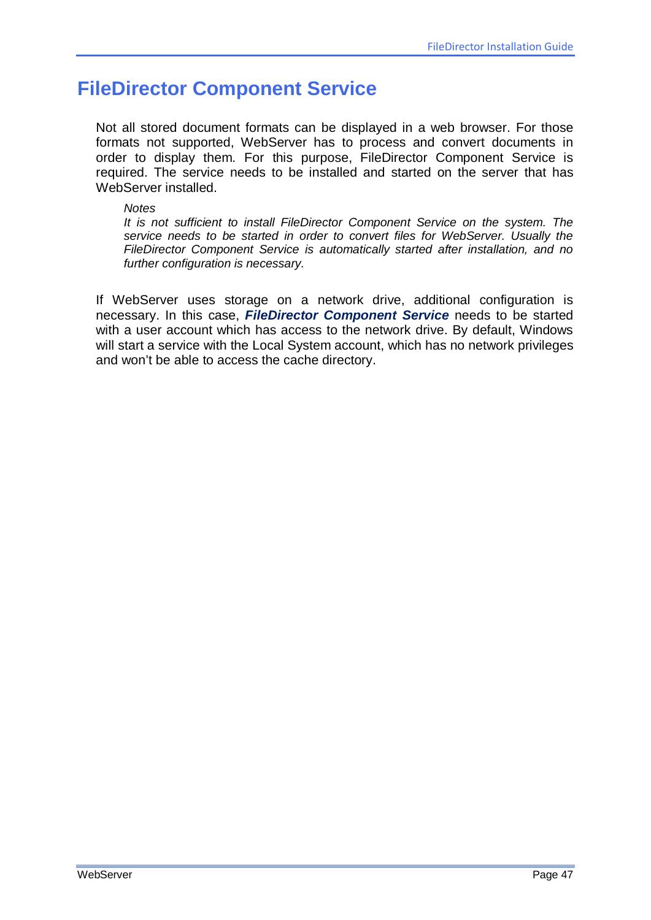# FileDirector Component Service

Not all stored document formats can be displayed in a web browser. For those formats not supported, WebServer has to process and convert documents in order to display them. For this purpose, FileDirector Component Service is required. The service needs to be installed and started on the server that has WebServer installed.

*Notes*
*It is not sufficient to install FileDirector Component Service on the system. The service needs to be started in order to convert files for WebServer. Usually the FileDirector Component Service is automatically started after installation, and no further configuration is necessary.*

If WebServer uses storage on a network drive, additional configuration is necessary. In this case, ***FileDirector Component Service*** needs to be started with a user account which has access to the network drive. By default, Windows will start a service with the Local System account, which has no network privileges and won't be able to access the cache directory.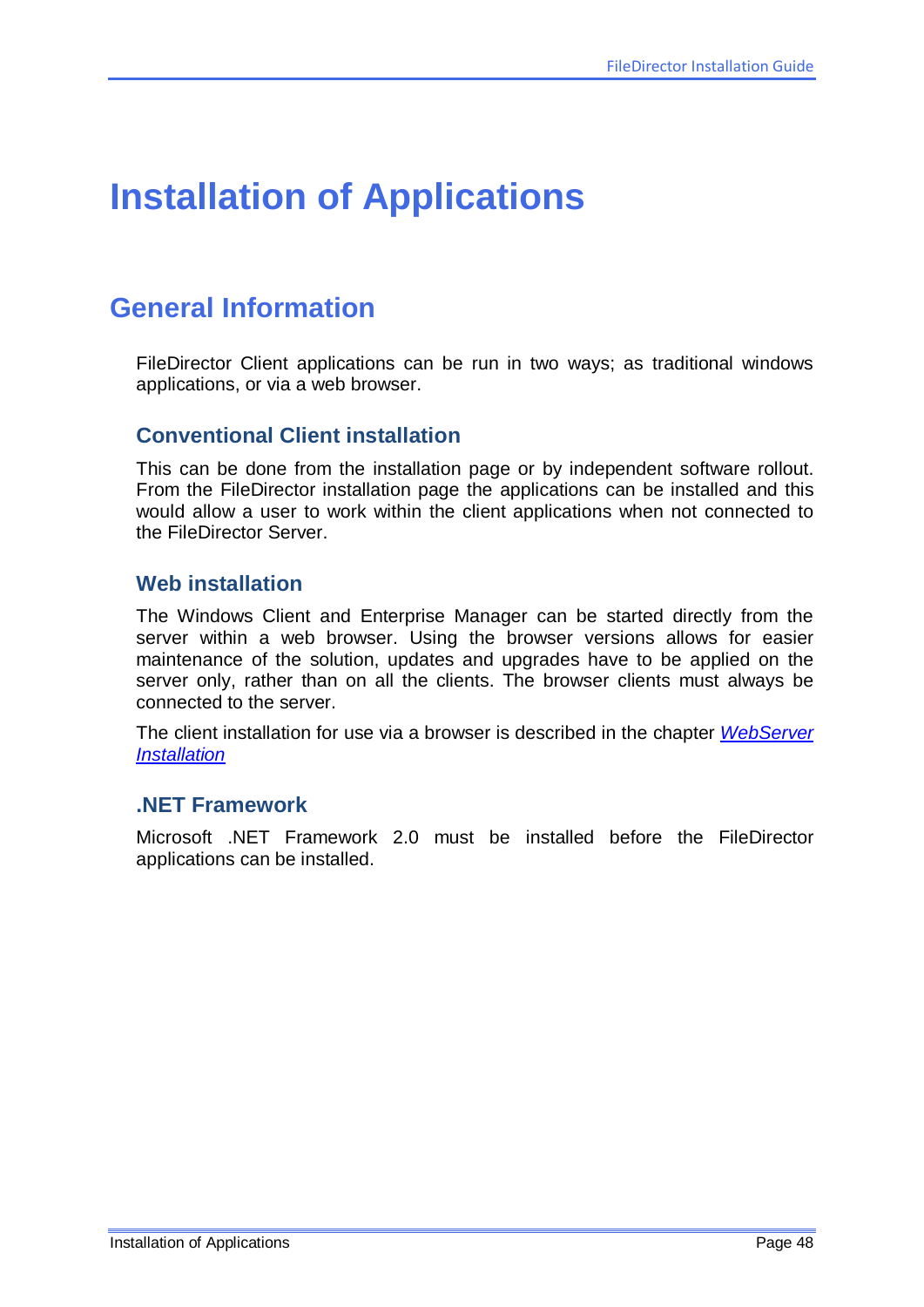# Installation of Applications

## General Information

FileDirector Client applications can be run in two ways; as traditional windows applications, or via a web browser.

### Conventional Client installation

This can be done from the installation page or by independent software rollout. From the FileDirector installation page the applications can be installed and this would allow a user to work within the client applications when not connected to the FileDirector Server.

### Web installation

The Windows Client and Enterprise Manager can be started directly from the server within a web browser. Using the browser versions allows for easier maintenance of the solution, updates and upgrades have to be applied on the server only, rather than on all the clients. The browser clients must always be connected to the server.

The client installation for use via a browser is described in the chapter *WebServer Installation*

### .NET Framework

Microsoft .NET Framework 2.0 must be installed before the FileDirector applications can be installed.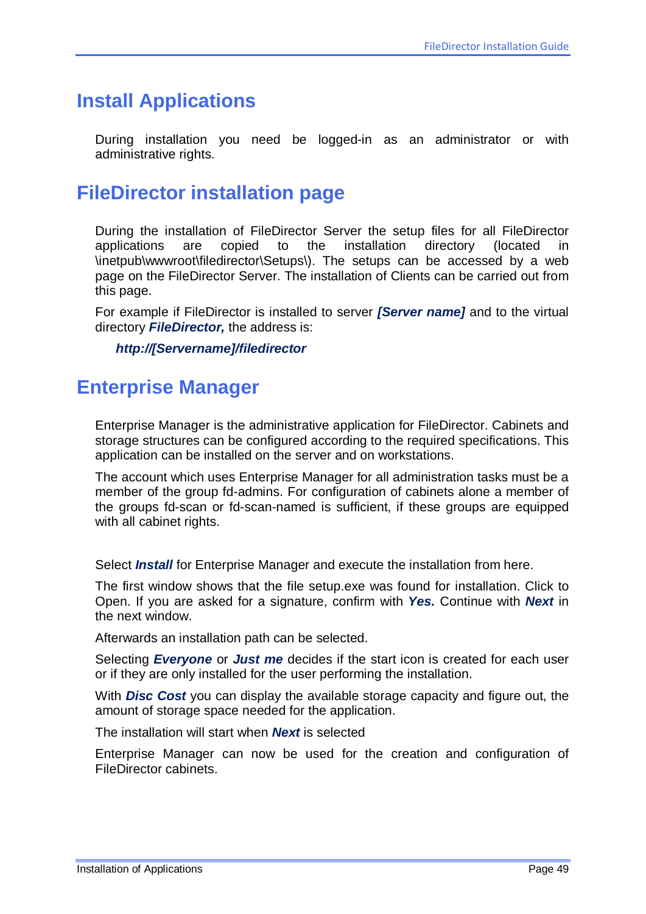# Install Applications

During installation you need be logged-in as an administrator or with administrative rights.

# FileDirector installation page

During the installation of FileDirector Server the setup files for all FileDirector applications are copied to the installation directory (located in \inetpub\wwwroot\filedirector\Setups\). The setups can be accessed by a web page on the FileDirector Server. The installation of Clients can be carried out from this page.

For example if FileDirector is installed to server ***[Server name]*** and to the virtual directory ***FileDirector,*** the address is:

***http://[Servername]/filedirector***

# Enterprise Manager

Enterprise Manager is the administrative application for FileDirector. Cabinets and storage structures can be configured according to the required specifications. This application can be installed on the server and on workstations.

The account which uses Enterprise Manager for all administration tasks must be a member of the group fd-admins. For configuration of cabinets alone a member of the groups fd-scan or fd-scan-named is sufficient, if these groups are equipped with all cabinet rights.

Select ***Install*** for Enterprise Manager and execute the installation from here.

The first window shows that the file setup.exe was found for installation. Click to Open. If you are asked for a signature, confirm with ***Yes.*** Continue with ***Next*** in the next window.

Afterwards an installation path can be selected.

Selecting ***Everyone*** or ***Just me*** decides if the start icon is created for each user or if they are only installed for the user performing the installation.

With ***Disc Cost*** you can display the available storage capacity and figure out, the amount of storage space needed for the application.

The installation will start when ***Next*** is selected

Enterprise Manager can now be used for the creation and configuration of FileDirector cabinets.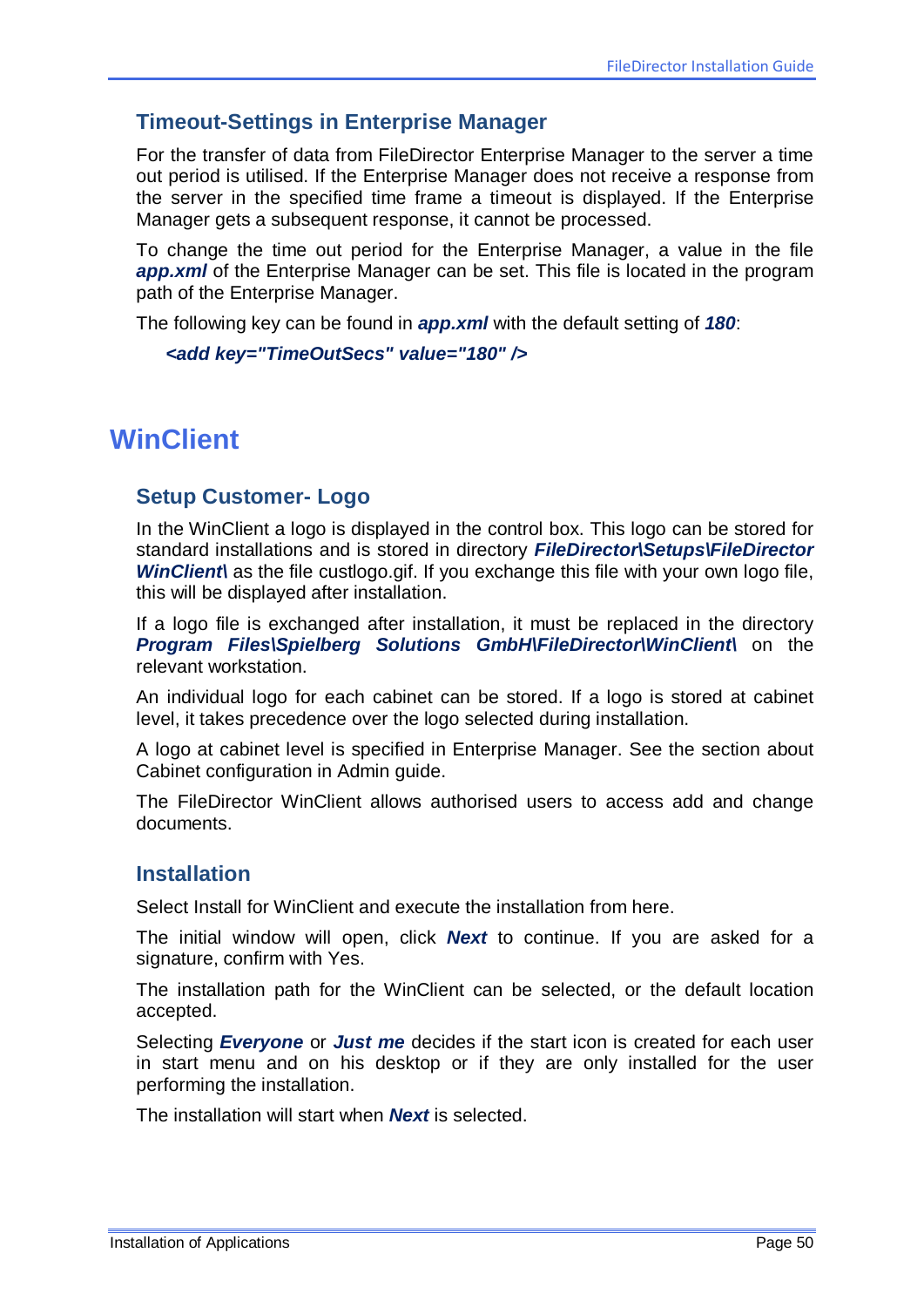### Timeout-Settings in Enterprise Manager

For the transfer of data from FileDirector Enterprise Manager to the server a time out period is utilised. If the Enterprise Manager does not receive a response from the server in the specified time frame a timeout is displayed. If the Enterprise Manager gets a subsequent response, it cannot be processed.

To change the time out period for the Enterprise Manager, a value in the file ***app.xml*** of the Enterprise Manager can be set. This file is located in the program path of the Enterprise Manager.

The following key can be found in ***app.xml*** with the default setting of ***180***:

***<add key="TimeOutSecs" value="180" />***

## WinClient

### Setup Customer- Logo

In the WinClient a logo is displayed in the control box. This logo can be stored for standard installations and is stored in directory ***FileDirector\Setups\FileDirector WinClient\*** as the file custlogo.gif. If you exchange this file with your own logo file, this will be displayed after installation.

If a logo file is exchanged after installation, it must be replaced in the directory ***Program Files\Spielberg Solutions GmbH\FileDirector\WinClient\*** on the relevant workstation.

An individual logo for each cabinet can be stored. If a logo is stored at cabinet level, it takes precedence over the logo selected during installation.

A logo at cabinet level is specified in Enterprise Manager. See the section about Cabinet configuration in Admin guide.

The FileDirector WinClient allows authorised users to access add and change documents.

### Installation

Select Install for WinClient and execute the installation from here.

The initial window will open, click ***Next*** to continue. If you are asked for a signature, confirm with Yes.

The installation path for the WinClient can be selected, or the default location accepted.

Selecting ***Everyone*** or ***Just me*** decides if the start icon is created for each user in start menu and on his desktop or if they are only installed for the user performing the installation.

The installation will start when ***Next*** is selected.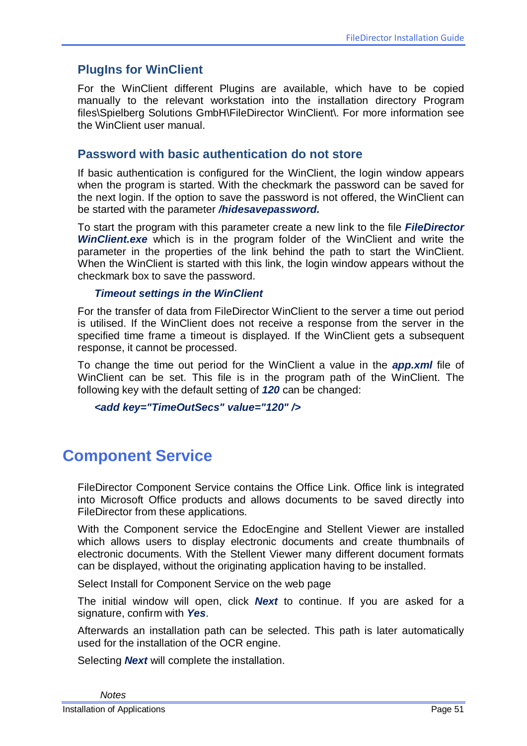### PlugIns for WinClient

For the WinClient different Plugins are available, which have to be copied manually to the relevant workstation into the installation directory Program files\Spielberg Solutions GmbH\FileDirector WinClient\. For more information see the WinClient user manual.

### Password with basic authentication do not store

If basic authentication is configured for the WinClient, the login window appears when the program is started. With the checkmark the password can be saved for the next login. If the option to save the password is not offered, the WinClient can be started with the parameter ***/hidesavepassword.***

To start the program with this parameter create a new link to the file ***FileDirector WinClient.exe*** which is in the program folder of the WinClient and write the parameter in the properties of the link behind the path to start the WinClient. When the WinClient is started with this link, the login window appears without the checkmark box to save the password.

#### *Timeout settings in the WinClient*

For the transfer of data from FileDirector WinClient to the server a time out period is utilised. If the WinClient does not receive a response from the server in the specified time frame a timeout is displayed. If the WinClient gets a subsequent response, it cannot be processed.

To change the time out period for the WinClient a value in the ***app.xml*** file of WinClient can be set. This file is in the program path of the WinClient. The following key with the default setting of ***120*** can be changed:

***<add key="TimeOutSecs" value="120" />***

## Component Service

FileDirector Component Service contains the Office Link. Office link is integrated into Microsoft Office products and allows documents to be saved directly into FileDirector from these applications.

With the Component service the EdocEngine and Stellent Viewer are installed which allows users to display electronic documents and create thumbnails of electronic documents. With the Stellent Viewer many different document formats can be displayed, without the originating application having to be installed.

Select Install for Component Service on the web page

The initial window will open, click ***Next*** to continue. If you are asked for a signature, confirm with ***Yes***.

Afterwards an installation path can be selected. This path is later automatically used for the installation of the OCR engine.

Selecting ***Next*** will complete the installation.

*Notes*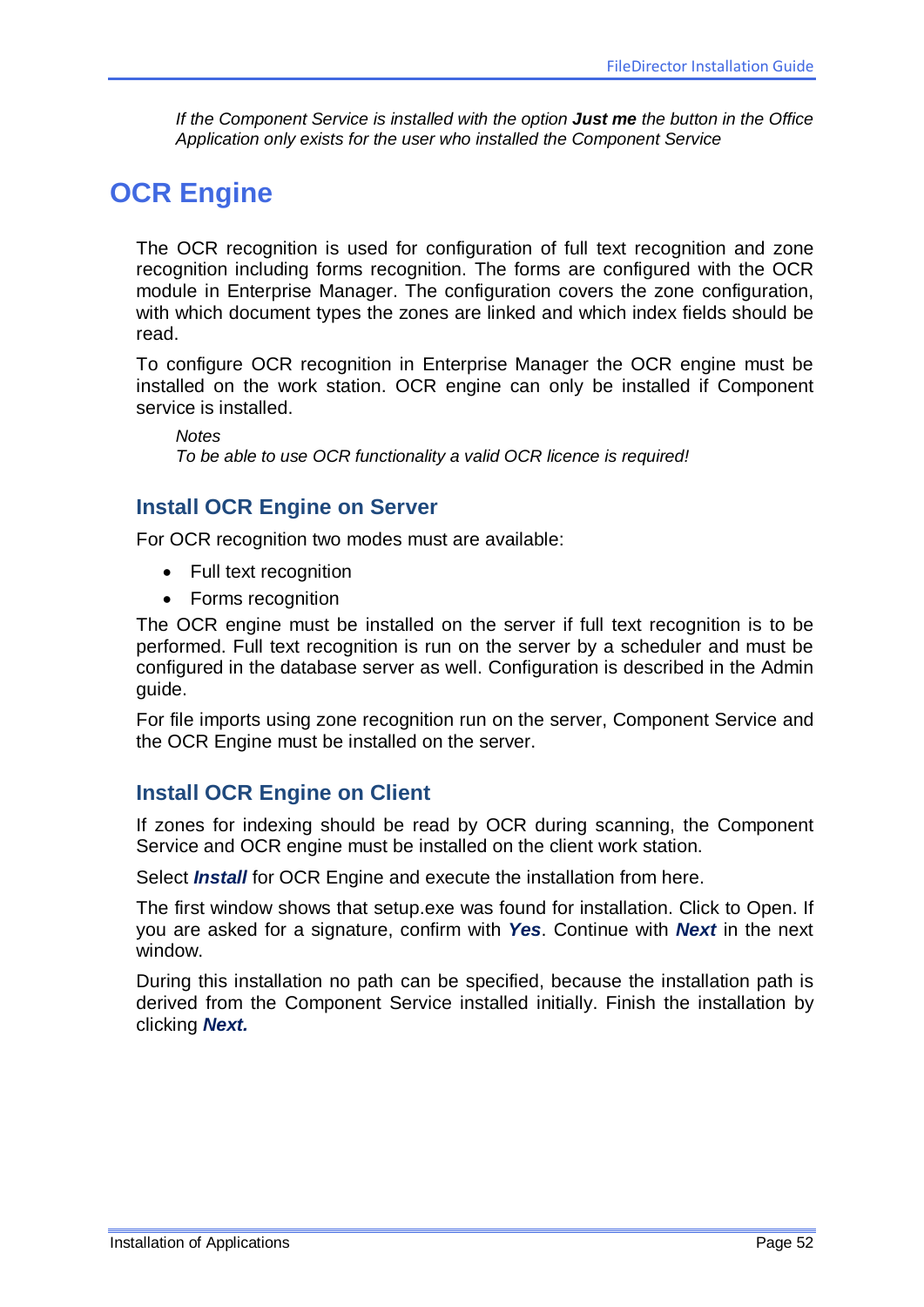*If the Component Service is installed with the option **Just me** the button in the Office Application only exists for the user who installed the Component Service*

# OCR Engine

The OCR recognition is used for configuration of full text recognition and zone recognition including forms recognition. The forms are configured with the OCR module in Enterprise Manager. The configuration covers the zone configuration, with which document types the zones are linked and which index fields should be read.

To configure OCR recognition in Enterprise Manager the OCR engine must be installed on the work station. OCR engine can only be installed if Component service is installed.

*Notes*
*To be able to use OCR functionality a valid OCR licence is required!*

## Install OCR Engine on Server

For OCR recognition two modes must are available:

- Full text recognition
- Forms recognition

The OCR engine must be installed on the server if full text recognition is to be performed. Full text recognition is run on the server by a scheduler and must be configured in the database server as well. Configuration is described in the Admin guide.

For file imports using zone recognition run on the server, Component Service and the OCR Engine must be installed on the server.

## Install OCR Engine on Client

If zones for indexing should be read by OCR during scanning, the Component Service and OCR engine must be installed on the client work station.

Select ***Install*** for OCR Engine and execute the installation from here.

The first window shows that setup.exe was found for installation. Click to Open. If you are asked for a signature, confirm with ***Yes***. Continue with ***Next*** in the next window.

During this installation no path can be specified, because the installation path is derived from the Component Service installed initially. Finish the installation by clicking ***Next.***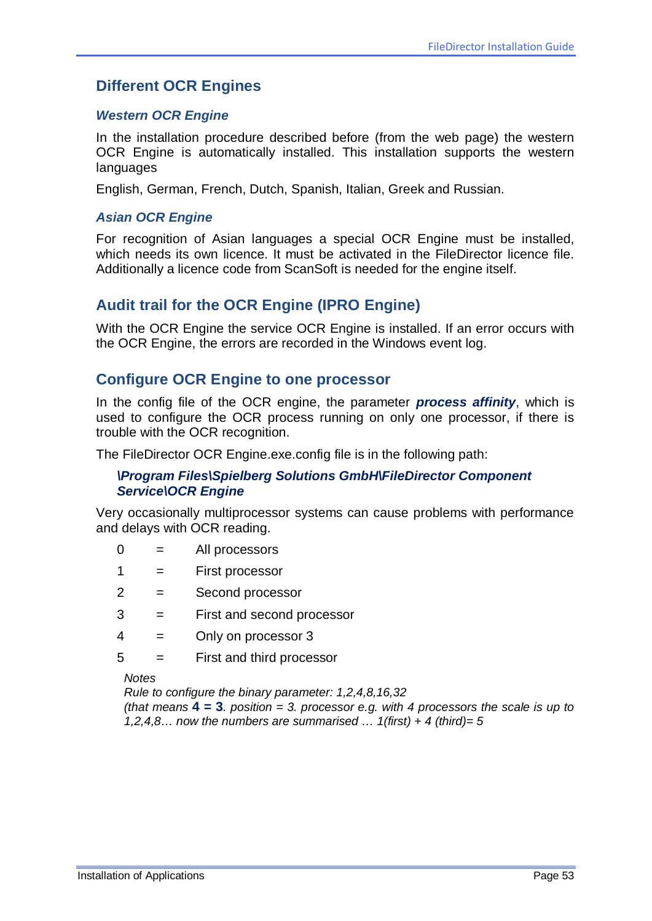## Different OCR Engines

### *Western OCR Engine*

In the installation procedure described before (from the web page) the western OCR Engine is automatically installed. This installation supports the western languages

English, German, French, Dutch, Spanish, Italian, Greek and Russian.

### *Asian OCR Engine*

For recognition of Asian languages a special OCR Engine must be installed, which needs its own licence. It must be activated in the FileDirector licence file. Additionally a licence code from ScanSoft is needed for the engine itself.

## Audit trail for the OCR Engine (IPRO Engine)

With the OCR Engine the service OCR Engine is installed. If an error occurs with the OCR Engine, the errors are recorded in the Windows event log.

## Configure OCR Engine to one processor

In the config file of the OCR engine, the parameter ***process affinity***, which is used to configure the OCR process running on only one processor, if there is trouble with the OCR recognition.

The FileDirector OCR Engine.exe.config file is in the following path:

> ***\Program Files\Spielberg Solutions GmbH\FileDirector Component Service\OCR Engine***

Very occasionally multiprocessor systems can cause problems with performance and delays with OCR reading.

| | | |
|---|---|---|
| 0 | = | All processors |
| 1 | = | First processor |
| 2 | = | Second processor |
| 3 | = | First and second processor |
| 4 | = | Only on processor 3 |
| 5 | = | First and third processor |

*Notes*
*Rule to configure the binary parameter: 1,2,4,8,16,32*
*(that means* **4 = 3***. position = 3. processor e.g. with 4 processors the scale is up to 1,2,4,8… now the numbers are summarised … 1(first) + 4 (third)= 5*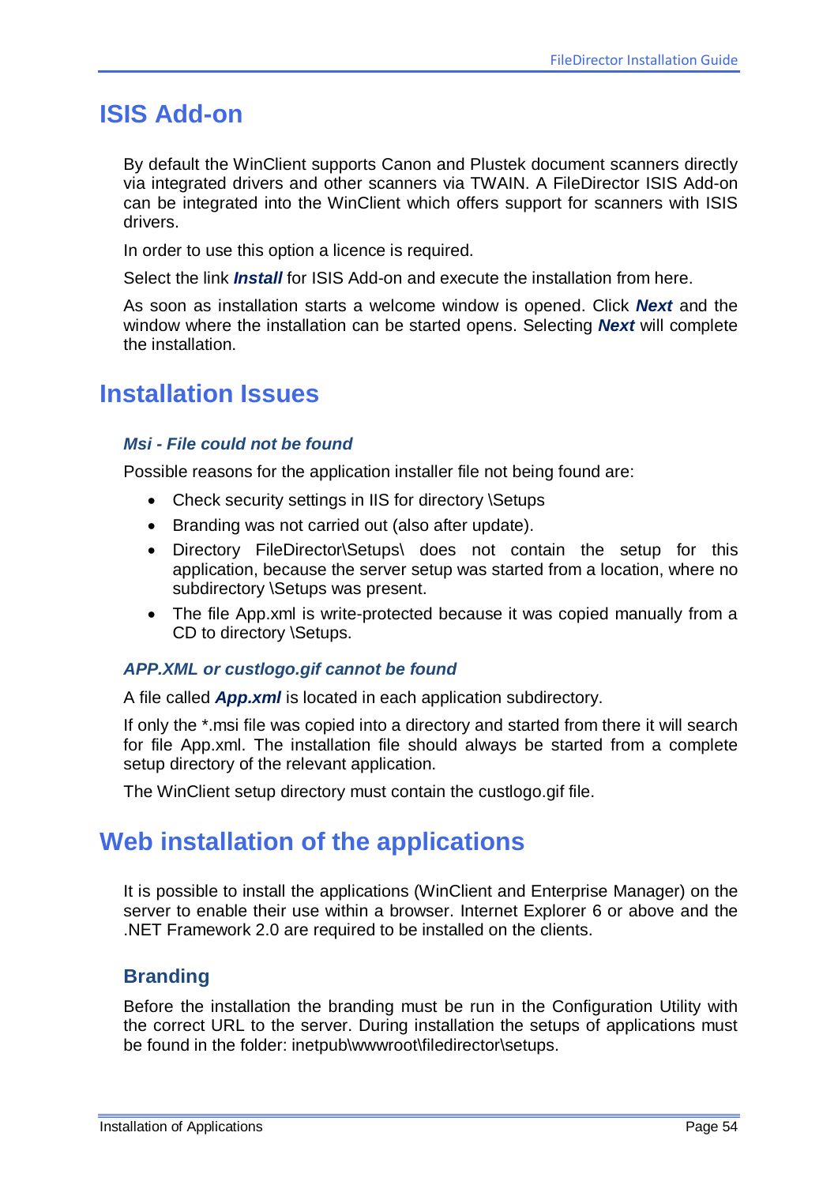# ISIS Add-on

By default the WinClient supports Canon and Plustek document scanners directly via integrated drivers and other scanners via TWAIN. A FileDirector ISIS Add-on can be integrated into the WinClient which offers support for scanners with ISIS drivers.

In order to use this option a licence is required.

Select the link ***Install*** for ISIS Add-on and execute the installation from here.

As soon as installation starts a welcome window is opened. Click ***Next*** and the window where the installation can be started opens. Selecting ***Next*** will complete the installation.

# Installation Issues

### *Msi - File could not be found*

Possible reasons for the application installer file not being found are:

- Check security settings in IIS for directory \Setups
- Branding was not carried out (also after update).
- Directory FileDirector\Setups\ does not contain the setup for this application, because the server setup was started from a location, where no subdirectory \Setups was present.
- The file App.xml is write-protected because it was copied manually from a CD to directory \Setups.

### *APP.XML or custlogo.gif cannot be found*

A file called ***App.xml*** is located in each application subdirectory.

If only the *.msi file was copied into a directory and started from there it will search for file App.xml. The installation file should always be started from a complete setup directory of the relevant application.

The WinClient setup directory must contain the custlogo.gif file.

# Web installation of the applications

It is possible to install the applications (WinClient and Enterprise Manager) on the server to enable their use within a browser. Internet Explorer 6 or above and the .NET Framework 2.0 are required to be installed on the clients.

## Branding

Before the installation the branding must be run in the Configuration Utility with the correct URL to the server. During installation the setups of applications must be found in the folder: inetpub\wwwroot\filedirector\setups.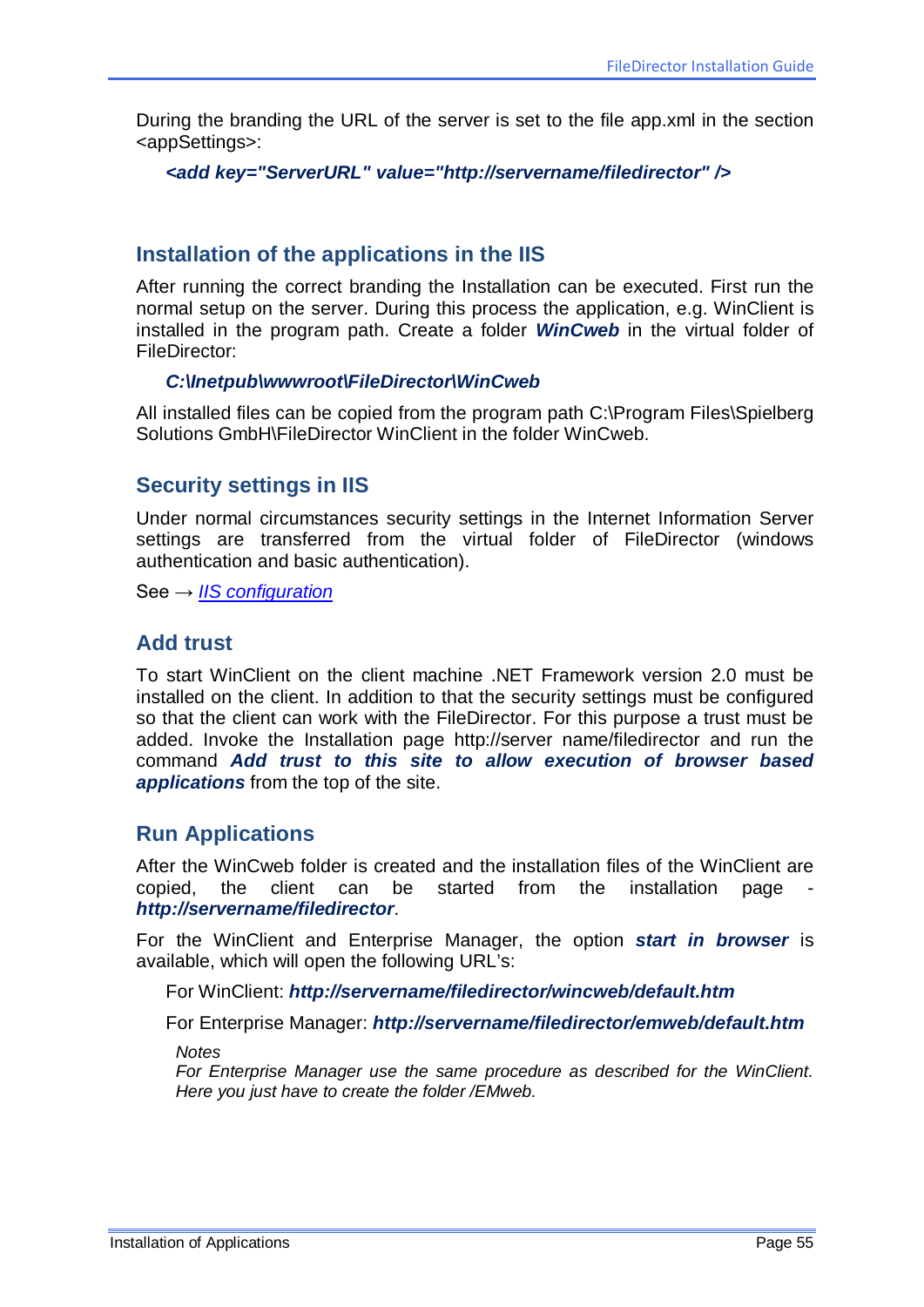During the branding the URL of the server is set to the file app.xml in the section <appSettings>:

***<add key="ServerURL" value="http://servername/filedirector" />***

## Installation of the applications in the IIS

After running the correct branding the Installation can be executed. First run the normal setup on the server. During this process the application, e.g. WinClient is installed in the program path. Create a folder ***WinCweb*** in the virtual folder of FileDirector:

***C:\Inetpub\wwwroot\FileDirector\WinCweb***

All installed files can be copied from the program path C:\Program Files\Spielberg Solutions GmbH\FileDirector WinClient in the folder WinCweb.

## Security settings in IIS

Under normal circumstances security settings in the Internet Information Server settings are transferred from the virtual folder of FileDirector (windows authentication and basic authentication).

See → *IIS configuration*

## Add trust

To start WinClient on the client machine .NET Framework version 2.0 must be installed on the client. In addition to that the security settings must be configured so that the client can work with the FileDirector. For this purpose a trust must be added. Invoke the Installation page http://server name/filedirector and run the command ***Add trust to this site to allow execution of browser based applications*** from the top of the site.

## Run Applications

After the WinCweb folder is created and the installation files of the WinClient are copied, the client can be started from the installation page - ***http://servername/filedirector***.

For the WinClient and Enterprise Manager, the option ***start in browser*** is available, which will open the following URL's:

For WinClient: ***http://servername/filedirector/wincweb/default.htm***

For Enterprise Manager: ***http://servername/filedirector/emweb/default.htm***

*Notes*
*For Enterprise Manager use the same procedure as described for the WinClient. Here you just have to create the folder /EMweb.*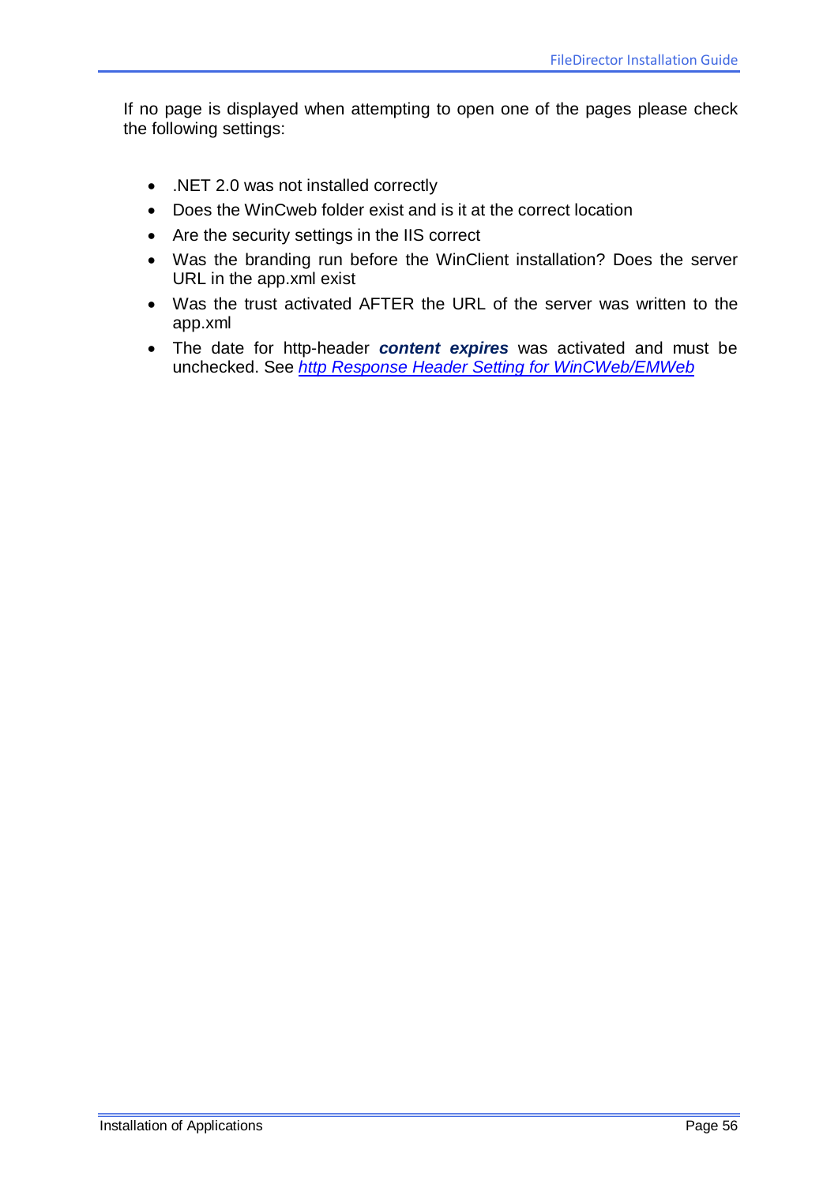If no page is displayed when attempting to open one of the pages please check the following settings:

- .NET 2.0 was not installed correctly
- Does the WinCweb folder exist and is it at the correct location
- Are the security settings in the IIS correct
- Was the branding run before the WinClient installation? Does the server URL in the app.xml exist
- Was the trust activated AFTER the URL of the server was written to the app.xml
- The date for http-header ***content expires*** was activated and must be unchecked. See *http Response Header Setting for WinCWeb/EMWeb*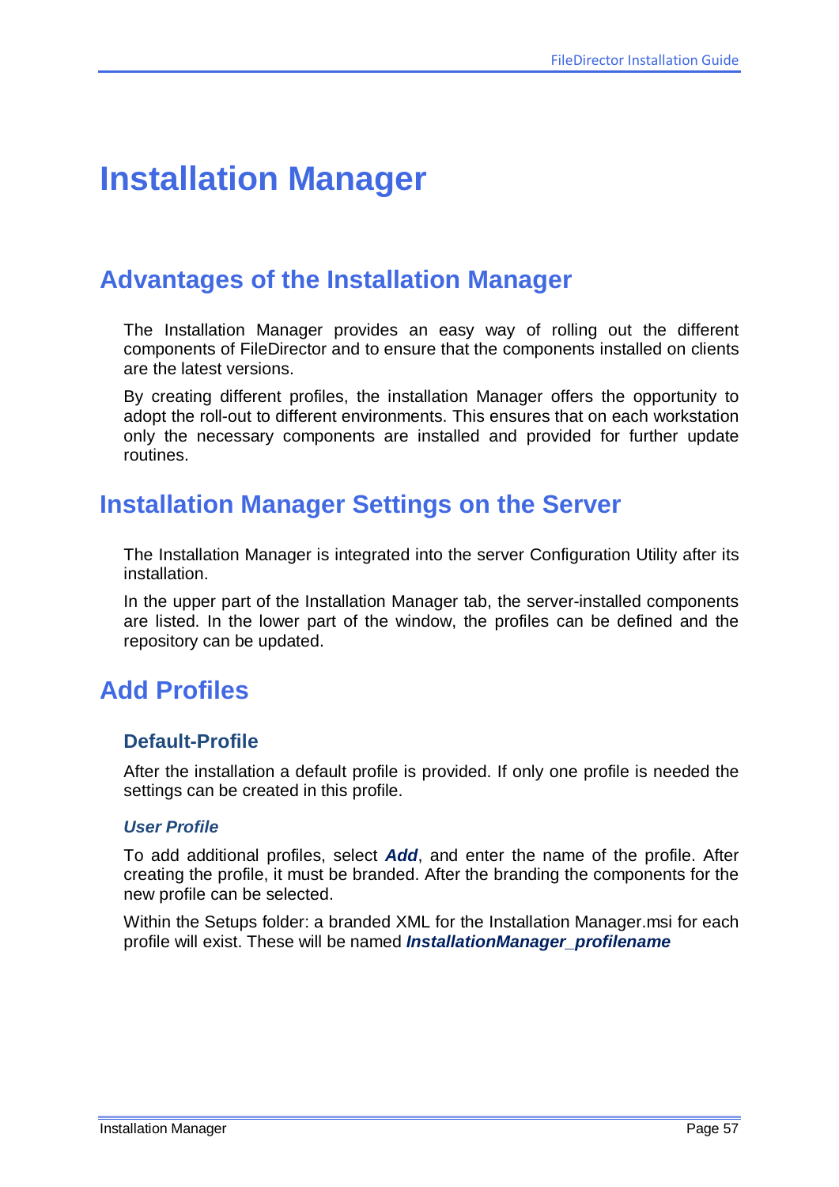# Installation Manager

## Advantages of the Installation Manager

The Installation Manager provides an easy way of rolling out the different components of FileDirector and to ensure that the components installed on clients are the latest versions.

By creating different profiles, the installation Manager offers the opportunity to adopt the roll-out to different environments. This ensures that on each workstation only the necessary components are installed and provided for further update routines.

## Installation Manager Settings on the Server

The Installation Manager is integrated into the server Configuration Utility after its installation.

In the upper part of the Installation Manager tab, the server-installed components are listed. In the lower part of the window, the profiles can be defined and the repository can be updated.

## Add Profiles

### Default-Profile

After the installation a default profile is provided. If only one profile is needed the settings can be created in this profile.

#### *User Profile*

To add additional profiles, select ***Add***, and enter the name of the profile. After creating the profile, it must be branded. After the branding the components for the new profile can be selected.

Within the Setups folder: a branded XML for the Installation Manager.msi for each profile will exist. These will be named ***InstallationManager_profilename***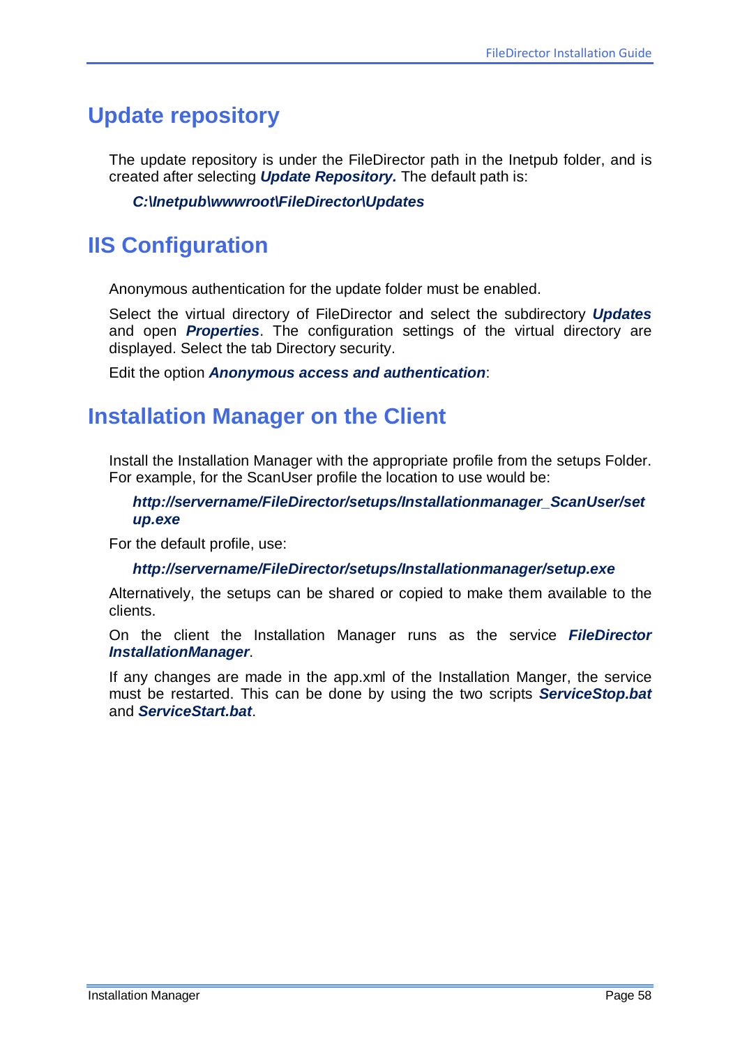# Update repository

The update repository is under the FileDirector path in the Inetpub folder, and is created after selecting ***Update Repository.*** The default path is:

***C:\Inetpub\wwwroot\FileDirector\Updates***

# IIS Configuration

Anonymous authentication for the update folder must be enabled.

Select the virtual directory of FileDirector and select the subdirectory ***Updates*** and open ***Properties***. The configuration settings of the virtual directory are displayed. Select the tab Directory security.

Edit the option ***Anonymous access and authentication***:

# Installation Manager on the Client

Install the Installation Manager with the appropriate profile from the setups Folder. For example, for the ScanUser profile the location to use would be:

***http://servername/FileDirector/setups/Installationmanager_ScanUser/setup.exe***

For the default profile, use:

***http://servername/FileDirector/setups/Installationmanager/setup.exe***

Alternatively, the setups can be shared or copied to make them available to the clients.

On the client the Installation Manager runs as the service ***FileDirector InstallationManager***.

If any changes are made in the app.xml of the Installation Manger, the service must be restarted. This can be done by using the two scripts ***ServiceStop.bat*** and ***ServiceStart.bat***.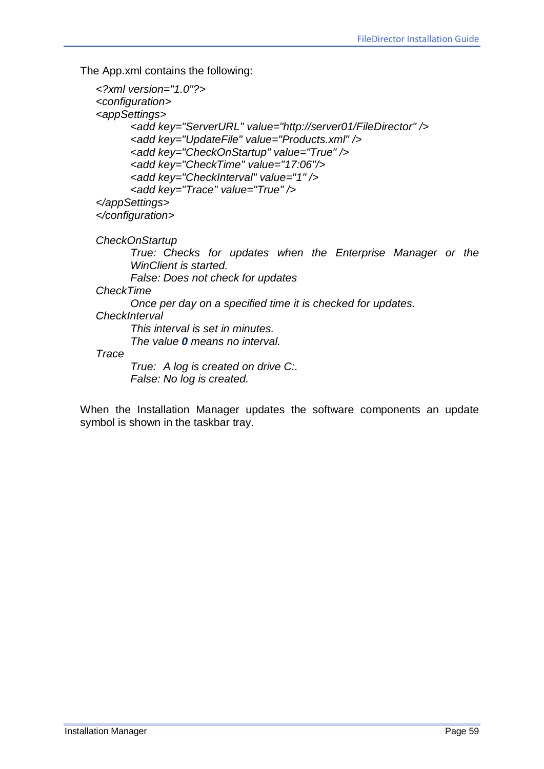The App.xml contains the following:

```
<?xml version="1.0"?>
<configuration>
<appSettings>
        <add key="ServerURL" value="http://server01/FileDirector" />
        <add key="UpdateFile" value="Products.xml" />
        <add key="CheckOnStartup" value="True" />
        <add key="CheckTime" value="17:06"/>
        <add key="CheckInterval" value="1" />
        <add key="Trace" value="True" />
</appSettings>
</configuration>
```

*CheckOnStartup*

*True: Checks for updates when the Enterprise Manager or the WinClient is started.*

*False: Does not check for updates*

*CheckTime*

*Once per day on a specified time it is checked for updates.*

*CheckInterval*

*This interval is set in minutes.*

*The value* ***0*** *means no interval.*

*Trace*

*True: A log is created on drive C:.*

*False: No log is created.*

When the Installation Manager updates the software components an update symbol is shown in the taskbar tray.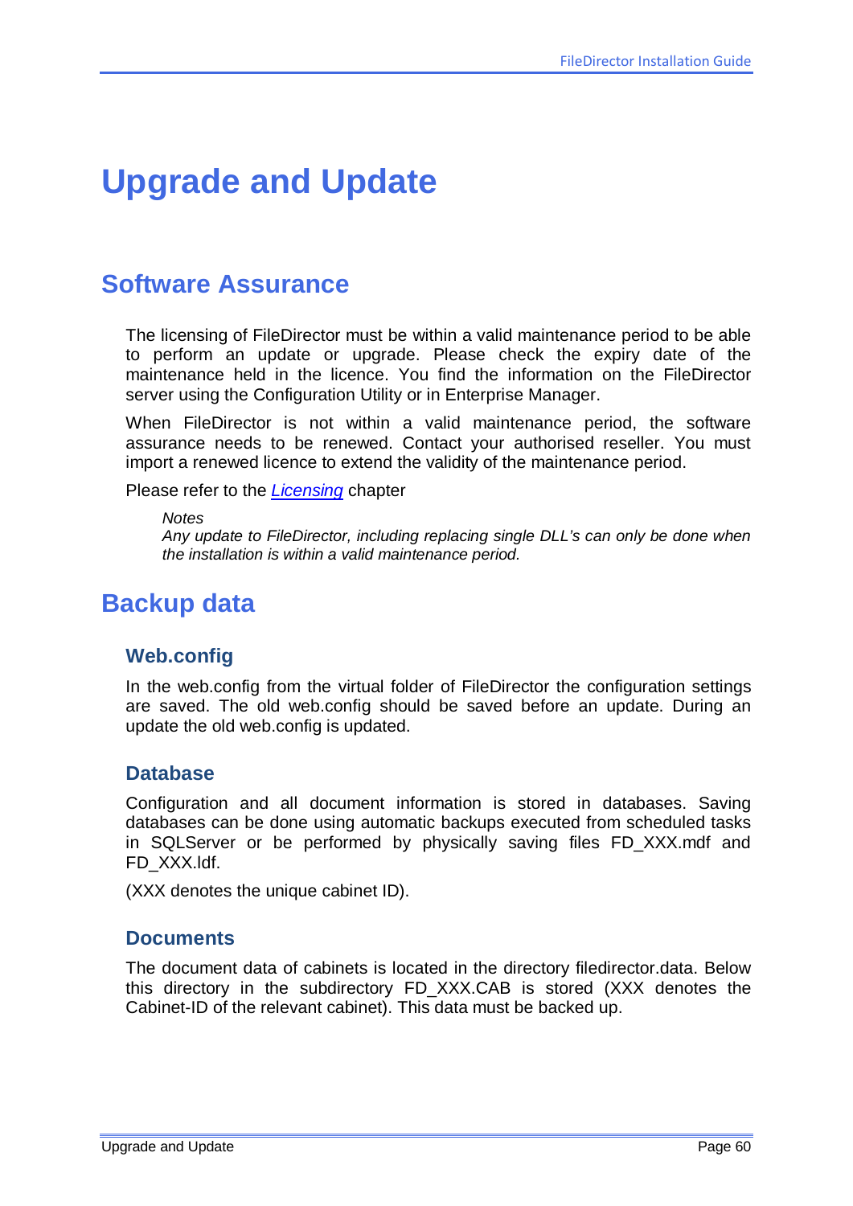# Upgrade and Update

## Software Assurance

The licensing of FileDirector must be within a valid maintenance period to be able to perform an update or upgrade. Please check the expiry date of the maintenance held in the licence. You find the information on the FileDirector server using the Configuration Utility or in Enterprise Manager.

When FileDirector is not within a valid maintenance period, the software assurance needs to be renewed. Contact your authorised reseller. You must import a renewed licence to extend the validity of the maintenance period.

Please refer to the *Licensing* chapter

> *Notes*
> *Any update to FileDirector, including replacing single DLL's can only be done when the installation is within a valid maintenance period.*

## Backup data

### Web.config

In the web.config from the virtual folder of FileDirector the configuration settings are saved. The old web.config should be saved before an update. During an update the old web.config is updated.

### Database

Configuration and all document information is stored in databases. Saving databases can be done using automatic backups executed from scheduled tasks in SQLServer or be performed by physically saving files FD_XXX.mdf and FD_XXX.ldf.

(XXX denotes the unique cabinet ID).

### Documents

The document data of cabinets is located in the directory filedirector.data. Below this directory in the subdirectory FD_XXX.CAB is stored (XXX denotes the Cabinet-ID of the relevant cabinet). This data must be backed up.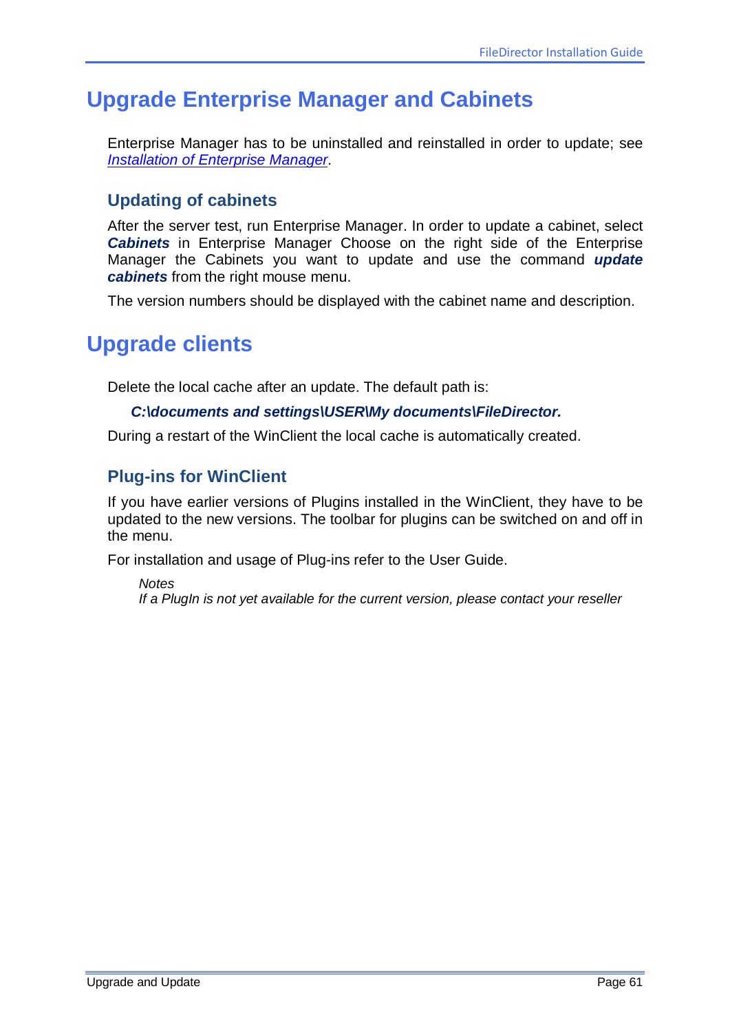# Upgrade Enterprise Manager and Cabinets

Enterprise Manager has to be uninstalled and reinstalled in order to update; see *Installation of Enterprise Manager*.

## Updating of cabinets

After the server test, run Enterprise Manager. In order to update a cabinet, select ***Cabinets*** in Enterprise Manager Choose on the right side of the Enterprise Manager the Cabinets you want to update and use the command ***update cabinets*** from the right mouse menu.

The version numbers should be displayed with the cabinet name and description.

# Upgrade clients

Delete the local cache after an update. The default path is:

***C:\documents and settings\USER\My documents\FileDirector.***

During a restart of the WinClient the local cache is automatically created.

## Plug-ins for WinClient

If you have earlier versions of Plugins installed in the WinClient, they have to be updated to the new versions. The toolbar for plugins can be switched on and off in the menu.

For installation and usage of Plug-ins refer to the User Guide.

*Notes*
*If a PlugIn is not yet available for the current version, please contact your reseller*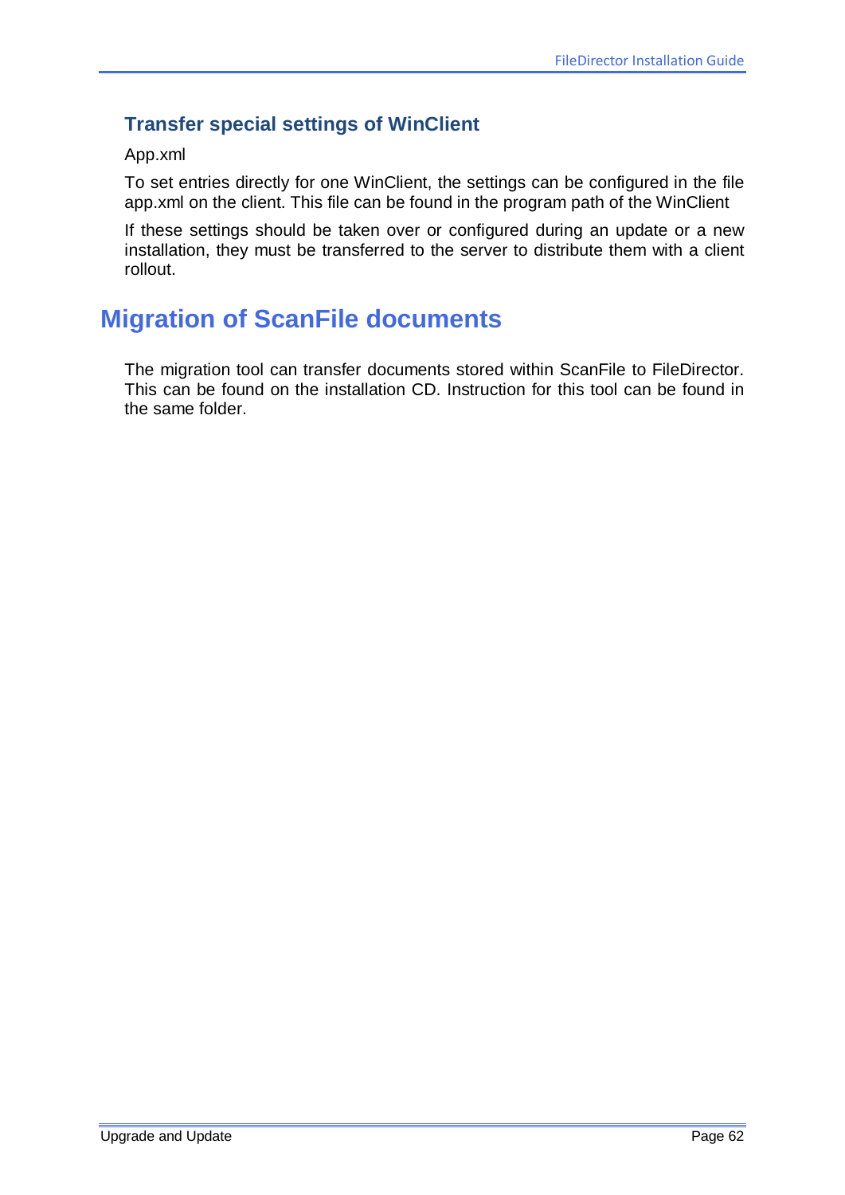### Transfer special settings of WinClient

App.xml

To set entries directly for one WinClient, the settings can be configured in the file app.xml on the client. This file can be found in the program path of the WinClient

If these settings should be taken over or configured during an update or a new installation, they must be transferred to the server to distribute them with a client rollout.

## Migration of ScanFile documents

The migration tool can transfer documents stored within ScanFile to FileDirector. This can be found on the installation CD. Instruction for this tool can be found in the same folder.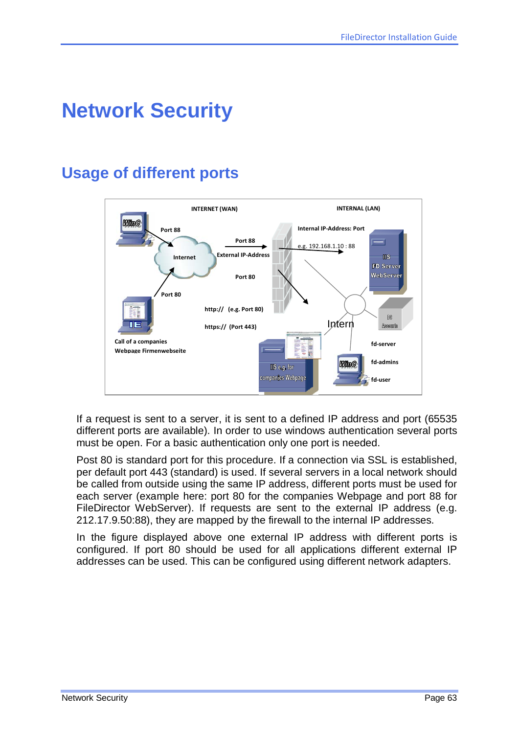# Network Security

## Usage of different ports

If a request is sent to a server, it is sent to a defined IP address and port (65535 different ports are available). In order to use windows authentication several ports must be open. For a basic authentication only one port is needed.

Post 80 is standard port for this procedure. If a connection via SSL is established, per default port 443 (standard) is used. If several servers in a local network should be called from outside using the same IP address, different ports must be used for each server (example here: port 80 for the companies Webpage and port 88 for FileDirector WebServer). If requests are sent to the external IP address (e.g. 212.17.9.50:88), they are mapped by the firewall to the internal IP addresses.

In the figure displayed above one external IP address with different ports is configured. If port 80 should be used for all applications different external IP addresses can be used. This can be configured using different network adapters.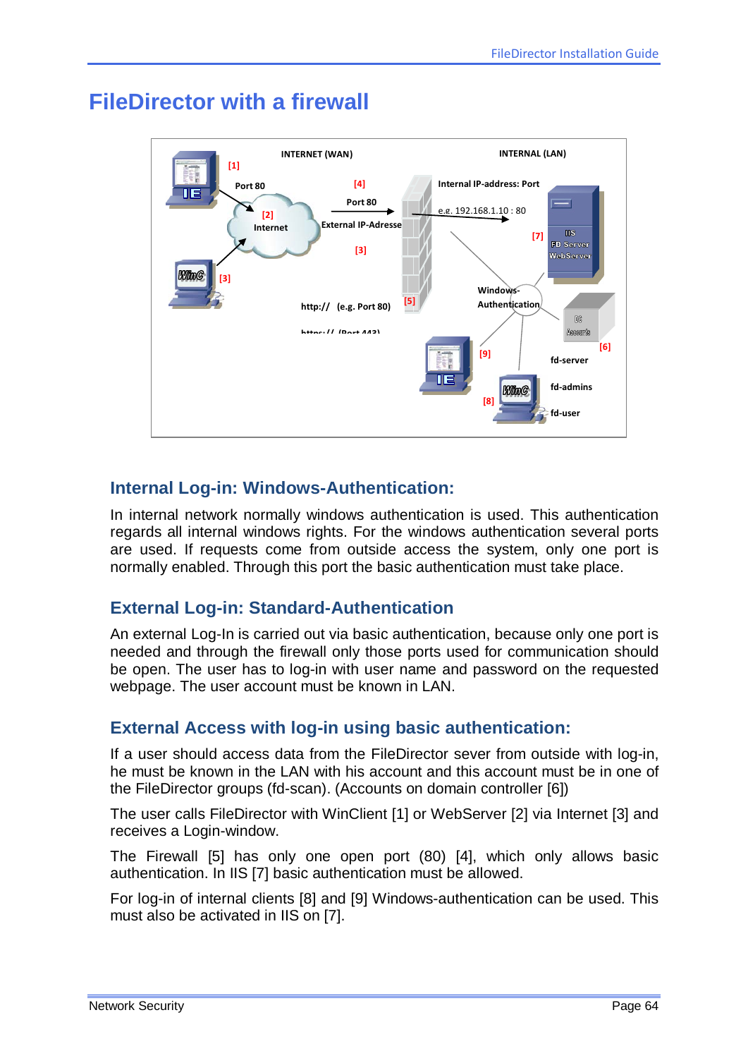# FileDirector with a firewall

INTERNET (WAN)

INTERNAL (LAN)

[1]

Port 80

[4]

Port 80

Internal IP-address: Port

e.g. 192.168.1.10 : 80

[2]

Internet

External IP-Adresse

[3]

[7]

IIS
FD Server
WebServer

WinC

[3]

Windows-Authentication

http:// (e.g. Port 80)

https:// (Port 443)

[5]

DC
Accounts

[6]

[9]

fd-server

WinC

fd-admins

[8]

fd-user

## Internal Log-in: Windows-Authentication:

In internal network normally windows authentication is used. This authentication regards all internal windows rights. For the windows authentication several ports are used. If requests come from outside access the system, only one port is normally enabled. Through this port the basic authentication must take place.

## External Log-in: Standard-Authentication

An external Log-In is carried out via basic authentication, because only one port is needed and through the firewall only those ports used for communication should be open. The user has to log-in with user name and password on the requested webpage. The user account must be known in LAN.

## External Access with log-in using basic authentication:

If a user should access data from the FileDirector sever from outside with log-in, he must be known in the LAN with his account and this account must be in one of the FileDirector groups (fd-scan). (Accounts on domain controller [6])

The user calls FileDirector with WinClient [1] or WebServer [2] via Internet [3] and receives a Login-window.

The Firewall [5] has only one open port (80) [4], which only allows basic authentication. In IIS [7] basic authentication must be allowed.

For log-in of internal clients [8] and [9] Windows-authentication can be used. This must also be activated in IIS on [7].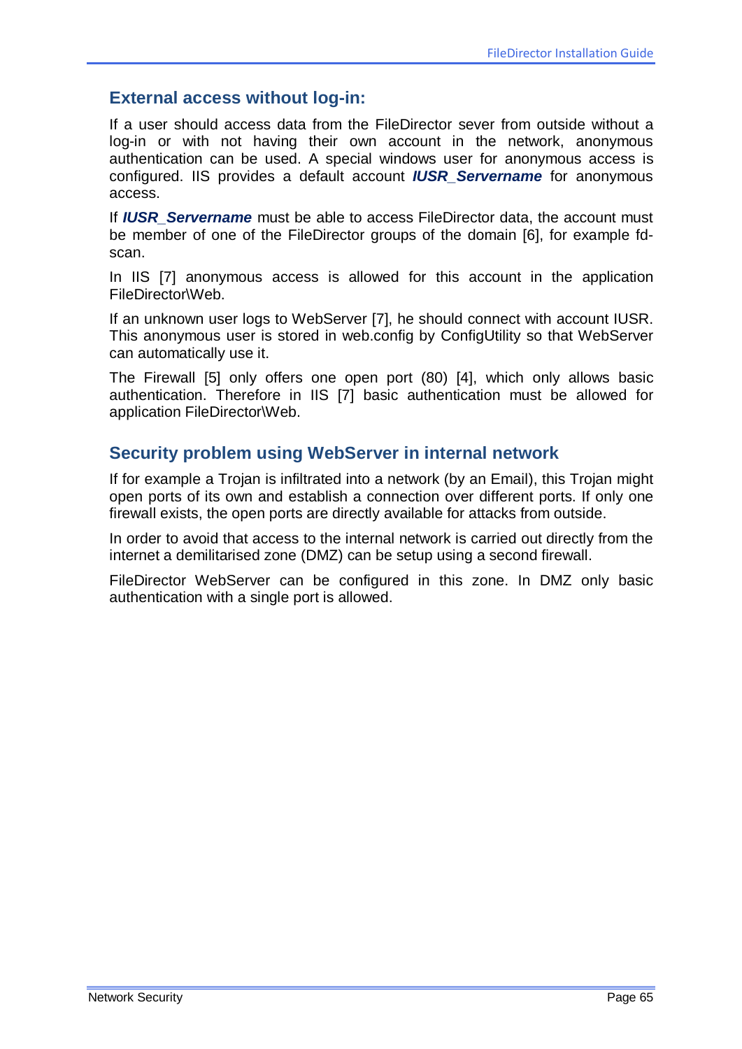## External access without log-in:

If a user should access data from the FileDirector sever from outside without a log-in or with not having their own account in the network, anonymous authentication can be used. A special windows user for anonymous access is configured. IIS provides a default account ***IUSR_Servername*** for anonymous access.

If ***IUSR_Servername*** must be able to access FileDirector data, the account must be member of one of the FileDirector groups of the domain [6], for example fd-scan.

In IIS [7] anonymous access is allowed for this account in the application FileDirector\Web.

If an unknown user logs to WebServer [7], he should connect with account IUSR. This anonymous user is stored in web.config by ConfigUtility so that WebServer can automatically use it.

The Firewall [5] only offers one open port (80) [4], which only allows basic authentication. Therefore in IIS [7] basic authentication must be allowed for application FileDirector\Web.

## Security problem using WebServer in internal network

If for example a Trojan is infiltrated into a network (by an Email), this Trojan might open ports of its own and establish a connection over different ports. If only one firewall exists, the open ports are directly available for attacks from outside.

In order to avoid that access to the internal network is carried out directly from the internet a demilitarised zone (DMZ) can be setup using a second firewall.

FileDirector WebServer can be configured in this zone. In DMZ only basic authentication with a single port is allowed.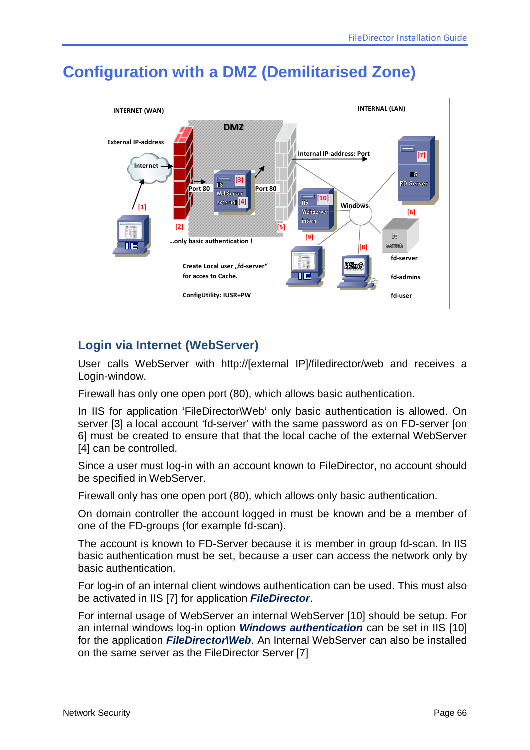# Configuration with a DMZ (Demilitarised Zone)

## Login via Internet (WebServer)

User calls WebServer with http://[external IP]/filedirector/web and receives a Login-window.

Firewall has only one open port (80), which allows basic authentication.

In IIS for application 'FileDirector\Web' only basic authentication is allowed. On server [3] a local account 'fd-server' with the same password as on FD-server [on 6] must be created to ensure that that the local cache of the external WebServer [4] can be controlled.

Since a user must log-in with an account known to FileDirector, no account should be specified in WebServer.

Firewall only has one open port (80), which allows only basic authentication.

On domain controller the account logged in must be known and be a member of one of the FD-groups (for example fd-scan).

The account is known to FD-Server because it is member in group fd-scan. In IIS basic authentication must be set, because a user can access the network only by basic authentication.

For log-in of an internal client windows authentication can be used. This must also be activated in IIS [7] for application ***FileDirector***.

For internal usage of WebServer an internal WebServer [10] should be setup. For an internal windows log-in option ***Windows authentication*** can be set in IIS [10] for the application ***FileDirector\Web***. An Internal WebServer can also be installed on the same server as the FileDirector Server [7]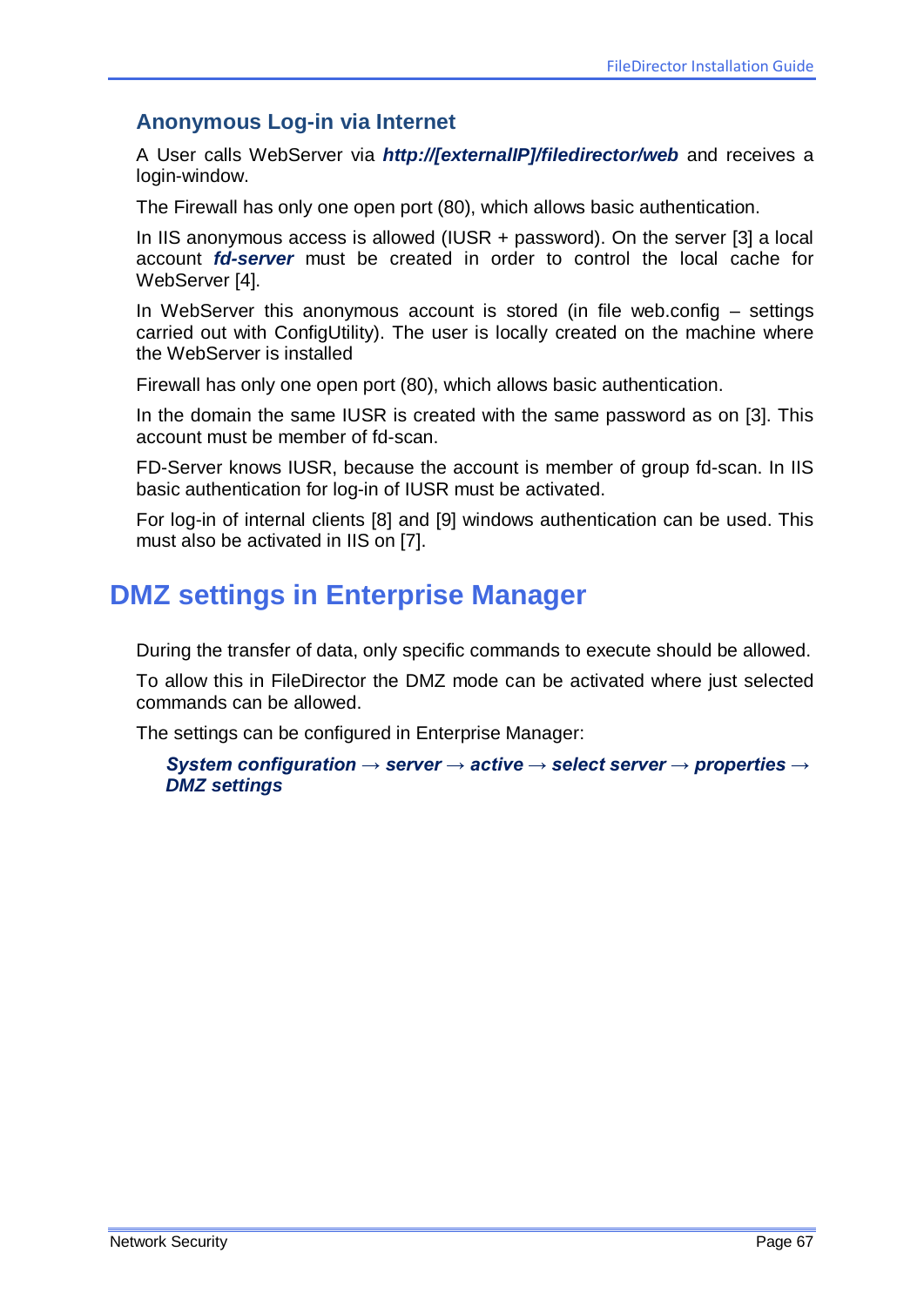### Anonymous Log-in via Internet

A User calls WebServer via ***http://[externalIP]/filedirector/web*** and receives a login-window.

The Firewall has only one open port (80), which allows basic authentication.

In IIS anonymous access is allowed (IUSR + password). On the server [3] a local account ***fd-server*** must be created in order to control the local cache for WebServer [4].

In WebServer this anonymous account is stored (in file web.config – settings carried out with ConfigUtility). The user is locally created on the machine where the WebServer is installed

Firewall has only one open port (80), which allows basic authentication.

In the domain the same IUSR is created with the same password as on [3]. This account must be member of fd-scan.

FD-Server knows IUSR, because the account is member of group fd-scan. In IIS basic authentication for log-in of IUSR must be activated.

For log-in of internal clients [8] and [9] windows authentication can be used. This must also be activated in IIS on [7].

## DMZ settings in Enterprise Manager

During the transfer of data, only specific commands to execute should be allowed.

To allow this in FileDirector the DMZ mode can be activated where just selected commands can be allowed.

The settings can be configured in Enterprise Manager:

> ***System configuration → server → active → select server → properties → DMZ settings***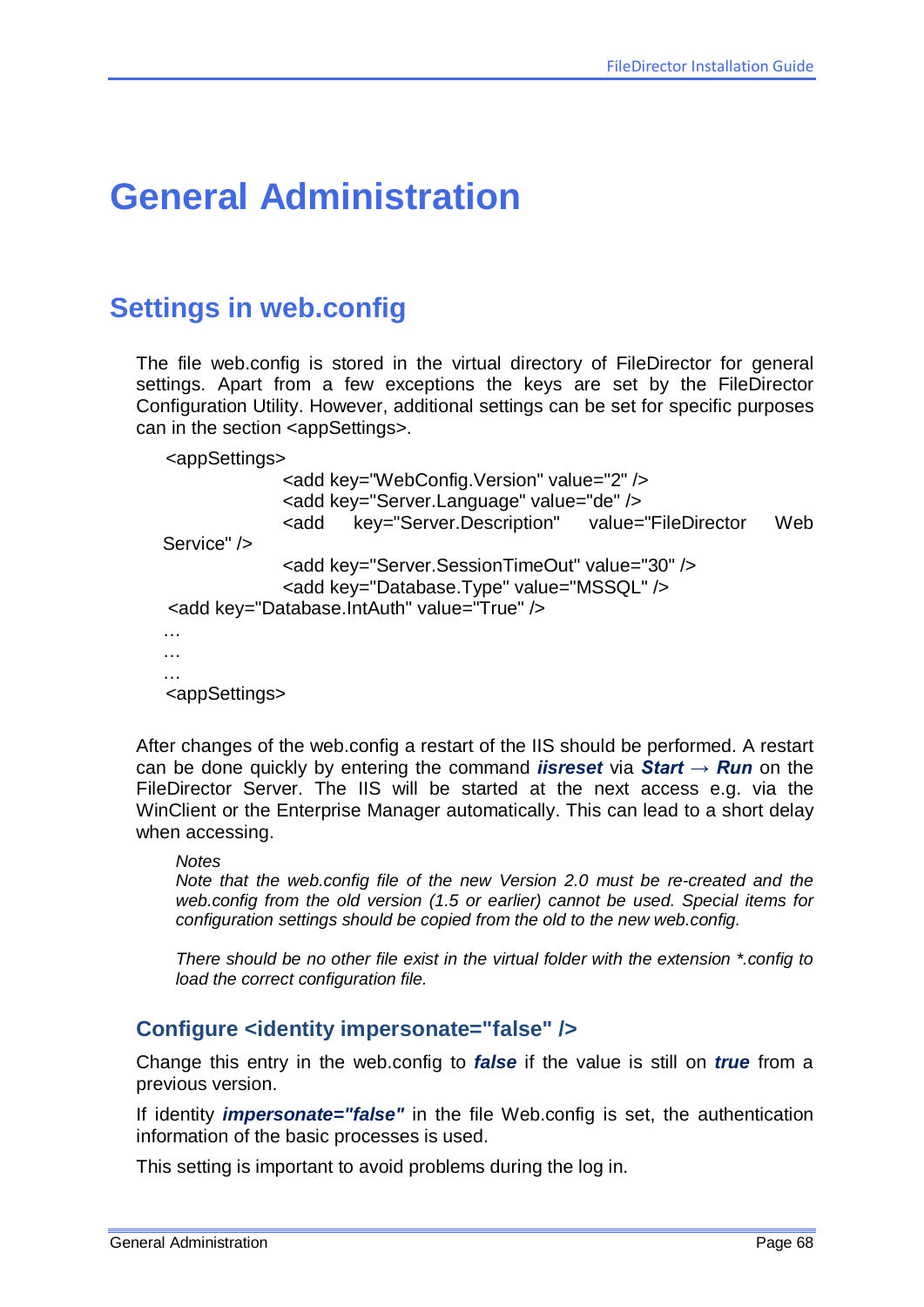# General Administration

## Settings in web.config

The file web.config is stored in the virtual directory of FileDirector for general settings. Apart from a few exceptions the keys are set by the FileDirector Configuration Utility. However, additional settings can be set for specific purposes can in the section <appSettings>.

```
<appSettings>
        <add key="WebConfig.Version" value="2" />
        <add key="Server.Language" value="de" />
        <add key="Server.Description" value="FileDirector Web Service" />
        <add key="Server.SessionTimeOut" value="30" />
        <add key="Database.Type" value="MSSQL" />
<add key="Database.IntAuth" value="True" />
…
…
…
<appSettings>
```

After changes of the web.config a restart of the IIS should be performed. A restart can be done quickly by entering the command ***iisreset*** via ***Start → Run*** on the FileDirector Server. The IIS will be started at the next access e.g. via the WinClient or the Enterprise Manager automatically. This can lead to a short delay when accessing.

> *Notes*
> *Note that the web.config file of the new Version 2.0 must be re-created and the web.config from the old version (1.5 or earlier) cannot be used. Special items for configuration settings should be copied from the old to the new web.config.*
>
> *There should be no other file exist in the virtual folder with the extension *.config to load the correct configuration file.*

### Configure <identity impersonate="false" />

Change this entry in the web.config to ***false*** if the value is still on ***true*** from a previous version.

If identity ***impersonate="false"*** in the file Web.config is set, the authentication information of the basic processes is used.

This setting is important to avoid problems during the log in.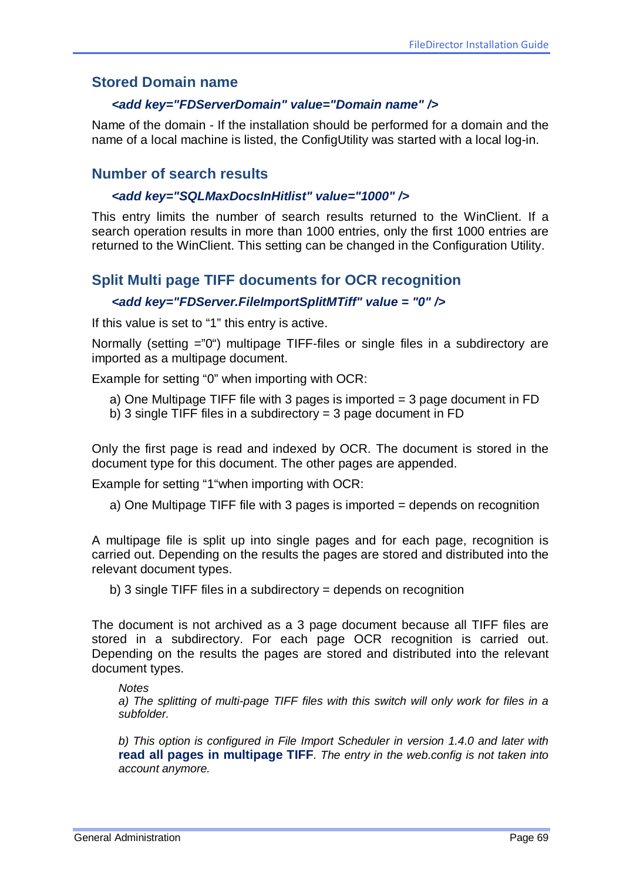## Stored Domain name

***<add key="FDServerDomain" value="Domain name" />***

Name of the domain - If the installation should be performed for a domain and the name of a local machine is listed, the ConfigUtility was started with a local log-in.

## Number of search results

***<add key="SQLMaxDocsInHitlist" value="1000" />***

This entry limits the number of search results returned to the WinClient. If a search operation results in more than 1000 entries, only the first 1000 entries are returned to the WinClient. This setting can be changed in the Configuration Utility.

## Split Multi page TIFF documents for OCR recognition

***<add key="FDServer.FileImportSplitMTiff" value = "0" />***

If this value is set to "1" this entry is active.

Normally (setting ="0") multipage TIFF-files or single files in a subdirectory are imported as a multipage document.

Example for setting "0" when importing with OCR:

a) One Multipage TIFF file with 3 pages is imported = 3 page document in FD
b) 3 single TIFF files in a subdirectory = 3 page document in FD

Only the first page is read and indexed by OCR. The document is stored in the document type for this document. The other pages are appended.

Example for setting "1"when importing with OCR:

a) One Multipage TIFF file with 3 pages is imported = depends on recognition

A multipage file is split up into single pages and for each page, recognition is carried out. Depending on the results the pages are stored and distributed into the relevant document types.

b) 3 single TIFF files in a subdirectory = depends on recognition

The document is not archived as a 3 page document because all TIFF files are stored in a subdirectory. For each page OCR recognition is carried out. Depending on the results the pages are stored and distributed into the relevant document types.

*Notes*
*a) The splitting of multi-page TIFF files with this switch will only work for files in a subfolder.*

*b) This option is configured in File Import Scheduler in version 1.4.0 and later with* **read all pages in multipage TIFF***. The entry in the web.config is not taken into account anymore.*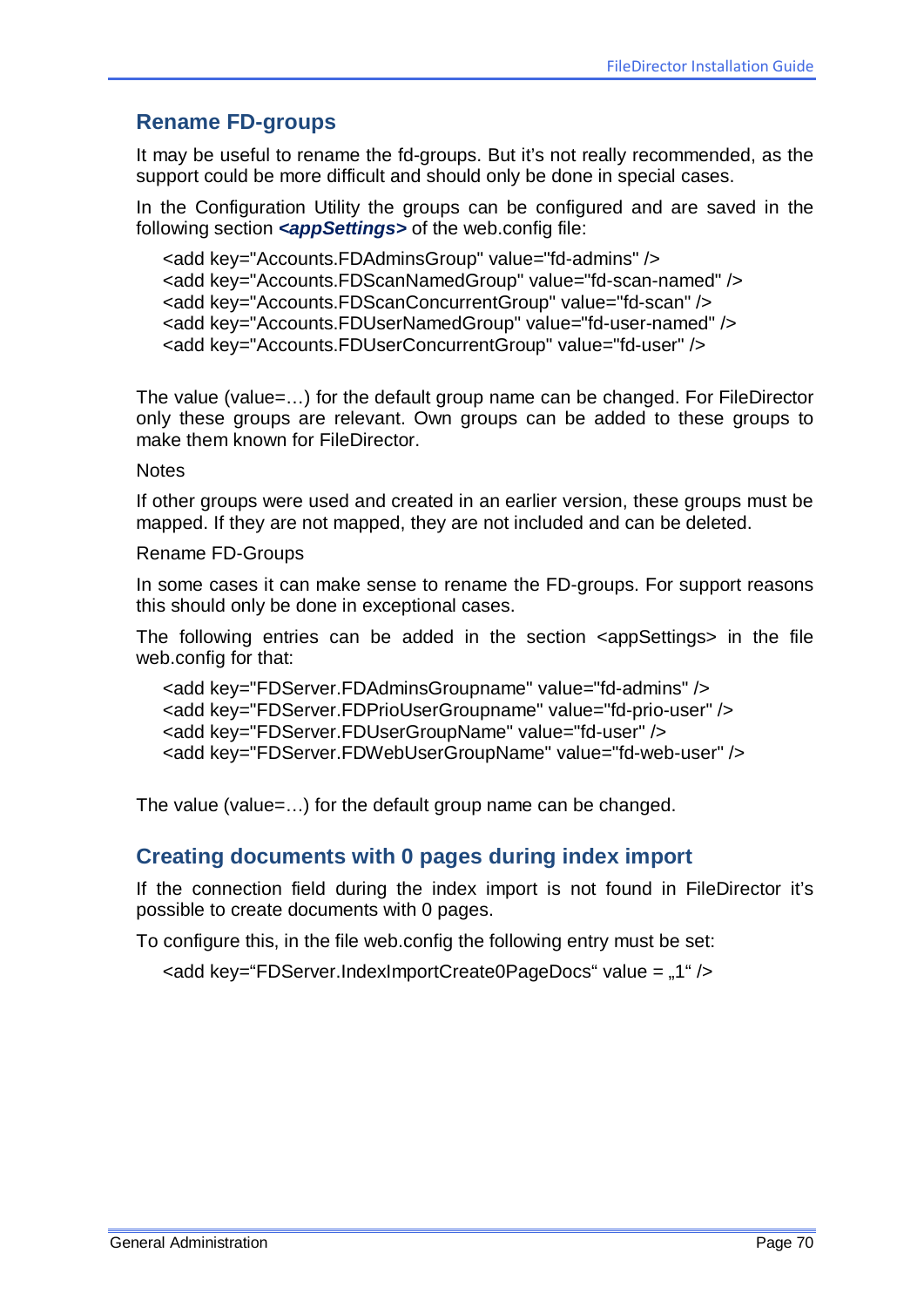## Rename FD-groups

It may be useful to rename the fd-groups. But it's not really recommended, as the support could be more difficult and should only be done in special cases.

In the Configuration Utility the groups can be configured and are saved in the following section ***<appSettings>*** of the web.config file:

```
<add key="Accounts.FDAdminsGroup" value="fd-admins" />
<add key="Accounts.FDScanNamedGroup" value="fd-scan-named" />
<add key="Accounts.FDScanConcurrentGroup" value="fd-scan" />
<add key="Accounts.FDUserNamedGroup" value="fd-user-named" />
<add key="Accounts.FDUserConcurrentGroup" value="fd-user" />
```

The value (value=…) for the default group name can be changed. For FileDirector only these groups are relevant. Own groups can be added to these groups to make them known for FileDirector.

Notes

If other groups were used and created in an earlier version, these groups must be mapped. If they are not mapped, they are not included and can be deleted.

Rename FD-Groups

In some cases it can make sense to rename the FD-groups. For support reasons this should only be done in exceptional cases.

The following entries can be added in the section <appSettings> in the file web.config for that:

```
<add key="FDServer.FDAdminsGroupname" value="fd-admins" />
<add key="FDServer.FDPrioUserGroupname" value="fd-prio-user" />
<add key="FDServer.FDUserGroupName" value="fd-user" />
<add key="FDServer.FDWebUserGroupName" value="fd-web-user" />
```

The value (value=…) for the default group name can be changed.

## Creating documents with 0 pages during index import

If the connection field during the index import is not found in FileDirector it's possible to create documents with 0 pages.

To configure this, in the file web.config the following entry must be set:

```
<add key="FDServer.IndexImportCreate0PageDocs" value = „1" />
```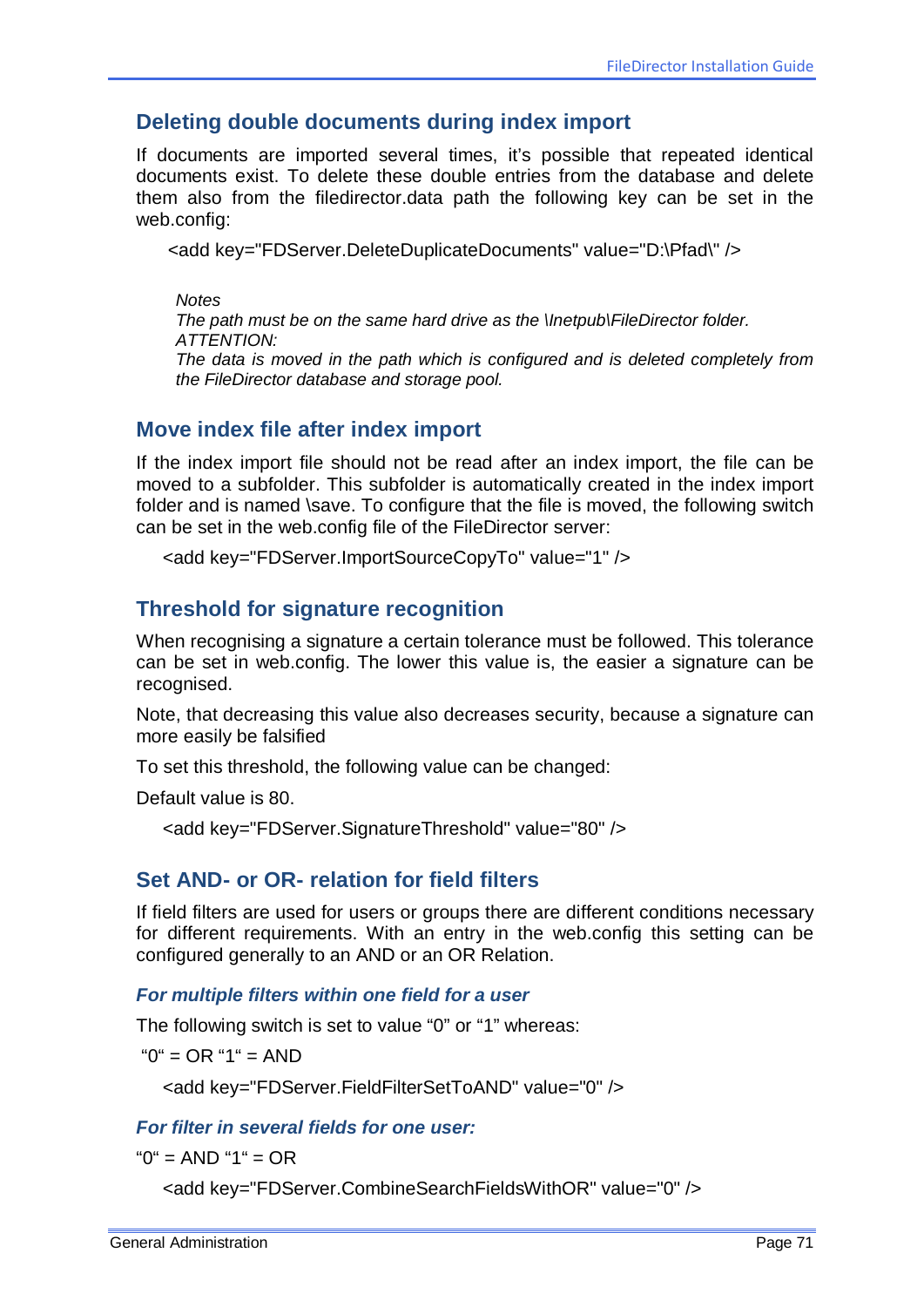## Deleting double documents during index import

If documents are imported several times, it's possible that repeated identical documents exist. To delete these double entries from the database and delete them also from the filedirector.data path the following key can be set in the web.config:

```
<add key="FDServer.DeleteDuplicateDocuments" value="D:\Pfad\" />
```

*Notes*
*The path must be on the same hard drive as the \Inetpub\FileDirector folder.*
*ATTENTION:*
*The data is moved in the path which is configured and is deleted completely from the FileDirector database and storage pool.*

## Move index file after index import

If the index import file should not be read after an index import, the file can be moved to a subfolder. This subfolder is automatically created in the index import folder and is named \save. To configure that the file is moved, the following switch can be set in the web.config file of the FileDirector server:

```
<add key="FDServer.ImportSourceCopyTo" value="1" />
```

## Threshold for signature recognition

When recognising a signature a certain tolerance must be followed. This tolerance can be set in web.config. The lower this value is, the easier a signature can be recognised.

Note, that decreasing this value also decreases security, because a signature can more easily be falsified

To set this threshold, the following value can be changed:

Default value is 80.

```
<add key="FDServer.SignatureThreshold" value="80" />
```

## Set AND- or OR- relation for field filters

If field filters are used for users or groups there are different conditions necessary for different requirements. With an entry in the web.config this setting can be configured generally to an AND or an OR Relation.

### *For multiple filters within one field for a user*

The following switch is set to value "0" or "1" whereas:

"0" = OR "1" = AND

```
<add key="FDServer.FieldFilterSetToAND" value="0" />
```

### *For filter in several fields for one user:*

"0" = AND "1" = OR

```
<add key="FDServer.CombineSearchFieldsWithOR" value="0" />
```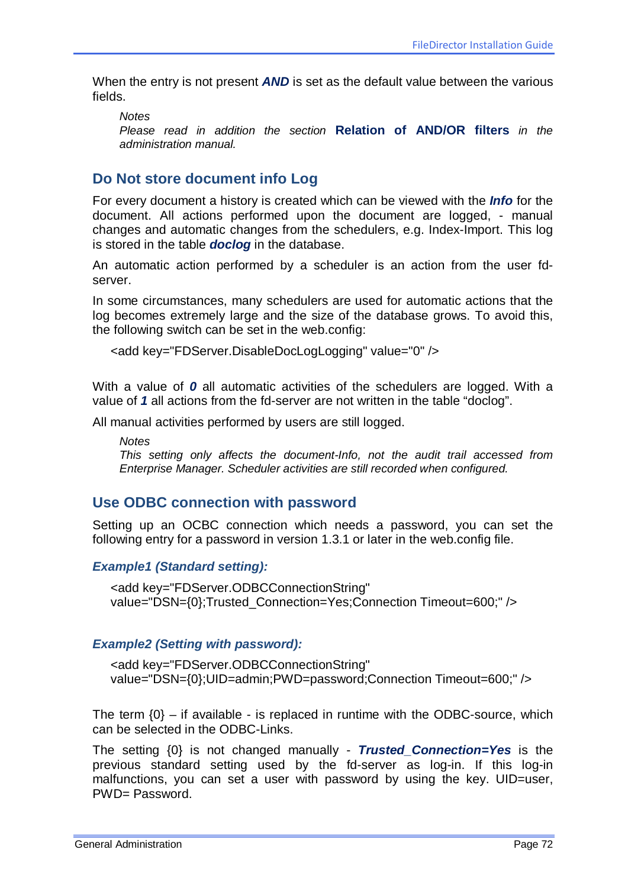When the entry is not present ***AND*** is set as the default value between the various fields.

> *Notes*
> *Please read in addition the section* **Relation of AND/OR filters** *in the administration manual.*

## Do Not store document info Log

For every document a history is created which can be viewed with the ***Info*** for the document. All actions performed upon the document are logged, - manual changes and automatic changes from the schedulers, e.g. Index-Import. This log is stored in the table ***doclog*** in the database.

An automatic action performed by a scheduler is an action from the user fd-server.

In some circumstances, many schedulers are used for automatic actions that the log becomes extremely large and the size of the database grows. To avoid this, the following switch can be set in the web.config:

```
<add key="FDServer.DisableDocLogLogging" value="0" />
```

With a value of ***0*** all automatic activities of the schedulers are logged. With a value of ***1*** all actions from the fd-server are not written in the table “doclog”.

All manual activities performed by users are still logged.

> *Notes*
> *This setting only affects the document-Info, not the audit trail accessed from Enterprise Manager. Scheduler activities are still recorded when configured.*

## Use ODBC connection with password

Setting up an OCBC connection which needs a password, you can set the following entry for a password in version 1.3.1 or later in the web.config file.

### *Example1 (Standard setting):*

```
<add key="FDServer.ODBCConnectionString"
value="DSN={0};Trusted_Connection=Yes;Connection Timeout=600;" />
```

### *Example2 (Setting with password):*

```
<add key="FDServer.ODBCConnectionString"
value="DSN={0};UID=admin;PWD=password;Connection Timeout=600;" />
```

The term {0} – if available - is replaced in runtime with the ODBC-source, which can be selected in the ODBC-Links.

The setting {0} is not changed manually - ***Trusted_Connection=Yes*** is the previous standard setting used by the fd-server as log-in. If this log-in malfunctions, you can set a user with password by using the key. UID=user, PWD= Password.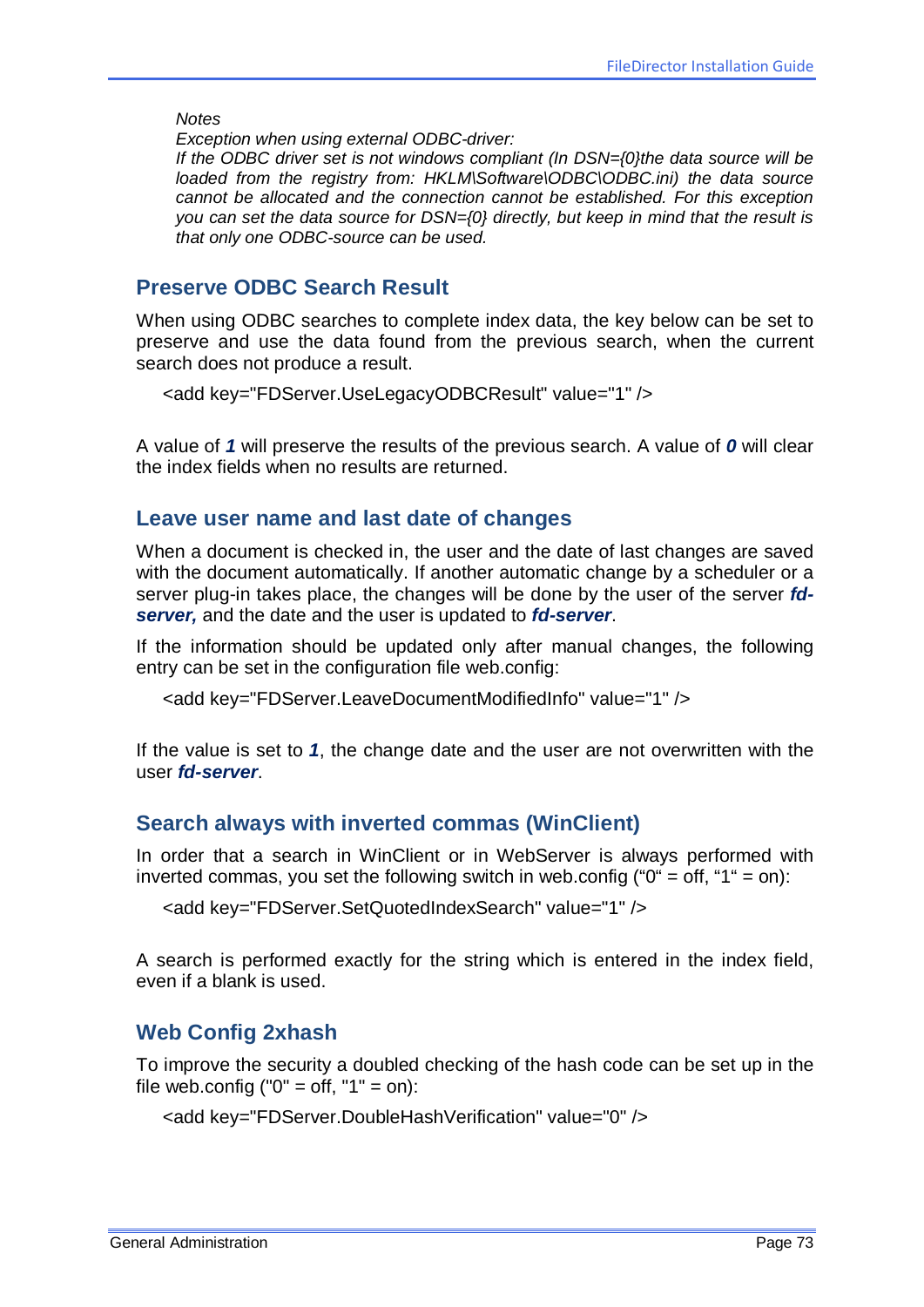*Notes*
*Exception when using external ODBC-driver:*
*If the ODBC driver set is not windows compliant (In DSN={0}the data source will be loaded from the registry from: HKLM\Software\ODBC\ODBC.ini) the data source cannot be allocated and the connection cannot be established. For this exception you can set the data source for DSN={0} directly, but keep in mind that the result is that only one ODBC-source can be used.*

## Preserve ODBC Search Result

When using ODBC searches to complete index data, the key below can be set to preserve and use the data found from the previous search, when the current search does not produce a result.

```
<add key="FDServer.UseLegacyODBCResult" value="1" />
```

A value of ***1*** will preserve the results of the previous search. A value of ***0*** will clear the index fields when no results are returned.

## Leave user name and last date of changes

When a document is checked in, the user and the date of last changes are saved with the document automatically. If another automatic change by a scheduler or a server plug-in takes place, the changes will be done by the user of the server ***fd-server,*** and the date and the user is updated to ***fd-server***.

If the information should be updated only after manual changes, the following entry can be set in the configuration file web.config:

```
<add key="FDServer.LeaveDocumentModifiedInfo" value="1" />
```

If the value is set to ***1***, the change date and the user are not overwritten with the user ***fd-server***.

## Search always with inverted commas (WinClient)

In order that a search in WinClient or in WebServer is always performed with inverted commas, you set the following switch in web.config ("0" = off, "1" = on):

```
<add key="FDServer.SetQuotedIndexSearch" value="1" />
```

A search is performed exactly for the string which is entered in the index field, even if a blank is used.

## Web Config 2xhash

To improve the security a doubled checking of the hash code can be set up in the file web.config ("0" = off, "1" = on):

```
<add key="FDServer.DoubleHashVerification" value="0" />
```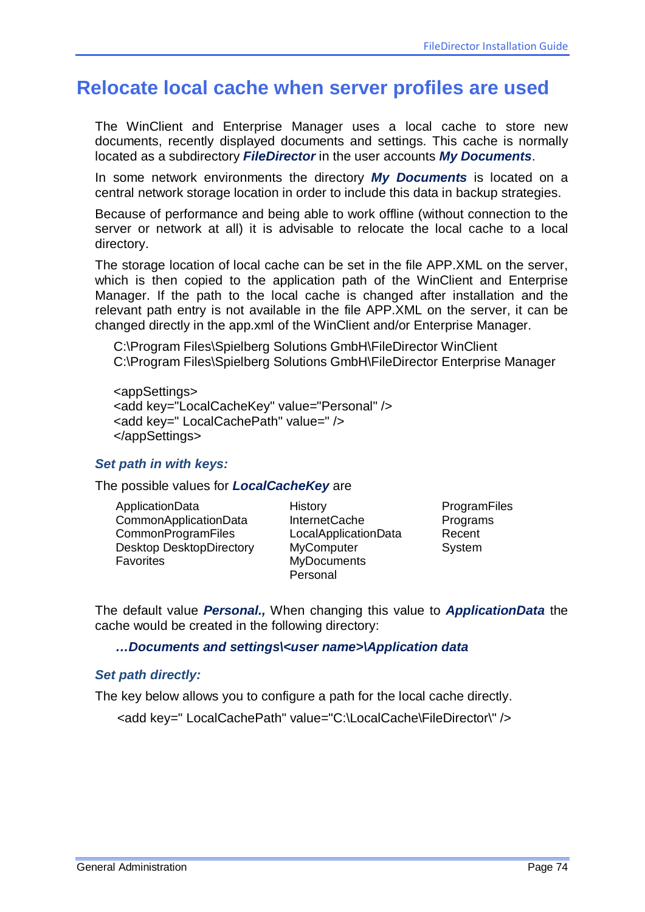# Relocate local cache when server profiles are used

The WinClient and Enterprise Manager uses a local cache to store new documents, recently displayed documents and settings. This cache is normally located as a subdirectory ***FileDirector*** in the user accounts ***My Documents***.

In some network environments the directory ***My Documents*** is located on a central network storage location in order to include this data in backup strategies.

Because of performance and being able to work offline (without connection to the server or network at all) it is advisable to relocate the local cache to a local directory.

The storage location of local cache can be set in the file APP.XML on the server, which is then copied to the application path of the WinClient and Enterprise Manager. If the path to the local cache is changed after installation and the relevant path entry is not available in the file APP.XML on the server, it can be changed directly in the app.xml of the WinClient and/or Enterprise Manager.

C:\Program Files\Spielberg Solutions GmbH\FileDirector WinClient
C:\Program Files\Spielberg Solutions GmbH\FileDirector Enterprise Manager

```
<appSettings>
<add key="LocalCacheKey" value="Personal" />
<add key=" LocalCachePath" value=" />
</appSettings>
```

### *Set path in with keys:*

The possible values for ***LocalCacheKey*** are

| | | |
|---|---|---|
| ApplicationData | History | ProgramFiles |
| CommonApplicationData | InternetCache | Programs |
| CommonProgramFiles | LocalApplicationData | Recent |
| Desktop DesktopDirectory | MyComputer | System |
| Favorites | MyDocuments | |
| | Personal | |

The default value ***Personal.,*** When changing this value to ***ApplicationData*** the cache would be created in the following directory:

***…Documents and settings\<user name>\Application data***

### *Set path directly:*

The key below allows you to configure a path for the local cache directly.

```
<add key=" LocalCachePath" value="C:\LocalCache\FileDirector\" />
```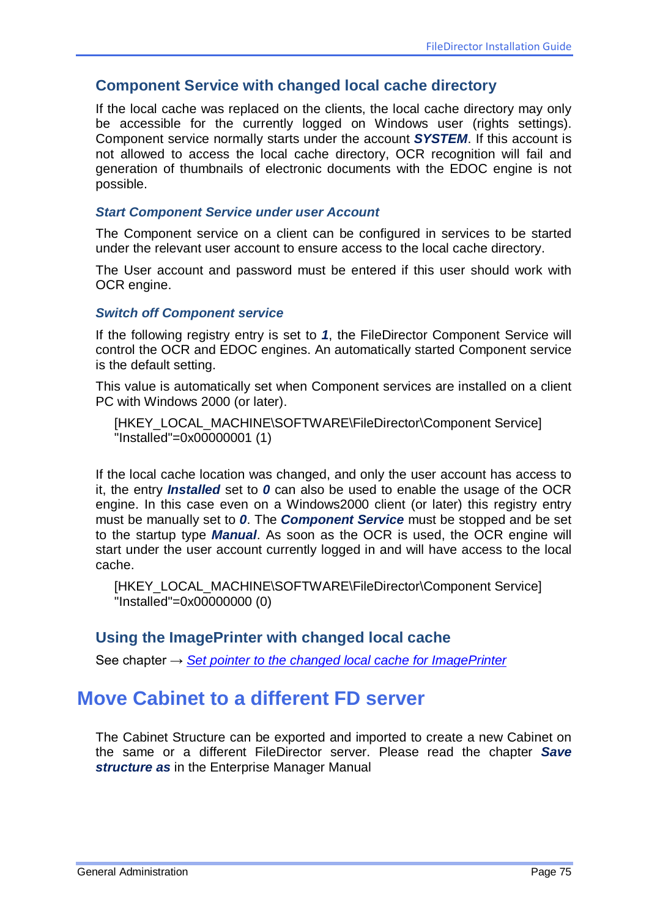### Component Service with changed local cache directory

If the local cache was replaced on the clients, the local cache directory may only be accessible for the currently logged on Windows user (rights settings). Component service normally starts under the account ***SYSTEM***. If this account is not allowed to access the local cache directory, OCR recognition will fail and generation of thumbnails of electronic documents with the EDOC engine is not possible.

#### *Start Component Service under user Account*

The Component service on a client can be configured in services to be started under the relevant user account to ensure access to the local cache directory.

The User account and password must be entered if this user should work with OCR engine.

#### *Switch off Component service*

If the following registry entry is set to ***1***, the FileDirector Component Service will control the OCR and EDOC engines. An automatically started Component service is the default setting.

This value is automatically set when Component services are installed on a client PC with Windows 2000 (or later).

```
[HKEY_LOCAL_MACHINE\SOFTWARE\FileDirector\Component Service]
"Installed"=0x00000001 (1)
```

If the local cache location was changed, and only the user account has access to it, the entry ***Installed*** set to ***0*** can also be used to enable the usage of the OCR engine. In this case even on a Windows2000 client (or later) this registry entry must be manually set to ***0***. The ***Component Service*** must be stopped and be set to the startup type ***Manual***. As soon as the OCR is used, the OCR engine will start under the user account currently logged in and will have access to the local cache.

```
[HKEY_LOCAL_MACHINE\SOFTWARE\FileDirector\Component Service]
"Installed"=0x00000000 (0)
```

### Using the ImagePrinter with changed local cache

See chapter → *Set pointer to the changed local cache for ImagePrinter*

## Move Cabinet to a different FD server

The Cabinet Structure can be exported and imported to create a new Cabinet on the same or a different FileDirector server. Please read the chapter ***Save structure as*** in the Enterprise Manager Manual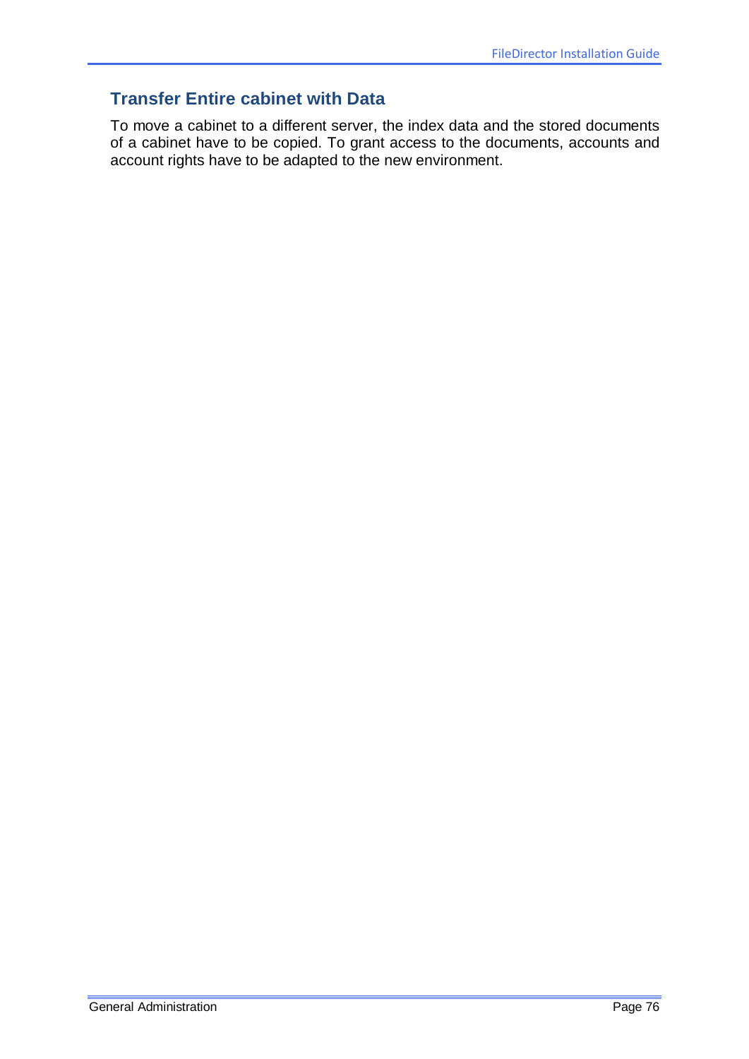## Transfer Entire cabinet with Data

To move a cabinet to a different server, the index data and the stored documents of a cabinet have to be copied. To grant access to the documents, accounts and account rights have to be adapted to the new environment.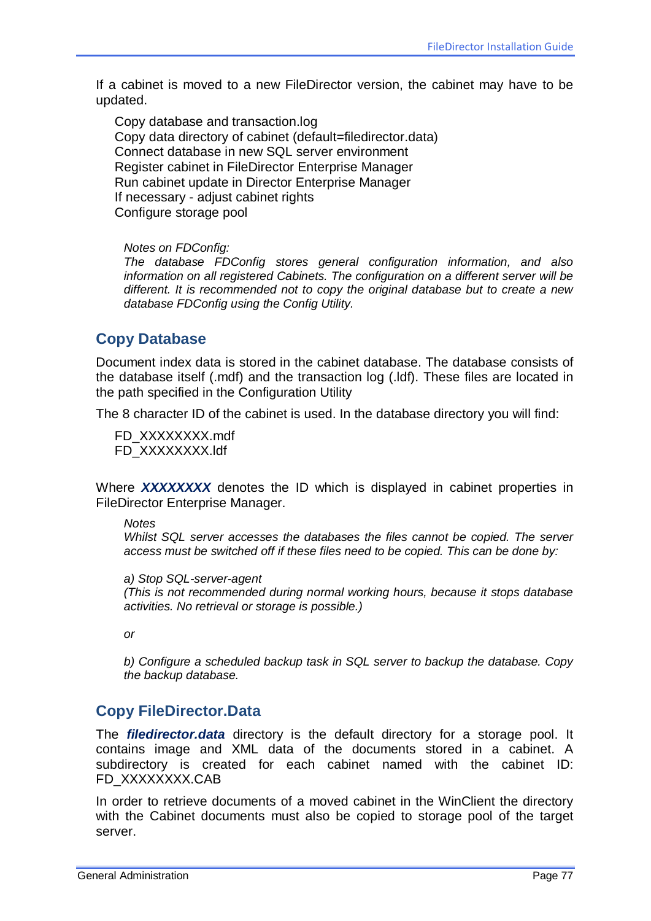If a cabinet is moved to a new FileDirector version, the cabinet may have to be updated.

Copy database and transaction.log
Copy data directory of cabinet (default=filedirector.data)
Connect database in new SQL server environment
Register cabinet in FileDirector Enterprise Manager
Run cabinet update in Director Enterprise Manager
If necessary - adjust cabinet rights
Configure storage pool

*Notes on FDConfig:*
*The database FDConfig stores general configuration information, and also information on all registered Cabinets. The configuration on a different server will be different. It is recommended not to copy the original database but to create a new database FDConfig using the Config Utility.*

## Copy Database

Document index data is stored in the cabinet database. The database consists of the database itself (.mdf) and the transaction log (.ldf). These files are located in the path specified in the Configuration Utility

The 8 character ID of the cabinet is used. In the database directory you will find:

FD_XXXXXXXX.mdf
FD_XXXXXXXX.ldf

Where ***XXXXXXXX*** denotes the ID which is displayed in cabinet properties in FileDirector Enterprise Manager.

*Notes*
*Whilst SQL server accesses the databases the files cannot be copied. The server access must be switched off if these files need to be copied. This can be done by:*

*a) Stop SQL-server-agent*
*(This is not recommended during normal working hours, because it stops database activities. No retrieval or storage is possible.)*

*or*

*b) Configure a scheduled backup task in SQL server to backup the database. Copy the backup database.*

## Copy FileDirector.Data

The ***filedirector.data*** directory is the default directory for a storage pool. It contains image and XML data of the documents stored in a cabinet. A subdirectory is created for each cabinet named with the cabinet ID: FD_XXXXXXXX.CAB

In order to retrieve documents of a moved cabinet in the WinClient the directory with the Cabinet documents must also be copied to storage pool of the target server.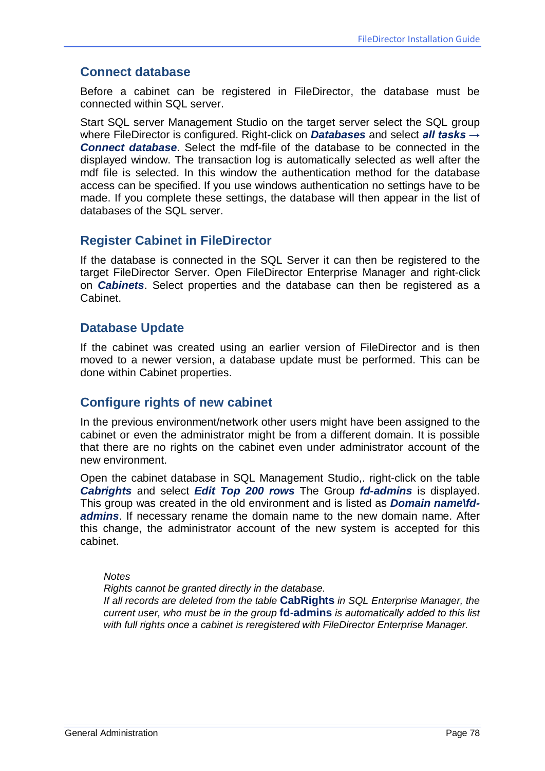## Connect database

Before a cabinet can be registered in FileDirector, the database must be connected within SQL server.

Start SQL server Management Studio on the target server select the SQL group where FileDirector is configured. Right-click on ***Databases*** and select ***all tasks → Connect database***. Select the mdf-file of the database to be connected in the displayed window. The transaction log is automatically selected as well after the mdf file is selected. In this window the authentication method for the database access can be specified. If you use windows authentication no settings have to be made. If you complete these settings, the database will then appear in the list of databases of the SQL server.

## Register Cabinet in FileDirector

If the database is connected in the SQL Server it can then be registered to the target FileDirector Server. Open FileDirector Enterprise Manager and right-click on ***Cabinets***. Select properties and the database can then be registered as a Cabinet.

## Database Update

If the cabinet was created using an earlier version of FileDirector and is then moved to a newer version, a database update must be performed. This can be done within Cabinet properties.

## Configure rights of new cabinet

In the previous environment/network other users might have been assigned to the cabinet or even the administrator might be from a different domain. It is possible that there are no rights on the cabinet even under administrator account of the new environment.

Open the cabinet database in SQL Management Studio,. right-click on the table ***Cabrights*** and select ***Edit Top 200 rows*** The Group ***fd-admins*** is displayed. This group was created in the old environment and is listed as ***Domain name\fd-admins***. If necessary rename the domain name to the new domain name. After this change, the administrator account of the new system is accepted for this cabinet.

*Notes*
*Rights cannot be granted directly in the database.*
*If all records are deleted from the table* **CabRights** *in SQL Enterprise Manager, the current user, who must be in the group* **fd-admins** *is automatically added to this list with full rights once a cabinet is reregistered with FileDirector Enterprise Manager.*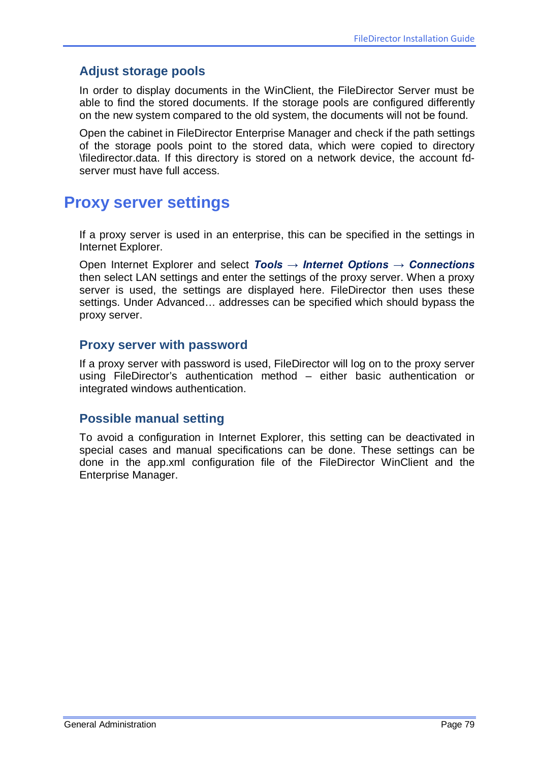### Adjust storage pools

In order to display documents in the WinClient, the FileDirector Server must be able to find the stored documents. If the storage pools are configured differently on the new system compared to the old system, the documents will not be found.

Open the cabinet in FileDirector Enterprise Manager and check if the path settings of the storage pools point to the stored data, which were copied to directory \filedirector.data. If this directory is stored on a network device, the account fd-server must have full access.

## Proxy server settings

If a proxy server is used in an enterprise, this can be specified in the settings in Internet Explorer.

Open Internet Explorer and select ***Tools → Internet Options → Connections*** then select LAN settings and enter the settings of the proxy server. When a proxy server is used, the settings are displayed here. FileDirector then uses these settings. Under Advanced… addresses can be specified which should bypass the proxy server.

### Proxy server with password

If a proxy server with password is used, FileDirector will log on to the proxy server using FileDirector's authentication method – either basic authentication or integrated windows authentication.

### Possible manual setting

To avoid a configuration in Internet Explorer, this setting can be deactivated in special cases and manual specifications can be done. These settings can be done in the app.xml configuration file of the FileDirector WinClient and the Enterprise Manager.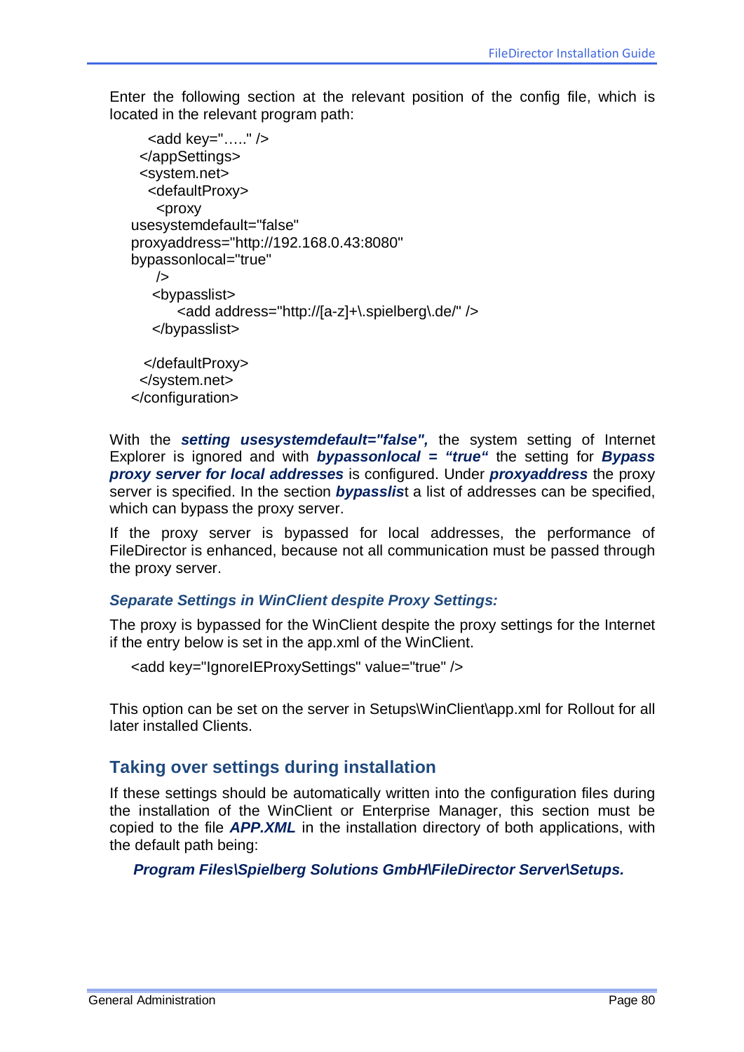Enter the following section at the relevant position of the config file, which is located in the relevant program path:

```
    <add key="….." />
  </appSettings>
  <system.net>
    <defaultProxy>
      <proxy
usesystemdefault="false"
proxyaddress="http://192.168.0.43:8080"
bypassonlocal="true"
      />
     <bypasslist>
         <add address="http://[a-z]+\.spielberg\.de/" />
     </bypasslist>

    </defaultProxy>
  </system.net>
</configuration>
```

With the ***setting usesystemdefault="false",*** the system setting of Internet Explorer is ignored and with ***bypassonlocal = "true"*** the setting for ***Bypass proxy server for local addresses*** is configured. Under ***proxyaddress*** the proxy server is specified. In the section ***bypasslis***t a list of addresses can be specified, which can bypass the proxy server.

If the proxy server is bypassed for local addresses, the performance of FileDirector is enhanced, because not all communication must be passed through the proxy server.

### *Separate Settings in WinClient despite Proxy Settings:*

The proxy is bypassed for the WinClient despite the proxy settings for the Internet if the entry below is set in the app.xml of the WinClient.

```
<add key="IgnoreIEProxySettings" value="true" />
```

This option can be set on the server in Setups\WinClient\app.xml for Rollout for all later installed Clients.

## Taking over settings during installation

If these settings should be automatically written into the configuration files during the installation of the WinClient or Enterprise Manager, this section must be copied to the file ***APP.XML*** in the installation directory of both applications, with the default path being:

***Program Files\Spielberg Solutions GmbH\FileDirector Server\Setups.***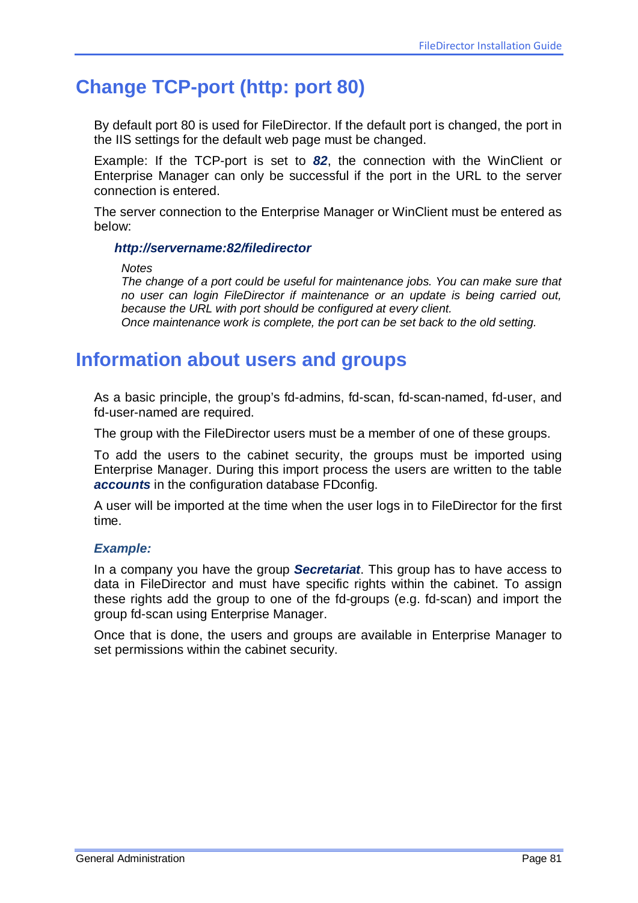## Change TCP-port (http: port 80)

By default port 80 is used for FileDirector. If the default port is changed, the port in the IIS settings for the default web page must be changed.

Example: If the TCP-port is set to ***82***, the connection with the WinClient or Enterprise Manager can only be successful if the port in the URL to the server connection is entered.

The server connection to the Enterprise Manager or WinClient must be entered as below:

***http://servername:82/filedirector***

*Notes*
*The change of a port could be useful for maintenance jobs. You can make sure that no user can login FileDirector if maintenance or an update is being carried out, because the URL with port should be configured at every client.*
*Once maintenance work is complete, the port can be set back to the old setting.*

## Information about users and groups

As a basic principle, the group's fd-admins, fd-scan, fd-scan-named, fd-user, and fd-user-named are required.

The group with the FileDirector users must be a member of one of these groups.

To add the users to the cabinet security, the groups must be imported using Enterprise Manager. During this import process the users are written to the table ***accounts*** in the configuration database FDconfig.

A user will be imported at the time when the user logs in to FileDirector for the first time.

***Example:***

In a company you have the group ***Secretariat***. This group has to have access to data in FileDirector and must have specific rights within the cabinet. To assign these rights add the group to one of the fd-groups (e.g. fd-scan) and import the group fd-scan using Enterprise Manager.

Once that is done, the users and groups are available in Enterprise Manager to set permissions within the cabinet security.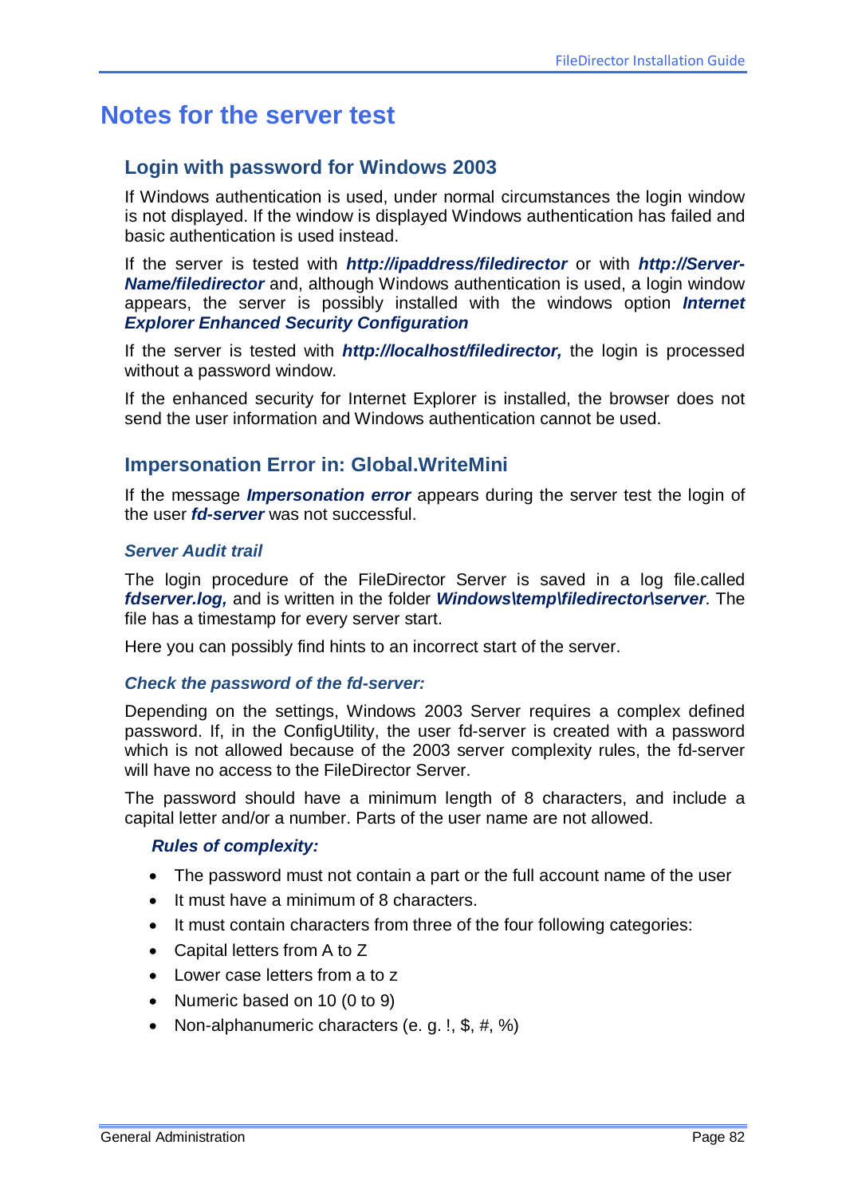# Notes for the server test

## Login with password for Windows 2003

If Windows authentication is used, under normal circumstances the login window is not displayed. If the window is displayed Windows authentication has failed and basic authentication is used instead.

If the server is tested with ***http://ipaddress/filedirector*** or with ***http://Server-Name/filedirector*** and, although Windows authentication is used, a login window appears, the server is possibly installed with the windows option ***Internet Explorer Enhanced Security Configuration***

If the server is tested with ***http://localhost/filedirector,*** the login is processed without a password window.

If the enhanced security for Internet Explorer is installed, the browser does not send the user information and Windows authentication cannot be used.

## Impersonation Error in: Global.WriteMini

If the message ***Impersonation error*** appears during the server test the login of the user ***fd-server*** was not successful.

### *Server Audit trail*

The login procedure of the FileDirector Server is saved in a log file.called ***fdserver.log,*** and is written in the folder ***Windows\temp\filedirector\server***. The file has a timestamp for every server start.

Here you can possibly find hints to an incorrect start of the server.

### *Check the password of the fd-server:*

Depending on the settings, Windows 2003 Server requires a complex defined password. If, in the ConfigUtility, the user fd-server is created with a password which is not allowed because of the 2003 server complexity rules, the fd-server will have no access to the FileDirector Server.

The password should have a minimum length of 8 characters, and include a capital letter and/or a number. Parts of the user name are not allowed.

***Rules of complexity:***

- The password must not contain a part or the full account name of the user
- It must have a minimum of 8 characters.
- It must contain characters from three of the four following categories:
- Capital letters from A to Z
- Lower case letters from a to z
- Numeric based on 10 (0 to 9)
- Non-alphanumeric characters (e. g. !, $, #, %)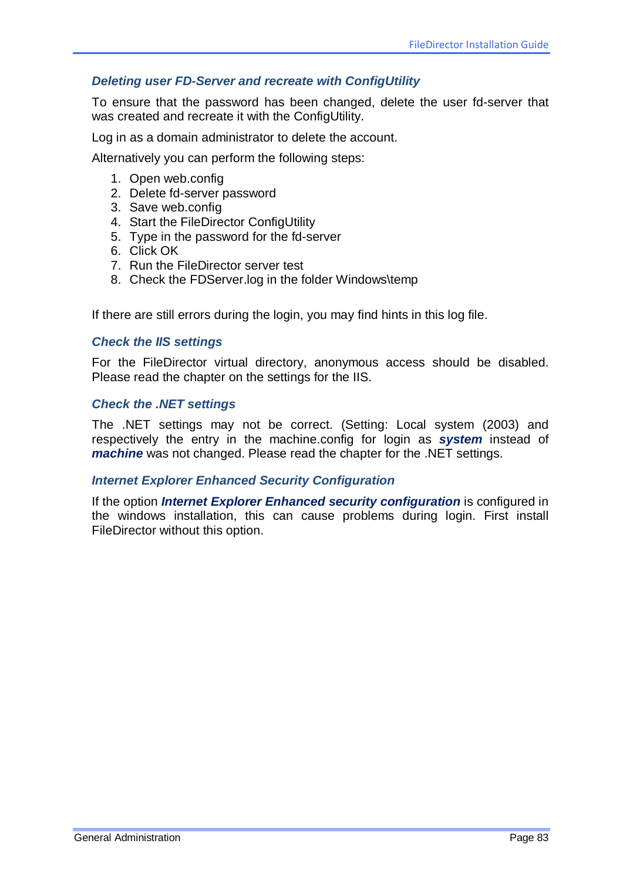### *Deleting user FD-Server and recreate with ConfigUtility*

To ensure that the password has been changed, delete the user fd-server that was created and recreate it with the ConfigUtility.

Log in as a domain administrator to delete the account.

Alternatively you can perform the following steps:

1. Open web.config
2. Delete fd-server password
3. Save web.config
4. Start the FileDirector ConfigUtility
5. Type in the password for the fd-server
6. Click OK
7. Run the FileDirector server test
8. Check the FDServer.log in the folder Windows\temp

If there are still errors during the login, you may find hints in this log file.

### *Check the IIS settings*

For the FileDirector virtual directory, anonymous access should be disabled. Please read the chapter on the settings for the IIS.

### *Check the .NET settings*

The .NET settings may not be correct. (Setting: Local system (2003) and respectively the entry in the machine.config for login as ***system*** instead of ***machine*** was not changed. Please read the chapter for the .NET settings.

### *Internet Explorer Enhanced Security Configuration*

If the option ***Internet Explorer Enhanced security configuration*** is configured in the windows installation, this can cause problems during login. First install FileDirector without this option.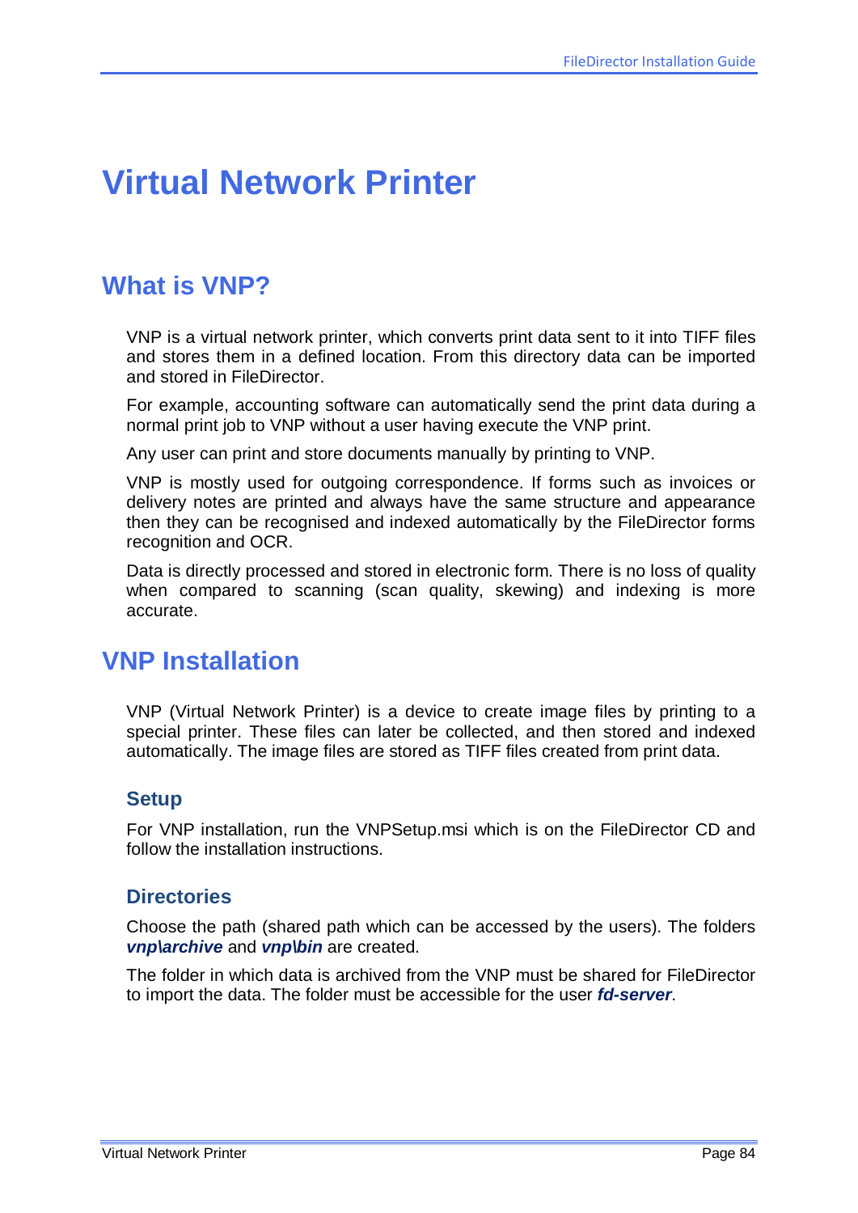# Virtual Network Printer

## What is VNP?

VNP is a virtual network printer, which converts print data sent to it into TIFF files and stores them in a defined location. From this directory data can be imported and stored in FileDirector.

For example, accounting software can automatically send the print data during a normal print job to VNP without a user having execute the VNP print.

Any user can print and store documents manually by printing to VNP.

VNP is mostly used for outgoing correspondence. If forms such as invoices or delivery notes are printed and always have the same structure and appearance then they can be recognised and indexed automatically by the FileDirector forms recognition and OCR.

Data is directly processed and stored in electronic form. There is no loss of quality when compared to scanning (scan quality, skewing) and indexing is more accurate.

## VNP Installation

VNP (Virtual Network Printer) is a device to create image files by printing to a special printer. These files can later be collected, and then stored and indexed automatically. The image files are stored as TIFF files created from print data.

### Setup

For VNP installation, run the VNPSetup.msi which is on the FileDirector CD and follow the installation instructions.

### Directories

Choose the path (shared path which can be accessed by the users). The folders ***vnp\archive*** and ***vnp\bin*** are created.

The folder in which data is archived from the VNP must be shared for FileDirector to import the data. The folder must be accessible for the user ***fd-server***.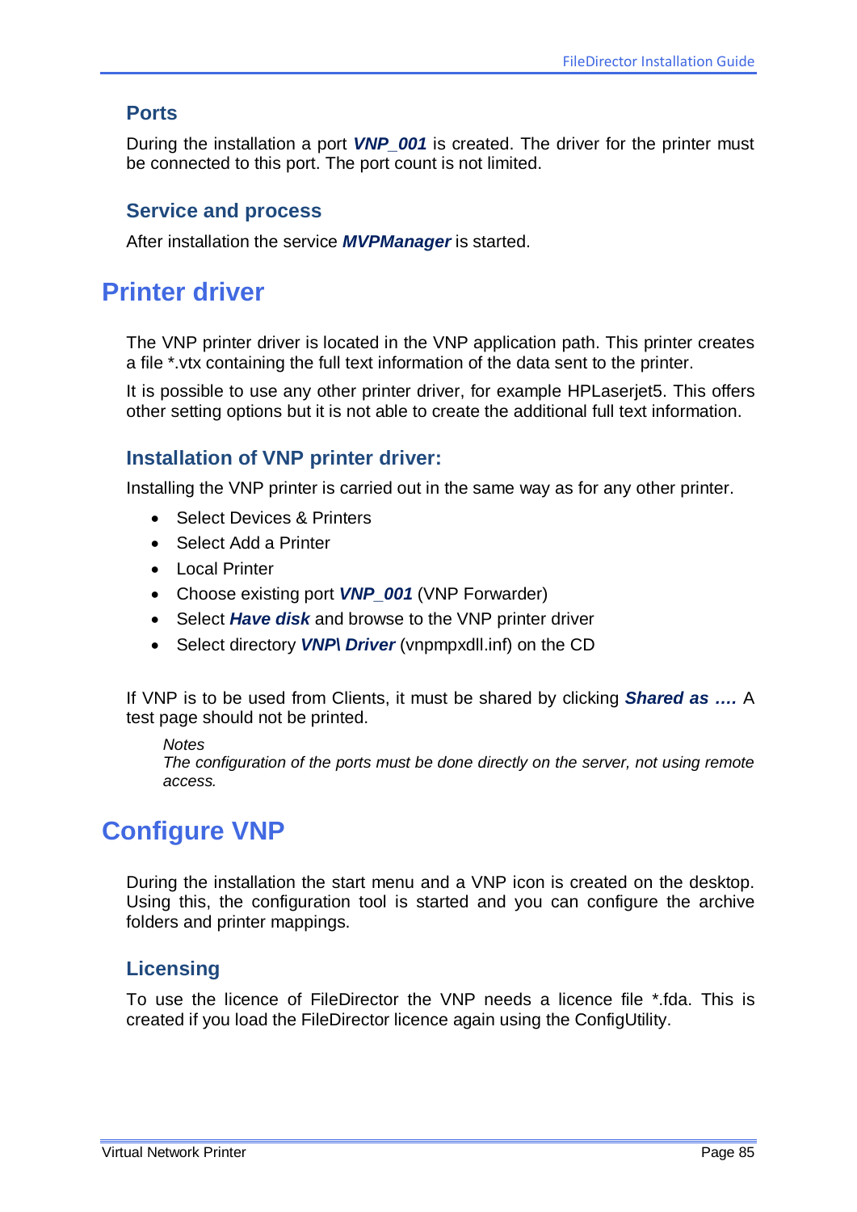### Ports

During the installation a port ***VNP_001*** is created. The driver for the printer must be connected to this port. The port count is not limited.

### Service and process

After installation the service ***MVPManager*** is started.

## Printer driver

The VNP printer driver is located in the VNP application path. This printer creates a file *.vtx containing the full text information of the data sent to the printer.

It is possible to use any other printer driver, for example HPLaserjet5. This offers other setting options but it is not able to create the additional full text information.

### Installation of VNP printer driver:

Installing the VNP printer is carried out in the same way as for any other printer.

- Select Devices & Printers
- Select Add a Printer
- Local Printer
- Choose existing port ***VNP_001*** (VNP Forwarder)
- Select ***Have disk*** and browse to the VNP printer driver
- Select directory ***VNP\ Driver*** (vnpmpxdll.inf) on the CD

If VNP is to be used from Clients, it must be shared by clicking ***Shared as ….*** A test page should not be printed.

> *Notes*
> *The configuration of the ports must be done directly on the server, not using remote access.*

## Configure VNP

During the installation the start menu and a VNP icon is created on the desktop. Using this, the configuration tool is started and you can configure the archive folders and printer mappings.

### Licensing

To use the licence of FileDirector the VNP needs a licence file *.fda. This is created if you load the FileDirector licence again using the ConfigUtility.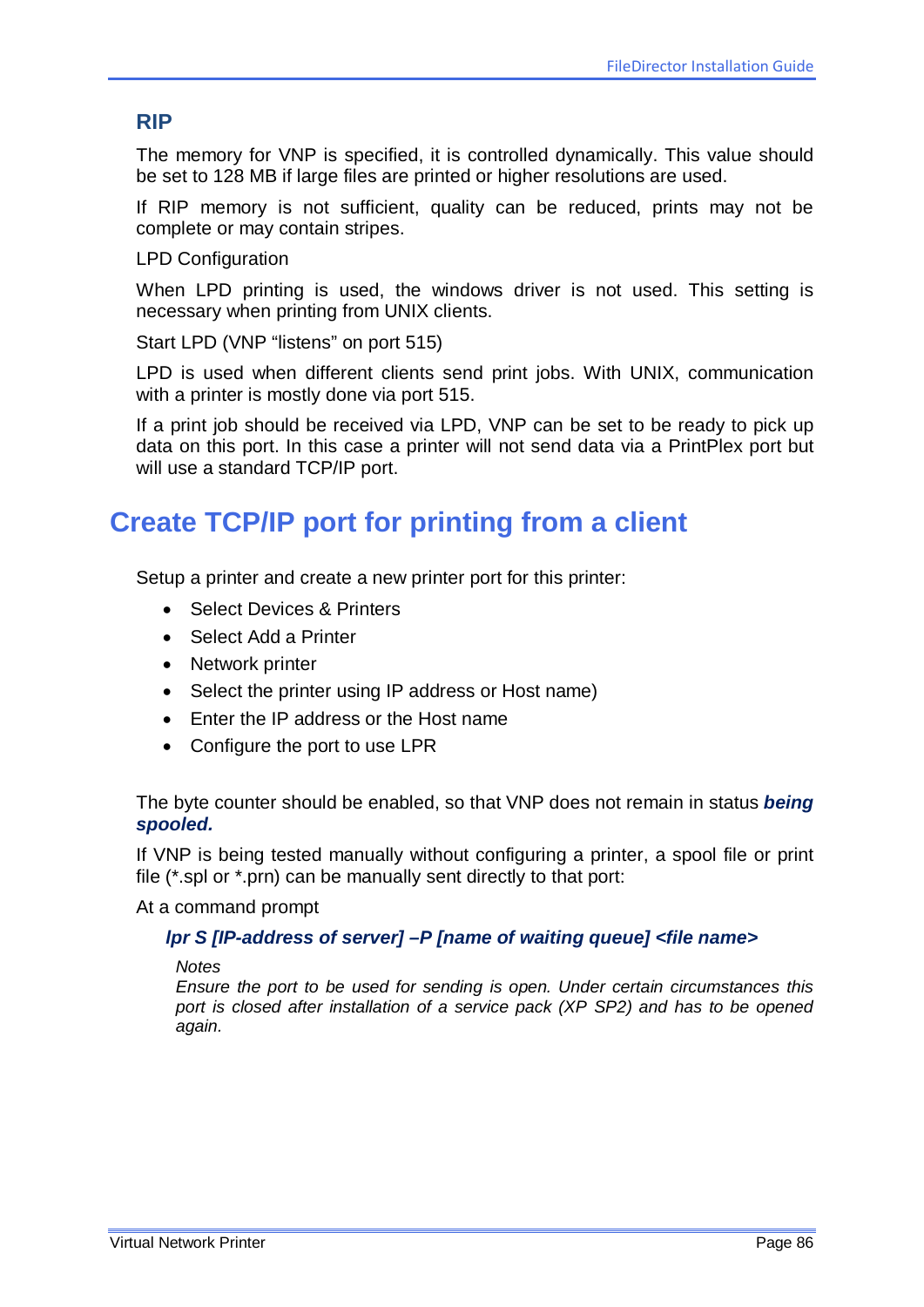### RIP

The memory for VNP is specified, it is controlled dynamically. This value should be set to 128 MB if large files are printed or higher resolutions are used.

If RIP memory is not sufficient, quality can be reduced, prints may not be complete or may contain stripes.

LPD Configuration

When LPD printing is used, the windows driver is not used. This setting is necessary when printing from UNIX clients.

Start LPD (VNP “listens” on port 515)

LPD is used when different clients send print jobs. With UNIX, communication with a printer is mostly done via port 515.

If a print job should be received via LPD, VNP can be set to be ready to pick up data on this port. In this case a printer will not send data via a PrintPlex port but will use a standard TCP/IP port.

## Create TCP/IP port for printing from a client

Setup a printer and create a new printer port for this printer:

- Select Devices & Printers
- Select Add a Printer
- Network printer
- Select the printer using IP address or Host name)
- Enter the IP address or the Host name
- Configure the port to use LPR

The byte counter should be enabled, so that VNP does not remain in status ***being spooled.***

If VNP is being tested manually without configuring a printer, a spool file or print file (*.spl or *.prn) can be manually sent directly to that port:

At a command prompt

***lpr S [IP-address of server] –P [name of waiting queue] <file name>***

*Notes*
*Ensure the port to be used for sending is open. Under certain circumstances this port is closed after installation of a service pack (XP SP2) and has to be opened again.*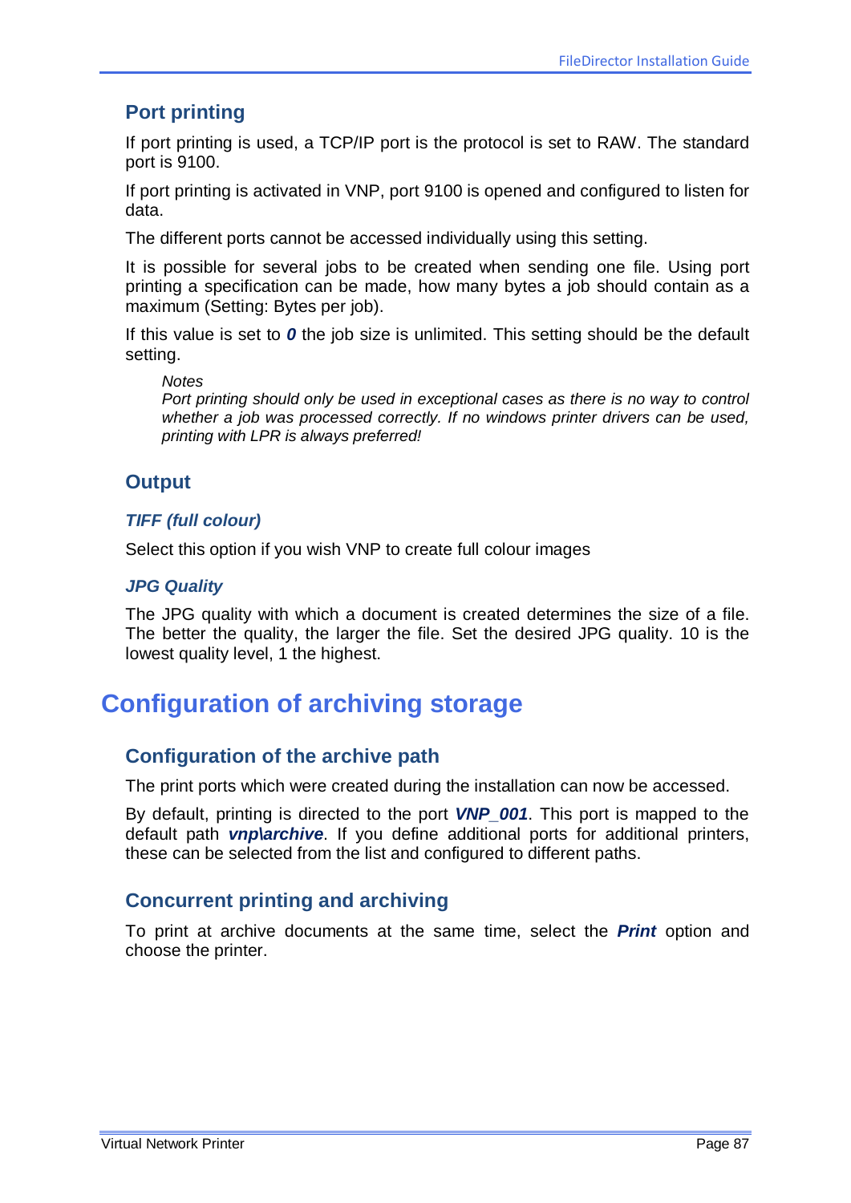## Port printing

If port printing is used, a TCP/IP port is the protocol is set to RAW. The standard port is 9100.

If port printing is activated in VNP, port 9100 is opened and configured to listen for data.

The different ports cannot be accessed individually using this setting.

It is possible for several jobs to be created when sending one file. Using port printing a specification can be made, how many bytes a job should contain as a maximum (Setting: Bytes per job).

If this value is set to ***0*** the job size is unlimited. This setting should be the default setting.

> *Notes*
> *Port printing should only be used in exceptional cases as there is no way to control whether a job was processed correctly. If no windows printer drivers can be used, printing with LPR is always preferred!*

## Output

### *TIFF (full colour)*

Select this option if you wish VNP to create full colour images

### *JPG Quality*

The JPG quality with which a document is created determines the size of a file. The better the quality, the larger the file. Set the desired JPG quality. 10 is the lowest quality level, 1 the highest.

# Configuration of archiving storage

## Configuration of the archive path

The print ports which were created during the installation can now be accessed.

By default, printing is directed to the port ***VNP_001***. This port is mapped to the default path ***vnp\archive***. If you define additional ports for additional printers, these can be selected from the list and configured to different paths.

## Concurrent printing and archiving

To print at archive documents at the same time, select the ***Print*** option and choose the printer.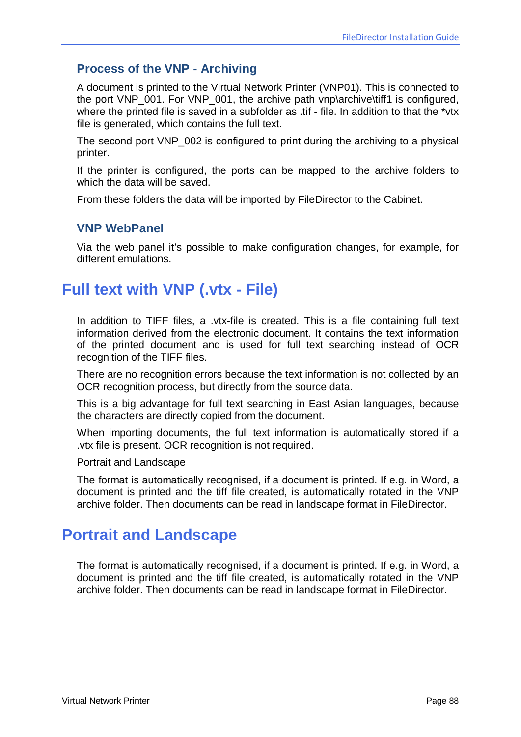### Process of the VNP - Archiving

A document is printed to the Virtual Network Printer (VNP01). This is connected to the port VNP_001. For VNP_001, the archive path vnp\archive\tiff1 is configured, where the printed file is saved in a subfolder as .tif - file. In addition to that the *vtx file is generated, which contains the full text.

The second port VNP_002 is configured to print during the archiving to a physical printer.

If the printer is configured, the ports can be mapped to the archive folders to which the data will be saved.

From these folders the data will be imported by FileDirector to the Cabinet.

### VNP WebPanel

Via the web panel it's possible to make configuration changes, for example, for different emulations.

## Full text with VNP (.vtx - File)

In addition to TIFF files, a .vtx-file is created. This is a file containing full text information derived from the electronic document. It contains the text information of the printed document and is used for full text searching instead of OCR recognition of the TIFF files.

There are no recognition errors because the text information is not collected by an OCR recognition process, but directly from the source data.

This is a big advantage for full text searching in East Asian languages, because the characters are directly copied from the document.

When importing documents, the full text information is automatically stored if a .vtx file is present. OCR recognition is not required.

Portrait and Landscape

The format is automatically recognised, if a document is printed. If e.g. in Word, a document is printed and the tiff file created, is automatically rotated in the VNP archive folder. Then documents can be read in landscape format in FileDirector.

## Portrait and Landscape

The format is automatically recognised, if a document is printed. If e.g. in Word, a document is printed and the tiff file created, is automatically rotated in the VNP archive folder. Then documents can be read in landscape format in FileDirector.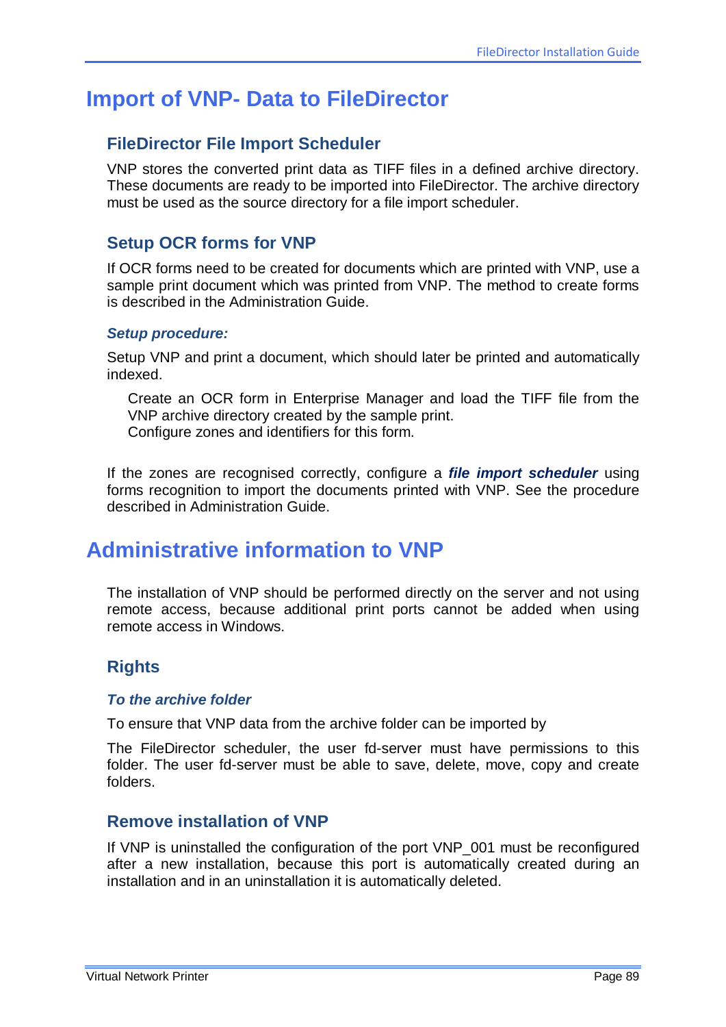# Import of VNP- Data to FileDirector

## FileDirector File Import Scheduler

VNP stores the converted print data as TIFF files in a defined archive directory. These documents are ready to be imported into FileDirector. The archive directory must be used as the source directory for a file import scheduler.

## Setup OCR forms for VNP

If OCR forms need to be created for documents which are printed with VNP, use a sample print document which was printed from VNP. The method to create forms is described in the Administration Guide.

### *Setup procedure:*

Setup VNP and print a document, which should later be printed and automatically indexed.

Create an OCR form in Enterprise Manager and load the TIFF file from the VNP archive directory created by the sample print.
Configure zones and identifiers for this form.

If the zones are recognised correctly, configure a ***file import scheduler*** using forms recognition to import the documents printed with VNP. See the procedure described in Administration Guide.

# Administrative information to VNP

The installation of VNP should be performed directly on the server and not using remote access, because additional print ports cannot be added when using remote access in Windows.

## Rights

### *To the archive folder*

To ensure that VNP data from the archive folder can be imported by

The FileDirector scheduler, the user fd-server must have permissions to this folder. The user fd-server must be able to save, delete, move, copy and create folders.

## Remove installation of VNP

If VNP is uninstalled the configuration of the port VNP_001 must be reconfigured after a new installation, because this port is automatically created during an installation and in an uninstallation it is automatically deleted.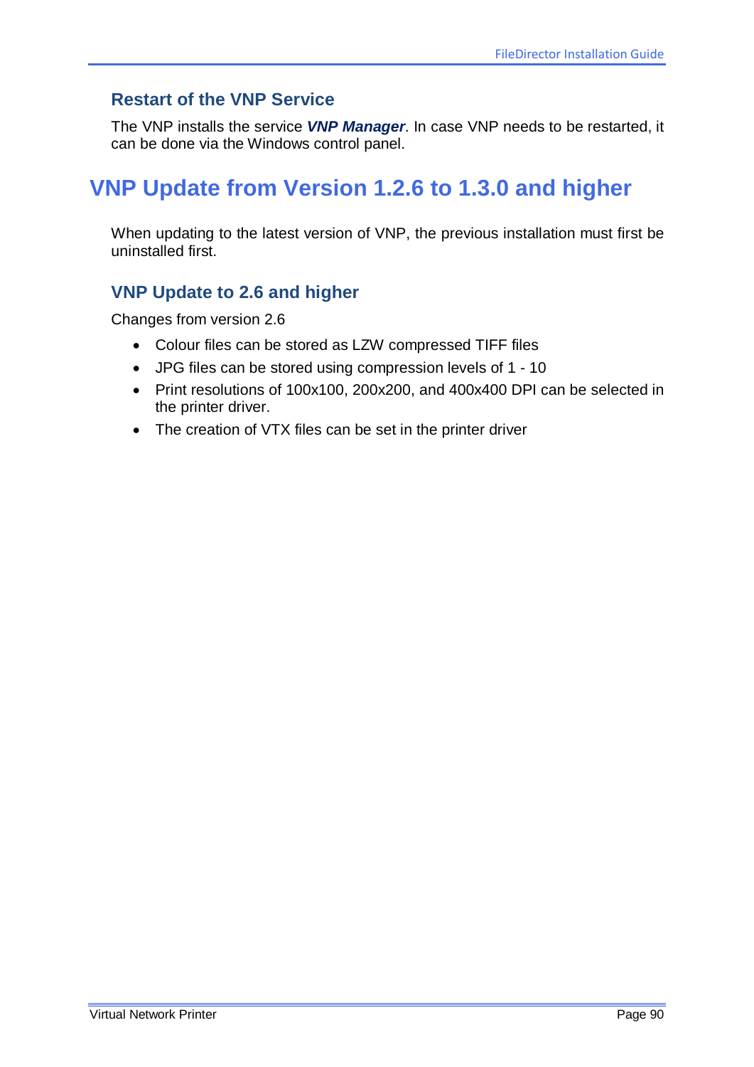### Restart of the VNP Service

The VNP installs the service ***VNP Manager***. In case VNP needs to be restarted, it can be done via the Windows control panel.

## VNP Update from Version 1.2.6 to 1.3.0 and higher

When updating to the latest version of VNP, the previous installation must first be uninstalled first.

### VNP Update to 2.6 and higher

Changes from version 2.6

- Colour files can be stored as LZW compressed TIFF files
- JPG files can be stored using compression levels of 1 - 10
- Print resolutions of 100x100, 200x200, and 400x400 DPI can be selected in the printer driver.
- The creation of VTX files can be set in the printer driver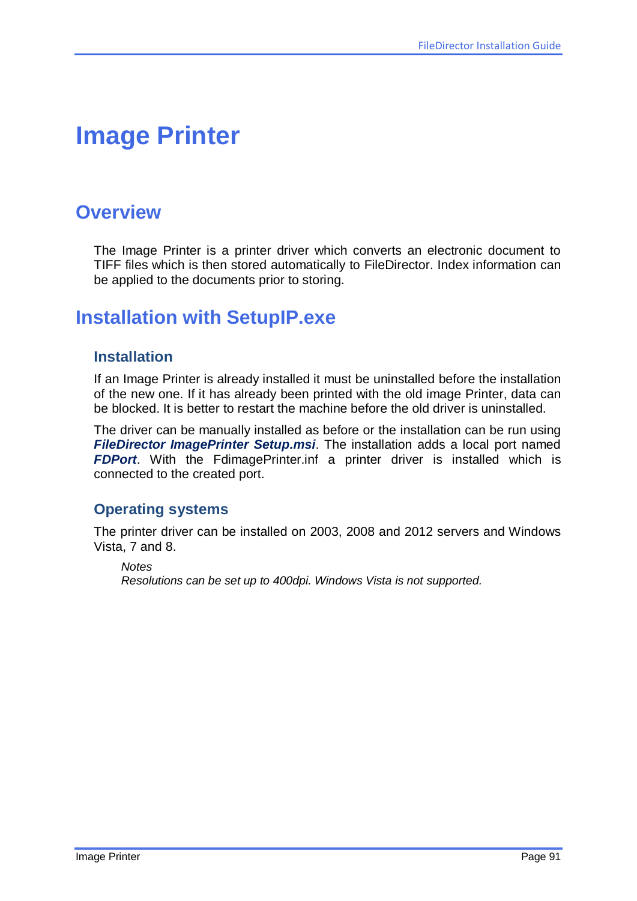# Image Printer

## Overview

The Image Printer is a printer driver which converts an electronic document to TIFF files which is then stored automatically to FileDirector. Index information can be applied to the documents prior to storing.

## Installation with SetupIP.exe

### Installation

If an Image Printer is already installed it must be uninstalled before the installation of the new one. If it has already been printed with the old image Printer, data can be blocked. It is better to restart the machine before the old driver is uninstalled.

The driver can be manually installed as before or the installation can be run using ***FileDirector ImagePrinter Setup.msi***. The installation adds a local port named ***FDPort***. With the FdimagePrinter.inf a printer driver is installed which is connected to the created port.

### Operating systems

The printer driver can be installed on 2003, 2008 and 2012 servers and Windows Vista, 7 and 8.

> *Notes*
> *Resolutions can be set up to 400dpi. Windows Vista is not supported.*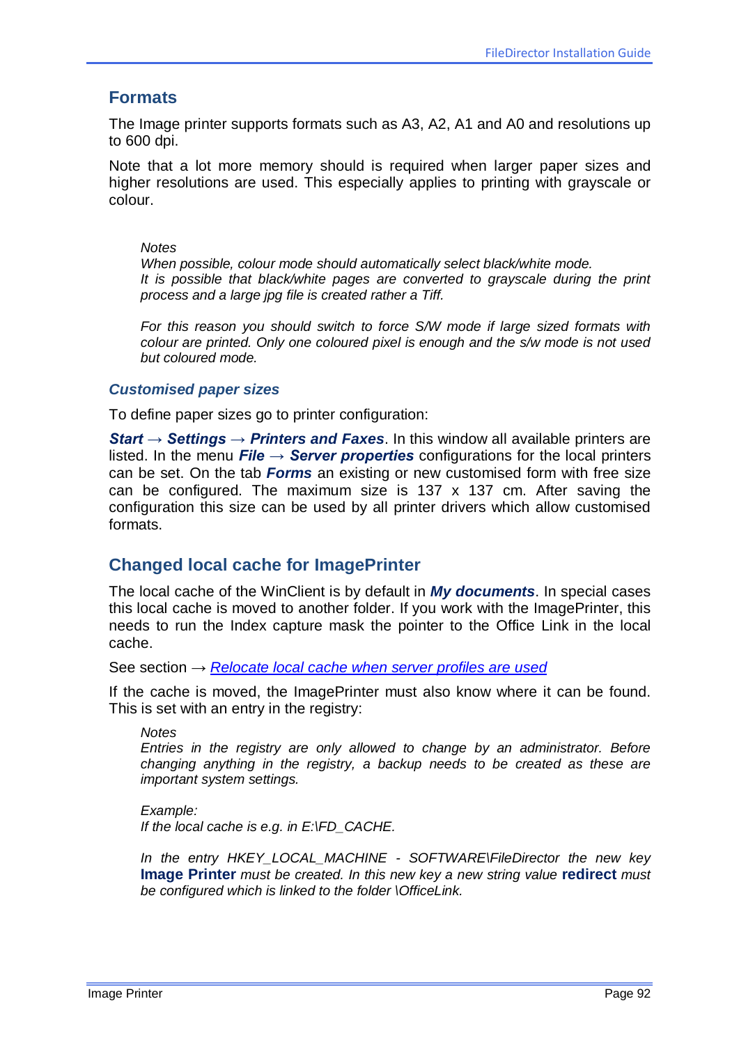## Formats

The Image printer supports formats such as A3, A2, A1 and A0 and resolutions up to 600 dpi.

Note that a lot more memory should is required when larger paper sizes and higher resolutions are used. This especially applies to printing with grayscale or colour.

> *Notes*
> *When possible, colour mode should automatically select black/white mode.*
> *It is possible that black/white pages are converted to grayscale during the print process and a large jpg file is created rather a Tiff.*
>
> *For this reason you should switch to force S/W mode if large sized formats with colour are printed. Only one coloured pixel is enough and the s/w mode is not used but coloured mode.*

### *Customised paper sizes*

To define paper sizes go to printer configuration:

***Start → Settings → Printers and Faxes***. In this window all available printers are listed. In the menu ***File → Server properties*** configurations for the local printers can be set. On the tab ***Forms*** an existing or new customised form with free size can be configured. The maximum size is 137 x 137 cm. After saving the configuration this size can be used by all printer drivers which allow customised formats.

## Changed local cache for ImagePrinter

The local cache of the WinClient is by default in ***My documents***. In special cases this local cache is moved to another folder. If you work with the ImagePrinter, this needs to run the Index capture mask the pointer to the Office Link in the local cache.

See section → *Relocate local cache when server profiles are used*

If the cache is moved, the ImagePrinter must also know where it can be found. This is set with an entry in the registry:

> *Notes*
> *Entries in the registry are only allowed to change by an administrator. Before changing anything in the registry, a backup needs to be created as these are important system settings.*
>
> *Example:*
> *If the local cache is e.g. in E:\FD_CACHE.*
>
> *In the entry HKEY_LOCAL_MACHINE - SOFTWARE\FileDirector the new key* **Image Printer** *must be created. In this new key a new string value* **redirect** *must be configured which is linked to the folder \OfficeLink.*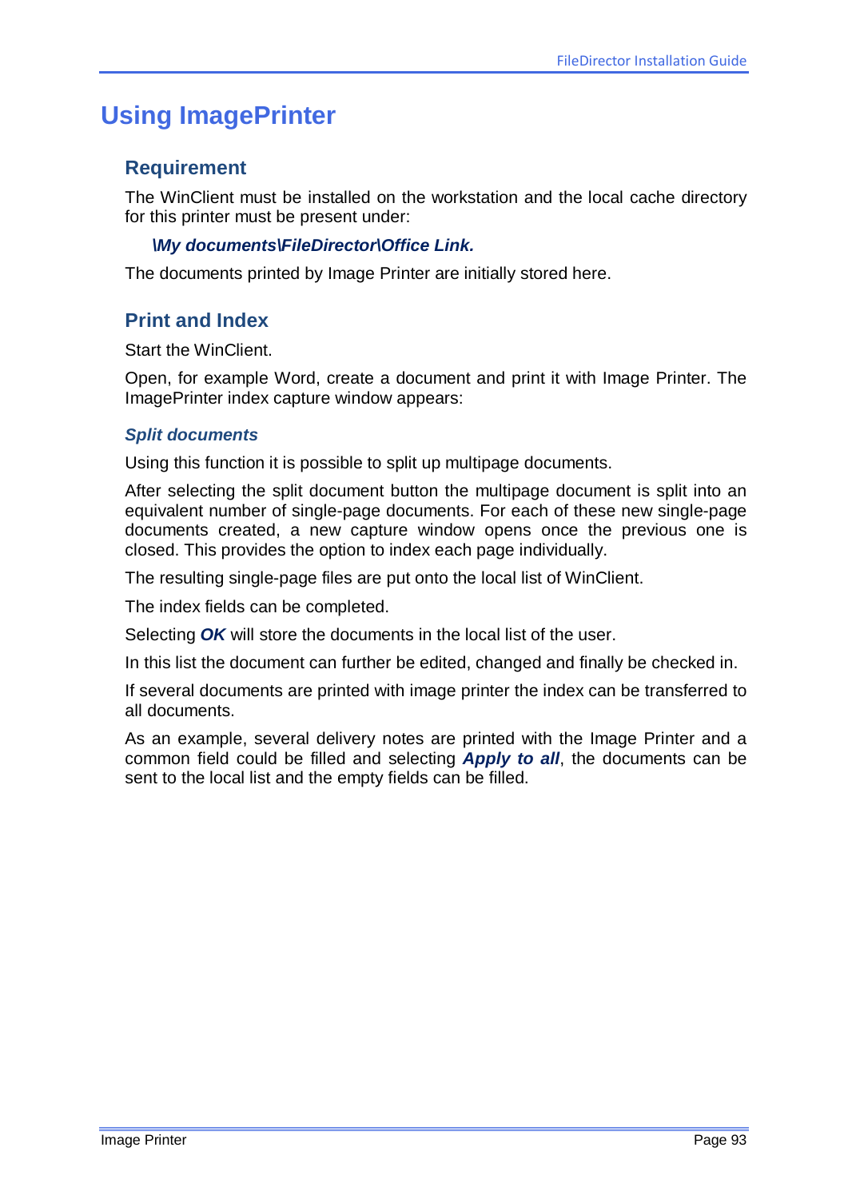# Using ImagePrinter

## Requirement

The WinClient must be installed on the workstation and the local cache directory for this printer must be present under:

***\My documents\FileDirector\Office Link.***

The documents printed by Image Printer are initially stored here.

## Print and Index

Start the WinClient.

Open, for example Word, create a document and print it with Image Printer. The ImagePrinter index capture window appears:

### *Split documents*

Using this function it is possible to split up multipage documents.

After selecting the split document button the multipage document is split into an equivalent number of single-page documents. For each of these new single-page documents created, a new capture window opens once the previous one is closed. This provides the option to index each page individually.

The resulting single-page files are put onto the local list of WinClient.

The index fields can be completed.

Selecting ***OK*** will store the documents in the local list of the user.

In this list the document can further be edited, changed and finally be checked in.

If several documents are printed with image printer the index can be transferred to all documents.

As an example, several delivery notes are printed with the Image Printer and a common field could be filled and selecting ***Apply to all***, the documents can be sent to the local list and the empty fields can be filled.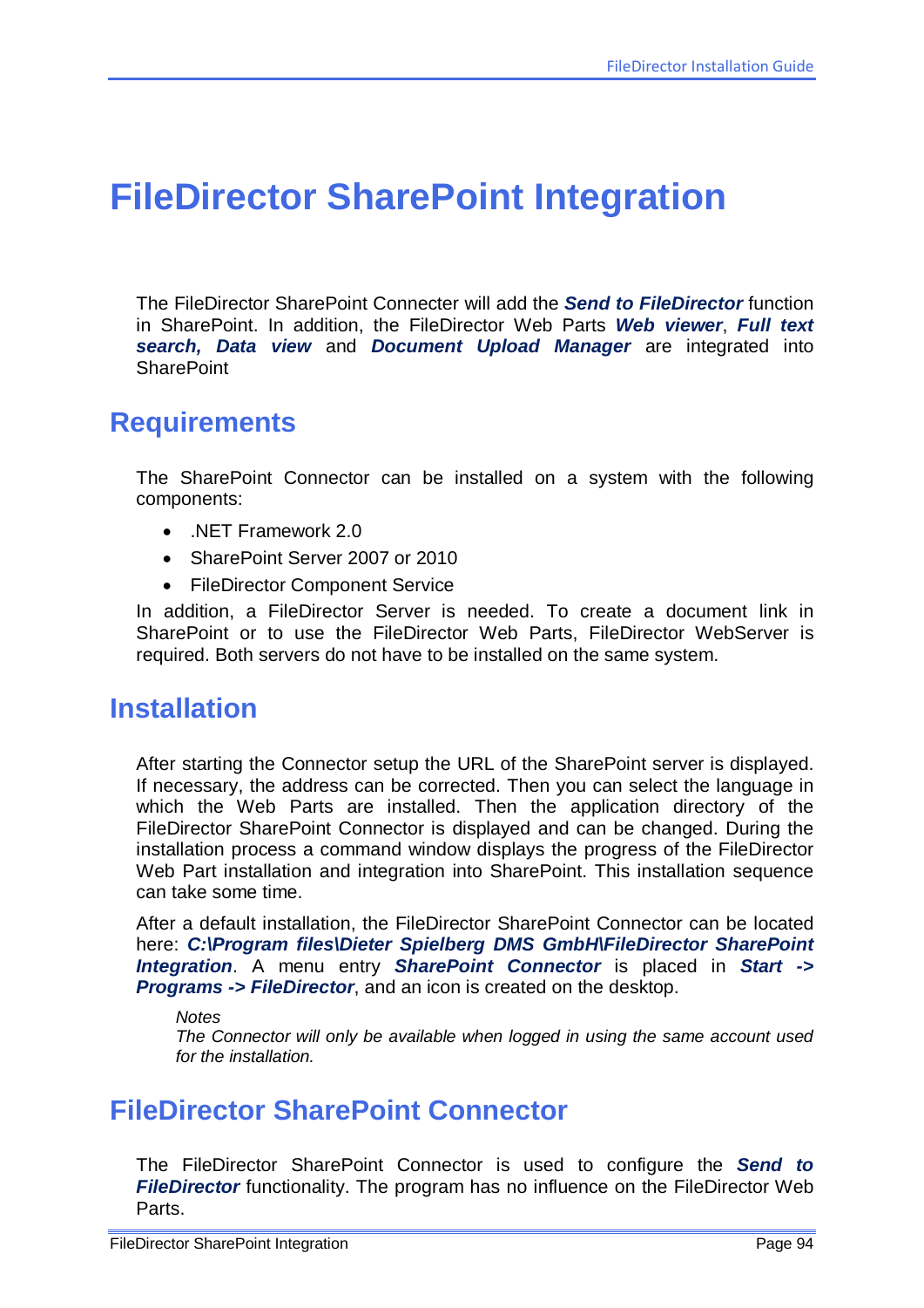# FileDirector SharePoint Integration

The FileDirector SharePoint Connecter will add the ***Send to FileDirector*** function in SharePoint. In addition, the FileDirector Web Parts ***Web viewer***, ***Full text search, Data view*** and ***Document Upload Manager*** are integrated into SharePoint

## Requirements

The SharePoint Connector can be installed on a system with the following components:

- .NET Framework 2.0
- SharePoint Server 2007 or 2010
- FileDirector Component Service

In addition, a FileDirector Server is needed. To create a document link in SharePoint or to use the FileDirector Web Parts, FileDirector WebServer is required. Both servers do not have to be installed on the same system.

## Installation

After starting the Connector setup the URL of the SharePoint server is displayed. If necessary, the address can be corrected. Then you can select the language in which the Web Parts are installed. Then the application directory of the FileDirector SharePoint Connector is displayed and can be changed. During the installation process a command window displays the progress of the FileDirector Web Part installation and integration into SharePoint. This installation sequence can take some time.

After a default installation, the FileDirector SharePoint Connector can be located here: ***C:\Program files\Dieter Spielberg DMS GmbH\FileDirector SharePoint Integration***. A menu entry ***SharePoint Connector*** is placed in ***Start -> Programs -> FileDirector***, and an icon is created on the desktop.

> *Notes*
> *The Connector will only be available when logged in using the same account used for the installation.*

## FileDirector SharePoint Connector

The FileDirector SharePoint Connector is used to configure the ***Send to FileDirector*** functionality. The program has no influence on the FileDirector Web Parts.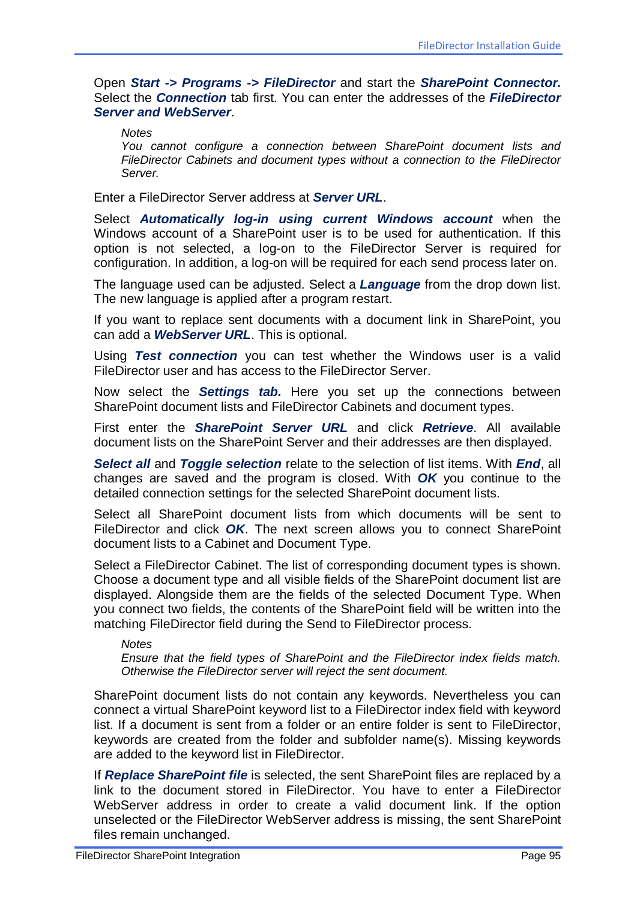Open ***Start -> Programs -> FileDirector*** and start the ***SharePoint Connector.*** Select the ***Connection*** tab first. You can enter the addresses of the ***FileDirector Server and WebServer***.

> *Notes*
> *You cannot configure a connection between SharePoint document lists and FileDirector Cabinets and document types without a connection to the FileDirector Server.*

Enter a FileDirector Server address at ***Server URL***.

Select ***Automatically log-in using current Windows account*** when the Windows account of a SharePoint user is to be used for authentication. If this option is not selected, a log-on to the FileDirector Server is required for configuration. In addition, a log-on will be required for each send process later on.

The language used can be adjusted. Select a ***Language*** from the drop down list. The new language is applied after a program restart.

If you want to replace sent documents with a document link in SharePoint, you can add a ***WebServer URL***. This is optional.

Using ***Test connection*** you can test whether the Windows user is a valid FileDirector user and has access to the FileDirector Server.

Now select the ***Settings tab.*** Here you set up the connections between SharePoint document lists and FileDirector Cabinets and document types.

First enter the ***SharePoint Server URL*** and click ***Retrieve***. All available document lists on the SharePoint Server and their addresses are then displayed.

***Select all*** and ***Toggle selection*** relate to the selection of list items. With ***End***, all changes are saved and the program is closed. With ***OK*** you continue to the detailed connection settings for the selected SharePoint document lists.

Select all SharePoint document lists from which documents will be sent to FileDirector and click ***OK***. The next screen allows you to connect SharePoint document lists to a Cabinet and Document Type.

Select a FileDirector Cabinet. The list of corresponding document types is shown. Choose a document type and all visible fields of the SharePoint document list are displayed. Alongside them are the fields of the selected Document Type. When you connect two fields, the contents of the SharePoint field will be written into the matching FileDirector field during the Send to FileDirector process.

> *Notes*
> *Ensure that the field types of SharePoint and the FileDirector index fields match. Otherwise the FileDirector server will reject the sent document.*

SharePoint document lists do not contain any keywords. Nevertheless you can connect a virtual SharePoint keyword list to a FileDirector index field with keyword list. If a document is sent from a folder or an entire folder is sent to FileDirector, keywords are created from the folder and subfolder name(s). Missing keywords are added to the keyword list in FileDirector.

If ***Replace SharePoint file*** is selected, the sent SharePoint files are replaced by a link to the document stored in FileDirector. You have to enter a FileDirector WebServer address in order to create a valid document link. If the option unselected or the FileDirector WebServer address is missing, the sent SharePoint files remain unchanged.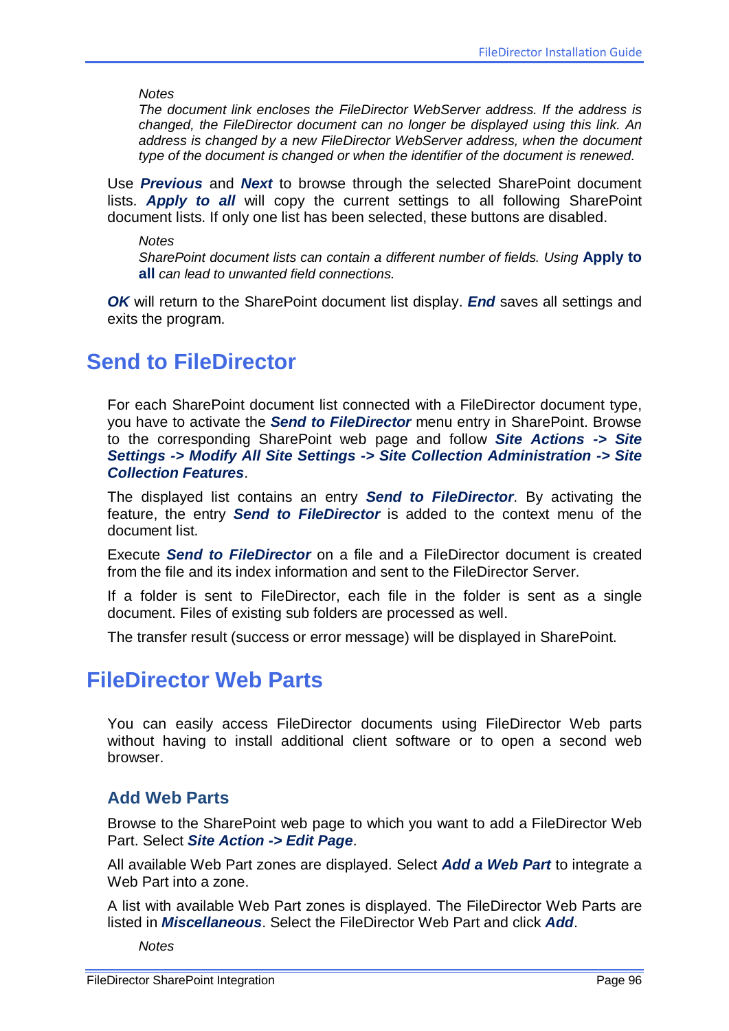*Notes*
*The document link encloses the FileDirector WebServer address. If the address is changed, the FileDirector document can no longer be displayed using this link. An address is changed by a new FileDirector WebServer address, when the document type of the document is changed or when the identifier of the document is renewed.*

Use ***Previous*** and ***Next*** to browse through the selected SharePoint document lists. ***Apply to all*** will copy the current settings to all following SharePoint document lists. If only one list has been selected, these buttons are disabled.

*Notes*
*SharePoint document lists can contain a different number of fields. Using* **Apply to all** *can lead to unwanted field connections.*

***OK*** will return to the SharePoint document list display. ***End*** saves all settings and exits the program.

# Send to FileDirector

For each SharePoint document list connected with a FileDirector document type, you have to activate the ***Send to FileDirector*** menu entry in SharePoint. Browse to the corresponding SharePoint web page and follow ***Site Actions -> Site Settings -> Modify All Site Settings -> Site Collection Administration -> Site Collection Features***.

The displayed list contains an entry ***Send to FileDirector***. By activating the feature, the entry ***Send to FileDirector*** is added to the context menu of the document list.

Execute ***Send to FileDirector*** on a file and a FileDirector document is created from the file and its index information and sent to the FileDirector Server.

If a folder is sent to FileDirector, each file in the folder is sent as a single document. Files of existing sub folders are processed as well.

The transfer result (success or error message) will be displayed in SharePoint.

# FileDirector Web Parts

You can easily access FileDirector documents using FileDirector Web parts without having to install additional client software or to open a second web browser.

## Add Web Parts

Browse to the SharePoint web page to which you want to add a FileDirector Web Part. Select ***Site Action -> Edit Page***.

All available Web Part zones are displayed. Select ***Add a Web Part*** to integrate a Web Part into a zone.

A list with available Web Part zones is displayed. The FileDirector Web Parts are listed in ***Miscellaneous***. Select the FileDirector Web Part and click ***Add***.

*Notes*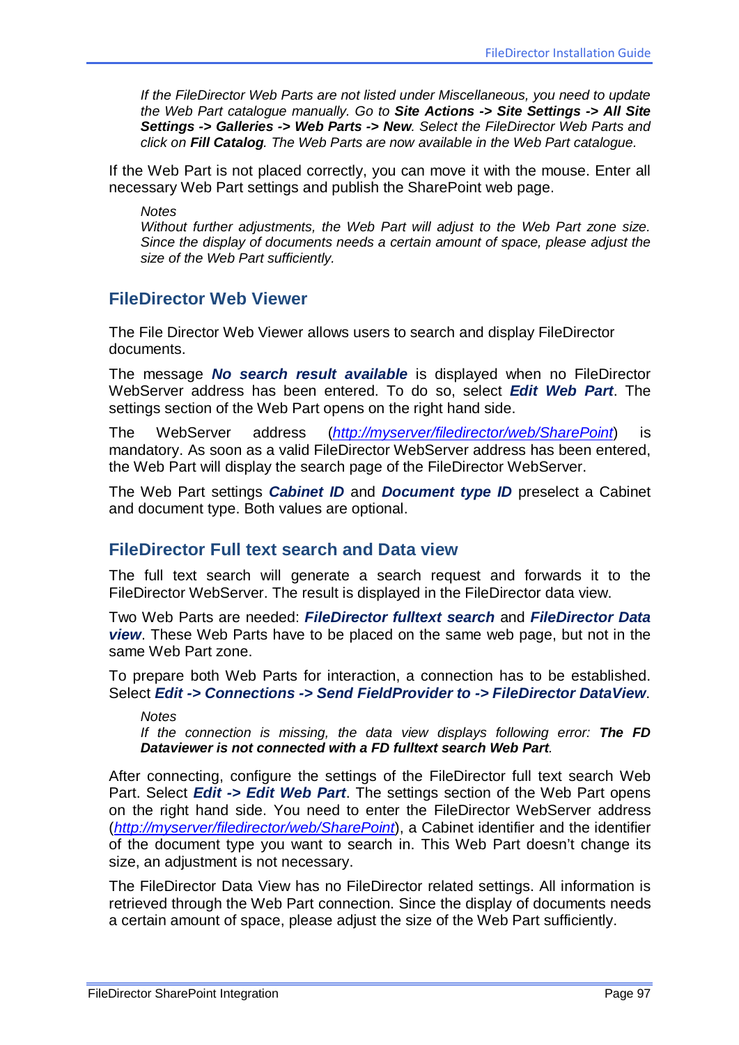*If the FileDirector Web Parts are not listed under Miscellaneous, you need to update the Web Part catalogue manually. Go to **Site Actions -> Site Settings -> All Site Settings -> Galleries -> Web Parts -> New**. Select the FileDirector Web Parts and click on **Fill Catalog**. The Web Parts are now available in the Web Part catalogue.*

If the Web Part is not placed correctly, you can move it with the mouse. Enter all necessary Web Part settings and publish the SharePoint web page.

*Notes*
*Without further adjustments, the Web Part will adjust to the Web Part zone size. Since the display of documents needs a certain amount of space, please adjust the size of the Web Part sufficiently.*

## FileDirector Web Viewer

The File Director Web Viewer allows users to search and display FileDirector documents.

The message ***No search result available*** is displayed when no FileDirector WebServer address has been entered. To do so, select ***Edit Web Part***. The settings section of the Web Part opens on the right hand side.

The WebServer address (*http://myserver/filedirector/web/SharePoint*) is mandatory. As soon as a valid FileDirector WebServer address has been entered, the Web Part will display the search page of the FileDirector WebServer.

The Web Part settings ***Cabinet ID*** and ***Document type ID*** preselect a Cabinet and document type. Both values are optional.

## FileDirector Full text search and Data view

The full text search will generate a search request and forwards it to the FileDirector WebServer. The result is displayed in the FileDirector data view.

Two Web Parts are needed: ***FileDirector fulltext search*** and ***FileDirector Data view***. These Web Parts have to be placed on the same web page, but not in the same Web Part zone.

To prepare both Web Parts for interaction, a connection has to be established. Select ***Edit -> Connections -> Send FieldProvider to -> FileDirector DataView***.

*Notes*
*If the connection is missing, the data view displays following error: **The FD Dataviewer is not connected with a FD fulltext search Web Part**.*

After connecting, configure the settings of the FileDirector full text search Web Part. Select ***Edit -> Edit Web Part***. The settings section of the Web Part opens on the right hand side. You need to enter the FileDirector WebServer address (*http://myserver/filedirector/web/SharePoint*), a Cabinet identifier and the identifier of the document type you want to search in. This Web Part doesn't change its size, an adjustment is not necessary.

The FileDirector Data View has no FileDirector related settings. All information is retrieved through the Web Part connection. Since the display of documents needs a certain amount of space, please adjust the size of the Web Part sufficiently.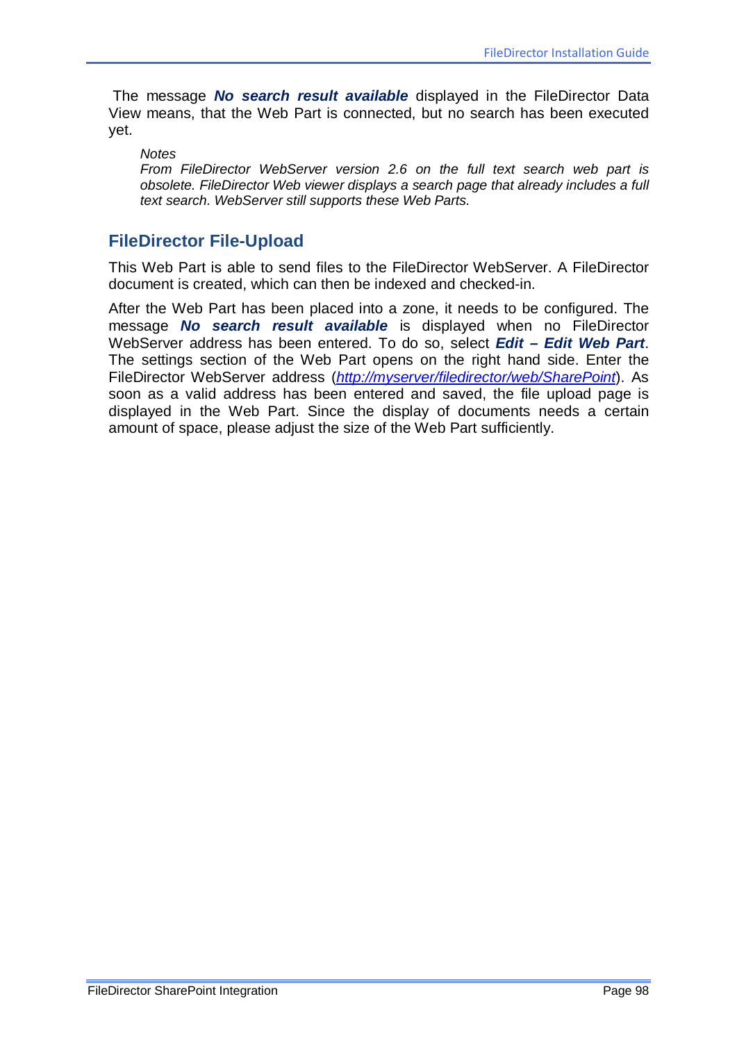The message ***No search result available*** displayed in the FileDirector Data View means, that the Web Part is connected, but no search has been executed yet.

*Notes*
*From FileDirector WebServer version 2.6 on the full text search web part is obsolete. FileDirector Web viewer displays a search page that already includes a full text search. WebServer still supports these Web Parts.*

## FileDirector File-Upload

This Web Part is able to send files to the FileDirector WebServer. A FileDirector document is created, which can then be indexed and checked-in.

After the Web Part has been placed into a zone, it needs to be configured. The message ***No search result available*** is displayed when no FileDirector WebServer address has been entered. To do so, select ***Edit – Edit Web Part***. The settings section of the Web Part opens on the right hand side. Enter the FileDirector WebServer address (*http://myserver/filedirector/web/SharePoint*). As soon as a valid address has been entered and saved, the file upload page is displayed in the Web Part. Since the display of documents needs a certain amount of space, please adjust the size of the Web Part sufficiently.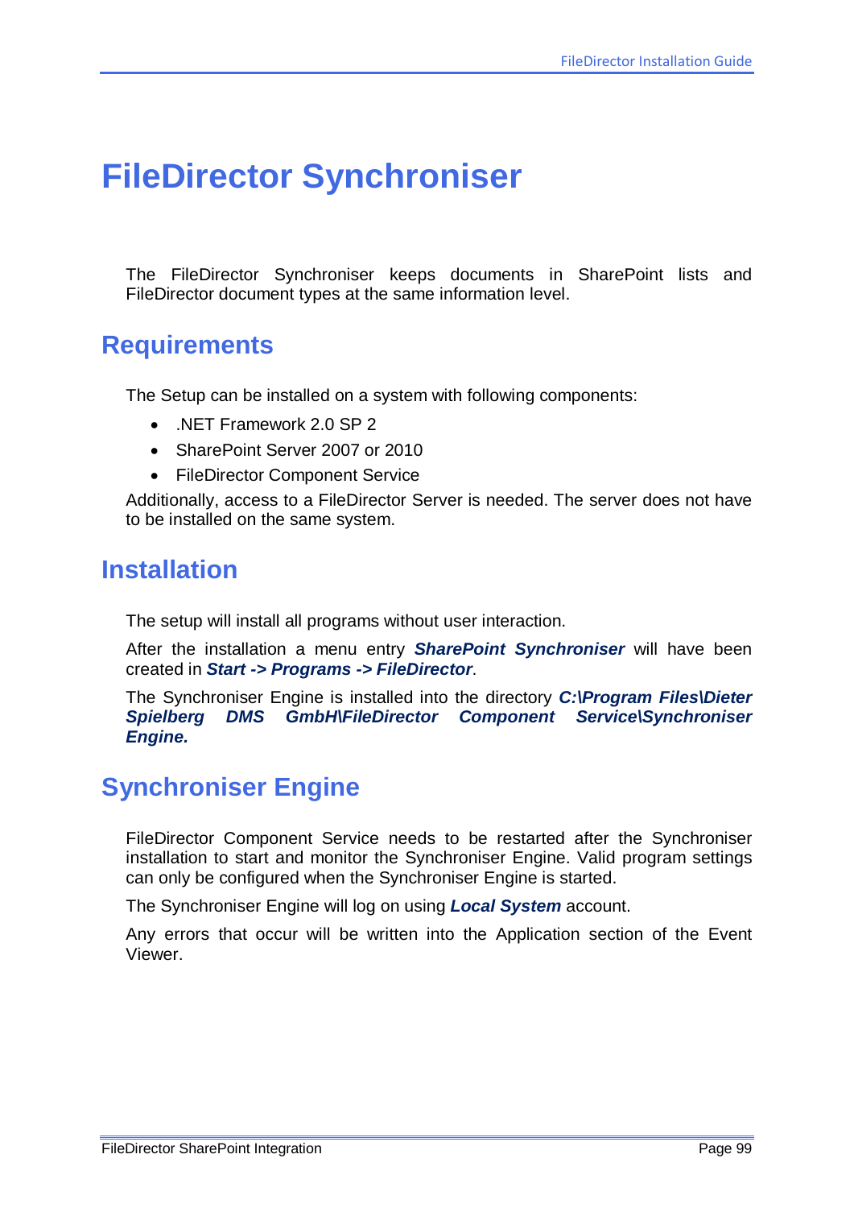# FileDirector Synchroniser

The FileDirector Synchroniser keeps documents in SharePoint lists and FileDirector document types at the same information level.

## Requirements

The Setup can be installed on a system with following components:

- .NET Framework 2.0 SP 2
- SharePoint Server 2007 or 2010
- FileDirector Component Service

Additionally, access to a FileDirector Server is needed. The server does not have to be installed on the same system.

## Installation

The setup will install all programs without user interaction.

After the installation a menu entry ***SharePoint Synchroniser*** will have been created in ***Start -> Programs -> FileDirector***.

The Synchroniser Engine is installed into the directory ***C:\Program Files\Dieter Spielberg DMS GmbH\FileDirector Component Service\Synchroniser Engine.***

## Synchroniser Engine

FileDirector Component Service needs to be restarted after the Synchroniser installation to start and monitor the Synchroniser Engine. Valid program settings can only be configured when the Synchroniser Engine is started.

The Synchroniser Engine will log on using ***Local System*** account.

Any errors that occur will be written into the Application section of the Event Viewer.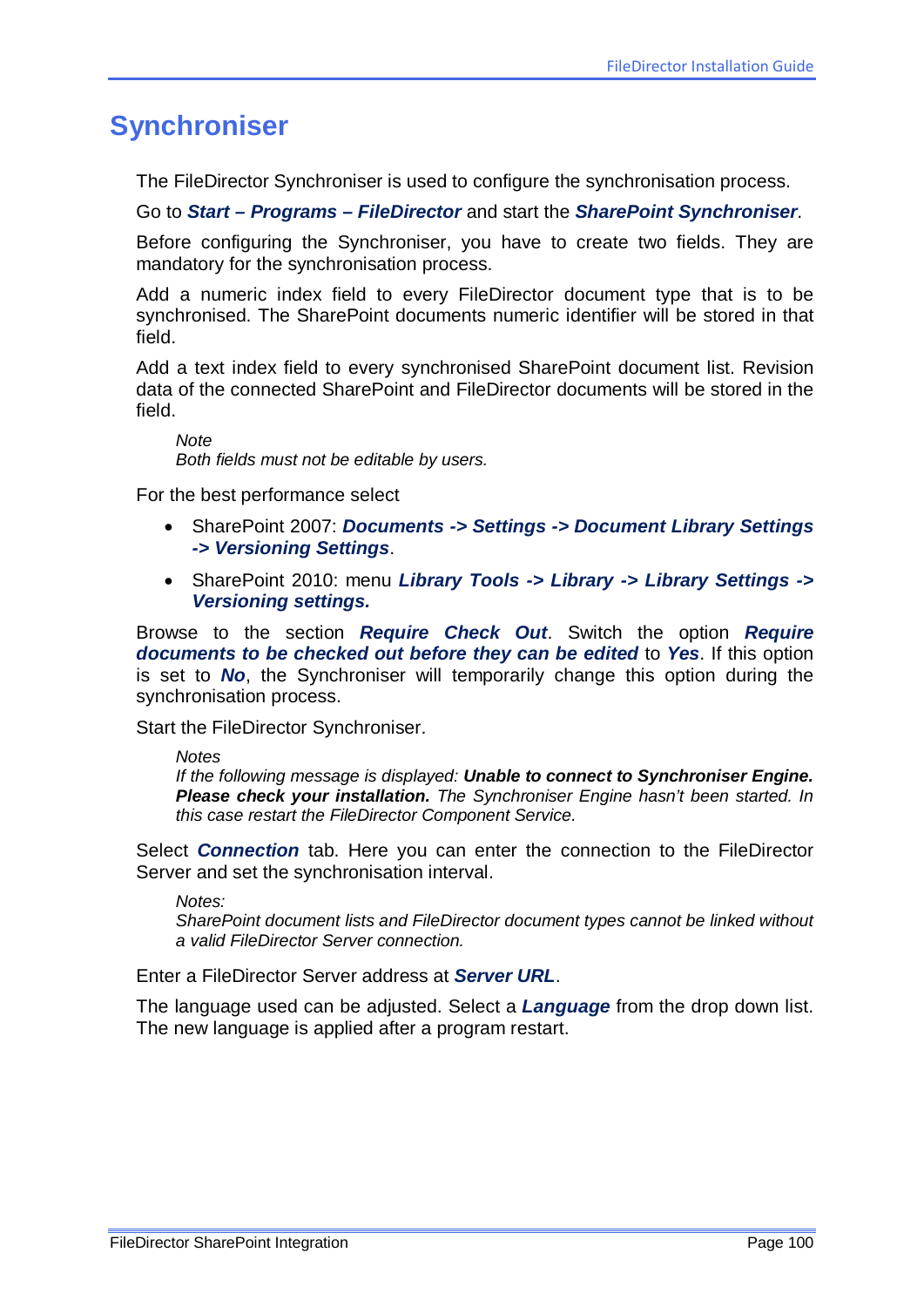# Synchroniser

The FileDirector Synchroniser is used to configure the synchronisation process.

Go to ***Start – Programs – FileDirector*** and start the ***SharePoint Synchroniser***.

Before configuring the Synchroniser, you have to create two fields. They are mandatory for the synchronisation process.

Add a numeric index field to every FileDirector document type that is to be synchronised. The SharePoint documents numeric identifier will be stored in that field.

Add a text index field to every synchronised SharePoint document list. Revision data of the connected SharePoint and FileDirector documents will be stored in the field.

> *Note*
> *Both fields must not be editable by users.*

For the best performance select

- SharePoint 2007: ***Documents -> Settings -> Document Library Settings -> Versioning Settings***.
- SharePoint 2010: menu ***Library Tools -> Library -> Library Settings -> Versioning settings.***

Browse to the section ***Require Check Out***. Switch the option ***Require documents to be checked out before they can be edited*** to ***Yes***. If this option is set to ***No***, the Synchroniser will temporarily change this option during the synchronisation process.

Start the FileDirector Synchroniser.

> *Notes*
> *If the following message is displayed:* ***Unable to connect to Synchroniser Engine. Please check your installation.*** *The Synchroniser Engine hasn't been started. In this case restart the FileDirector Component Service.*

Select ***Connection*** tab. Here you can enter the connection to the FileDirector Server and set the synchronisation interval.

> *Notes:*
> *SharePoint document lists and FileDirector document types cannot be linked without a valid FileDirector Server connection.*

Enter a FileDirector Server address at ***Server URL***.

The language used can be adjusted. Select a ***Language*** from the drop down list. The new language is applied after a program restart.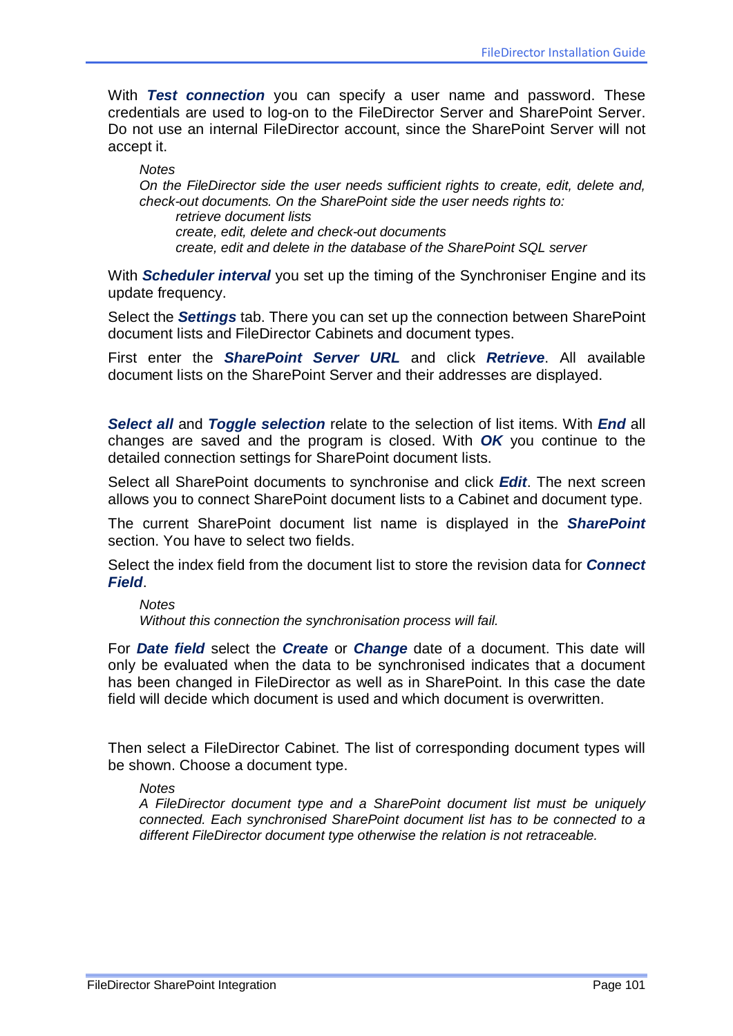With ***Test connection*** you can specify a user name and password. These credentials are used to log-on to the FileDirector Server and SharePoint Server. Do not use an internal FileDirector account, since the SharePoint Server will not accept it.

> *Notes*
> *On the FileDirector side the user needs sufficient rights to create, edit, delete and, check-out documents. On the SharePoint side the user needs rights to:*
> - *retrieve document lists*
> - *create, edit, delete and check-out documents*
> - *create, edit and delete in the database of the SharePoint SQL server*

With ***Scheduler interval*** you set up the timing of the Synchroniser Engine and its update frequency.

Select the ***Settings*** tab. There you can set up the connection between SharePoint document lists and FileDirector Cabinets and document types.

First enter the ***SharePoint Server URL*** and click ***Retrieve***. All available document lists on the SharePoint Server and their addresses are displayed.

***Select all*** and ***Toggle selection*** relate to the selection of list items. With ***End*** all changes are saved and the program is closed. With ***OK*** you continue to the detailed connection settings for SharePoint document lists.

Select all SharePoint documents to synchronise and click ***Edit***. The next screen allows you to connect SharePoint document lists to a Cabinet and document type.

The current SharePoint document list name is displayed in the ***SharePoint*** section. You have to select two fields.

Select the index field from the document list to store the revision data for ***Connect Field***.

> *Notes*
> *Without this connection the synchronisation process will fail.*

For ***Date field*** select the ***Create*** or ***Change*** date of a document. This date will only be evaluated when the data to be synchronised indicates that a document has been changed in FileDirector as well as in SharePoint. In this case the date field will decide which document is used and which document is overwritten.

Then select a FileDirector Cabinet. The list of corresponding document types will be shown. Choose a document type.

> *Notes*
> *A FileDirector document type and a SharePoint document list must be uniquely connected. Each synchronised SharePoint document list has to be connected to a different FileDirector document type otherwise the relation is not retraceable.*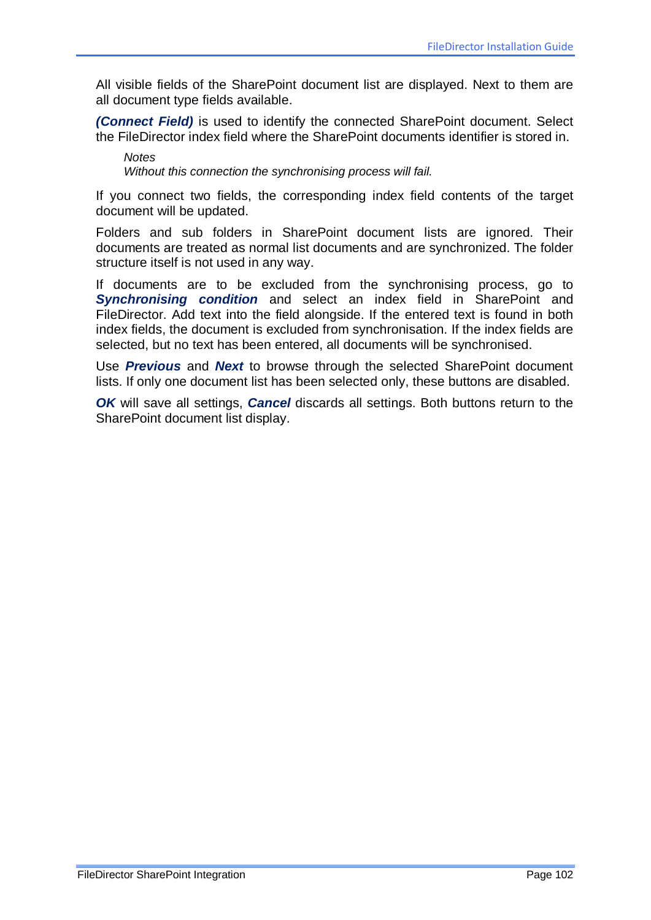All visible fields of the SharePoint document list are displayed. Next to them are all document type fields available.

***(Connect Field)*** is used to identify the connected SharePoint document. Select the FileDirector index field where the SharePoint documents identifier is stored in.

> *Notes*
> *Without this connection the synchronising process will fail.*

If you connect two fields, the corresponding index field contents of the target document will be updated.

Folders and sub folders in SharePoint document lists are ignored. Their documents are treated as normal list documents and are synchronized. The folder structure itself is not used in any way.

If documents are to be excluded from the synchronising process, go to ***Synchronising condition*** and select an index field in SharePoint and FileDirector. Add text into the field alongside. If the entered text is found in both index fields, the document is excluded from synchronisation. If the index fields are selected, but no text has been entered, all documents will be synchronised.

Use ***Previous*** and ***Next*** to browse through the selected SharePoint document lists. If only one document list has been selected only, these buttons are disabled.

***OK*** will save all settings, ***Cancel*** discards all settings. Both buttons return to the SharePoint document list display.